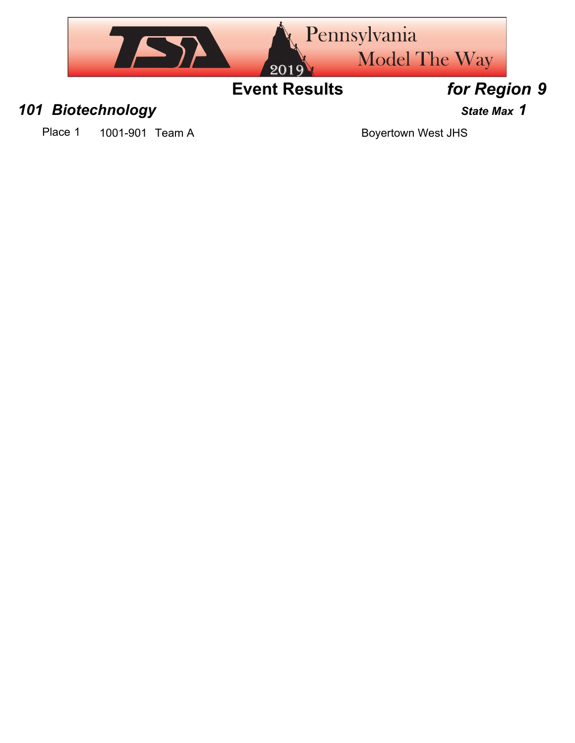# Event Results *for Region 9*

## *101 Biotechnology*

***State Max 1***

| Place | ID | Team | School |
|---|---|---|---|
| Place 1 | 1001-901 | Team A | Boyertown West JHS |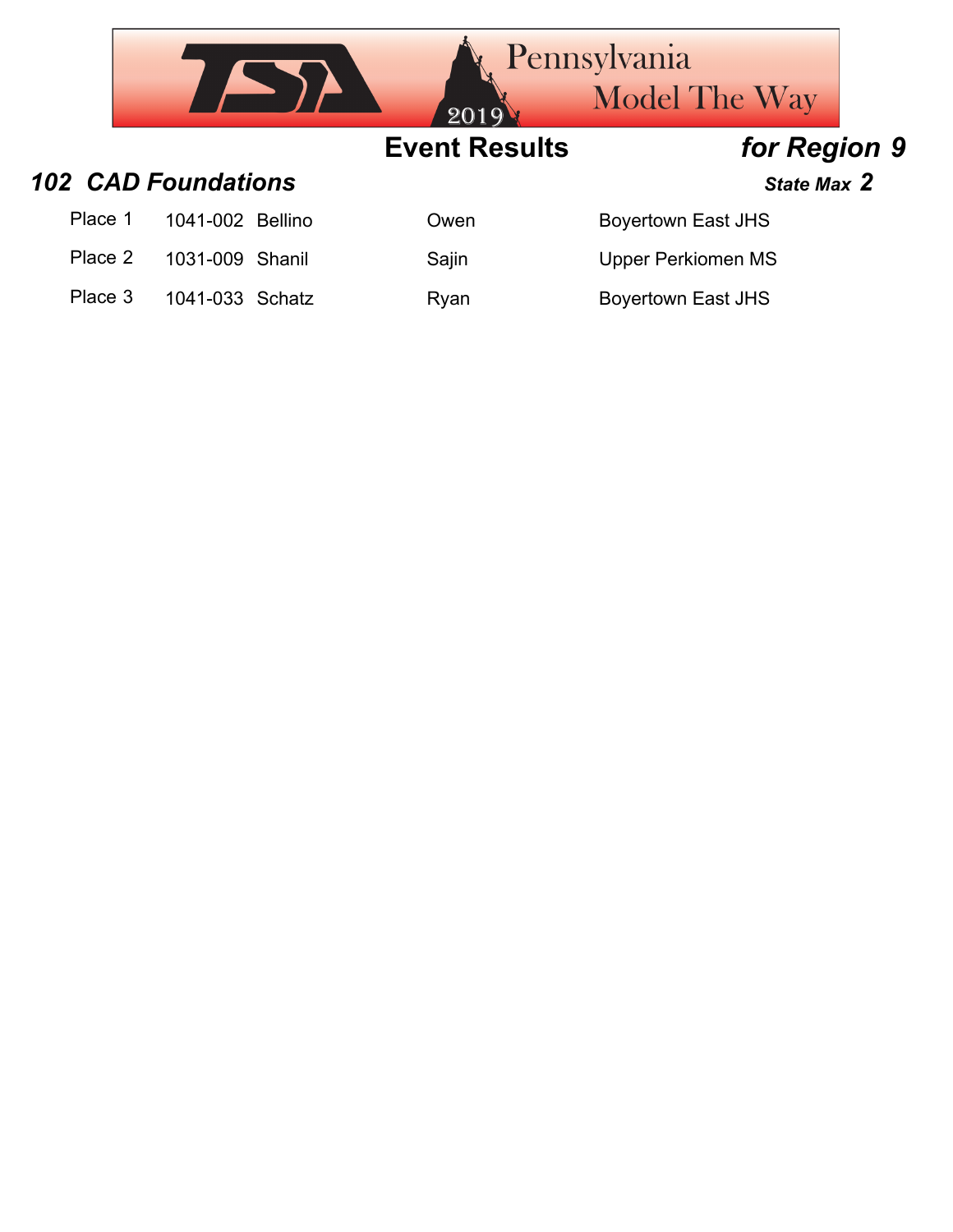## Event Results — *for Region 9*

### *102 CAD Foundations*

***State Max 2***

| Place | ID | Last Name | First Name | School |
|---|---|---|---|---|
| Place 1 | 1041-002 | Bellino | Owen | Boyertown East JHS |
| Place 2 | 1031-009 | Shanil | Sajin | Upper Perkiomen MS |
| Place 3 | 1041-033 | Schatz | Ryan | Boyertown East JHS |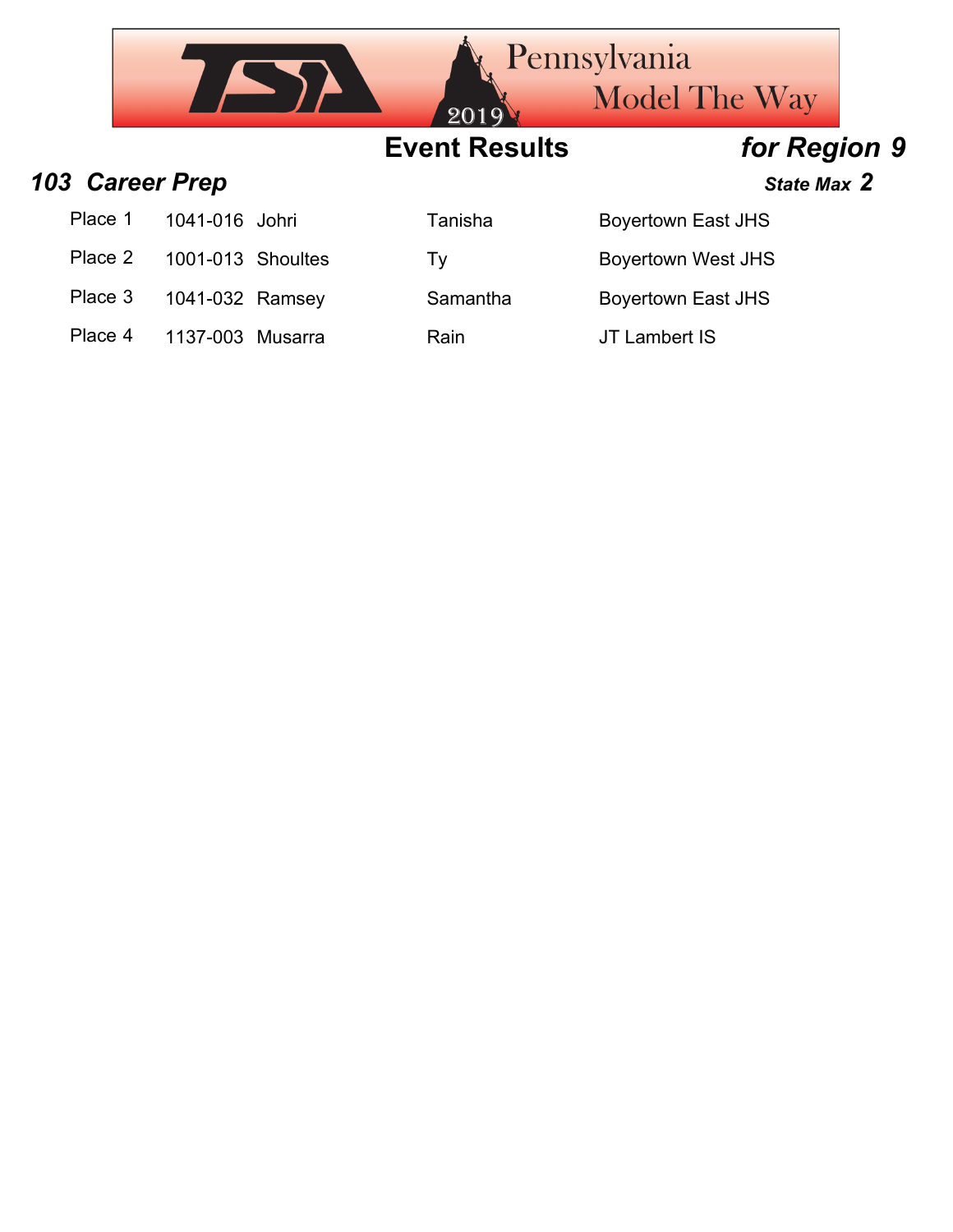# Event Results *for Region 9*

## *103 Career Prep*

***State Max 2***

| Place | ID | Last Name | First Name | School |
|---|---|---|---|---|
| Place 1 | 1041-016 | Johri | Tanisha | Boyertown East JHS |
| Place 2 | 1001-013 | Shoultes | Ty | Boyertown West JHS |
| Place 3 | 1041-032 | Ramsey | Samantha | Boyertown East JHS |
| Place 4 | 1137-003 | Musarra | Rain | JT Lambert IS |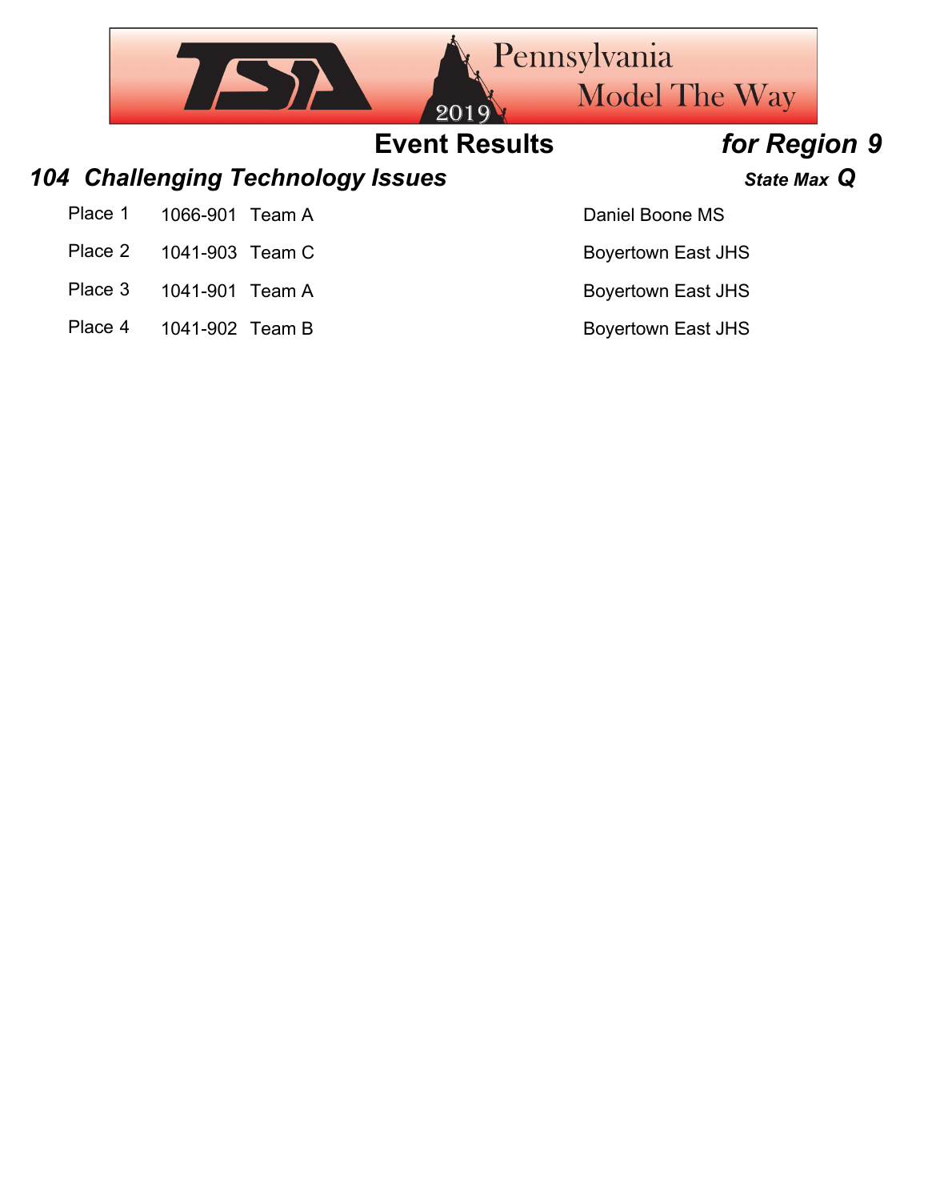# Event Results *for Region 9*

## *104 Challenging Technology Issues* *State Max Q*

| Place | ID | Team | School |
| --- | --- | --- | --- |
| Place 1 | 1066-901 | Team A | Daniel Boone MS |
| Place 2 | 1041-903 | Team C | Boyertown East JHS |
| Place 3 | 1041-901 | Team A | Boyertown East JHS |
| Place 4 | 1041-902 | Team B | Boyertown East JHS |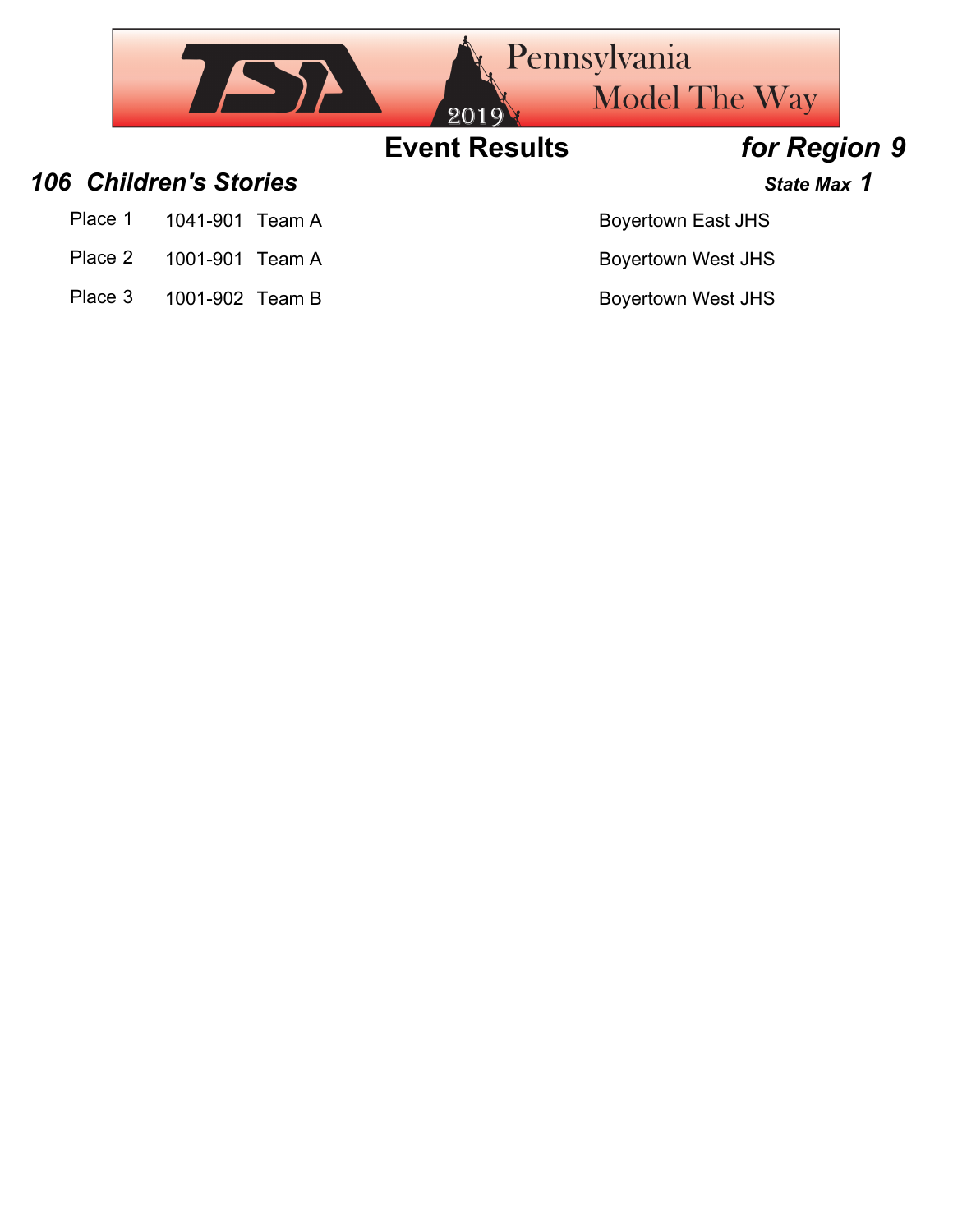## Event Results *for Region 9*

### *106 Children's Stories*

***State Max 1***

| Place | ID | Team | School |
|---|---|---|---|
| Place 1 | 1041-901 | Team A | Boyertown East JHS |
| Place 2 | 1001-901 | Team A | Boyertown West JHS |
| Place 3 | 1001-902 | Team B | Boyertown West JHS |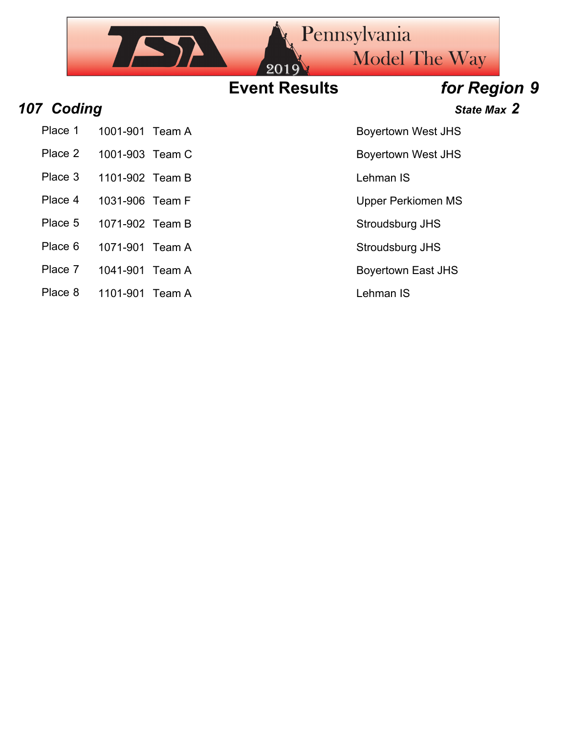# Event Results *for Region 9*

## *107 Coding*

***State Max 2***

| Place | ID | Team | School |
|---|---|---|---|
| Place 1 | 1001-901 | Team A | Boyertown West JHS |
| Place 2 | 1001-903 | Team C | Boyertown West JHS |
| Place 3 | 1101-902 | Team B | Lehman IS |
| Place 4 | 1031-906 | Team F | Upper Perkiomen MS |
| Place 5 | 1071-902 | Team B | Stroudsburg JHS |
| Place 6 | 1071-901 | Team A | Stroudsburg JHS |
| Place 7 | 1041-901 | Team A | Boyertown East JHS |
| Place 8 | 1101-901 | Team A | Lehman IS |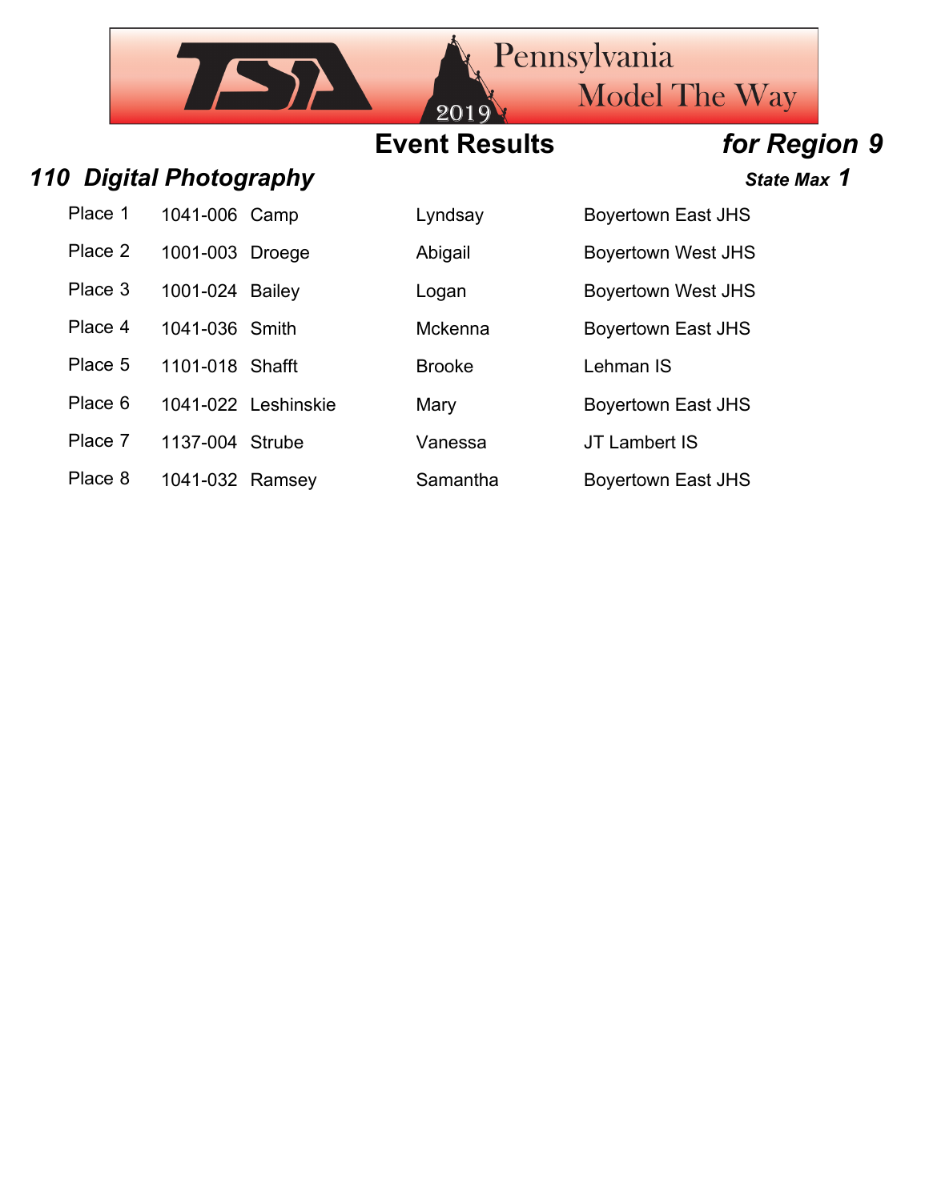## Event Results *for Region 9*

### *110 Digital Photography* — *State Max 1*

| Place | ID | Last Name | First Name | School |
|---|---|---|---|---|
| Place 1 | 1041-006 | Camp | Lyndsay | Boyertown East JHS |
| Place 2 | 1001-003 | Droege | Abigail | Boyertown West JHS |
| Place 3 | 1001-024 | Bailey | Logan | Boyertown West JHS |
| Place 4 | 1041-036 | Smith | Mckenna | Boyertown East JHS |
| Place 5 | 1101-018 | Shafft | Brooke | Lehman IS |
| Place 6 | 1041-022 | Leshinskie | Mary | Boyertown East JHS |
| Place 7 | 1137-004 | Strube | Vanessa | JT Lambert IS |
| Place 8 | 1041-032 | Ramsey | Samantha | Boyertown East JHS |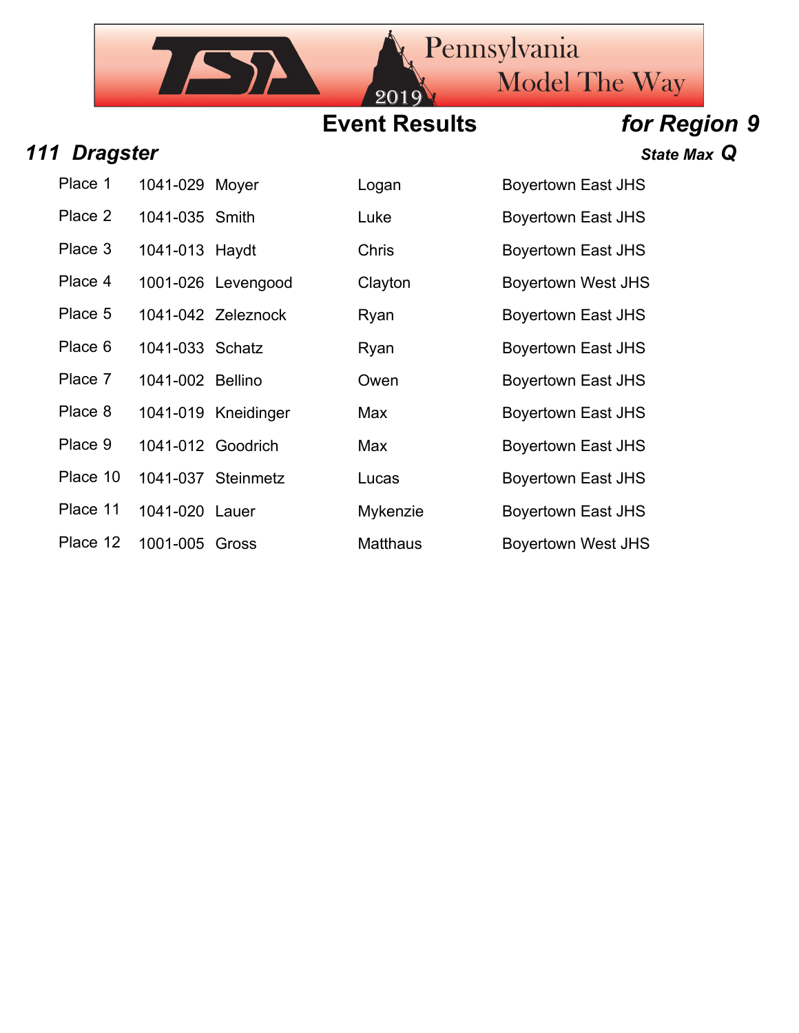## Event Results *for Region 9*

### *111 Dragster* 

***State Max Q***

| Place | ID | Last Name | First Name | School |
|---|---|---|---|---|
| Place 1 | 1041-029 | Moyer | Logan | Boyertown East JHS |
| Place 2 | 1041-035 | Smith | Luke | Boyertown East JHS |
| Place 3 | 1041-013 | Haydt | Chris | Boyertown East JHS |
| Place 4 | 1001-026 | Levengood | Clayton | Boyertown West JHS |
| Place 5 | 1041-042 | Zeleznock | Ryan | Boyertown East JHS |
| Place 6 | 1041-033 | Schatz | Ryan | Boyertown East JHS |
| Place 7 | 1041-002 | Bellino | Owen | Boyertown East JHS |
| Place 8 | 1041-019 | Kneidinger | Max | Boyertown East JHS |
| Place 9 | 1041-012 | Goodrich | Max | Boyertown East JHS |
| Place 10 | 1041-037 | Steinmetz | Lucas | Boyertown East JHS |
| Place 11 | 1041-020 | Lauer | Mykenzie | Boyertown East JHS |
| Place 12 | 1001-005 | Gross | Matthaus | Boyertown West JHS |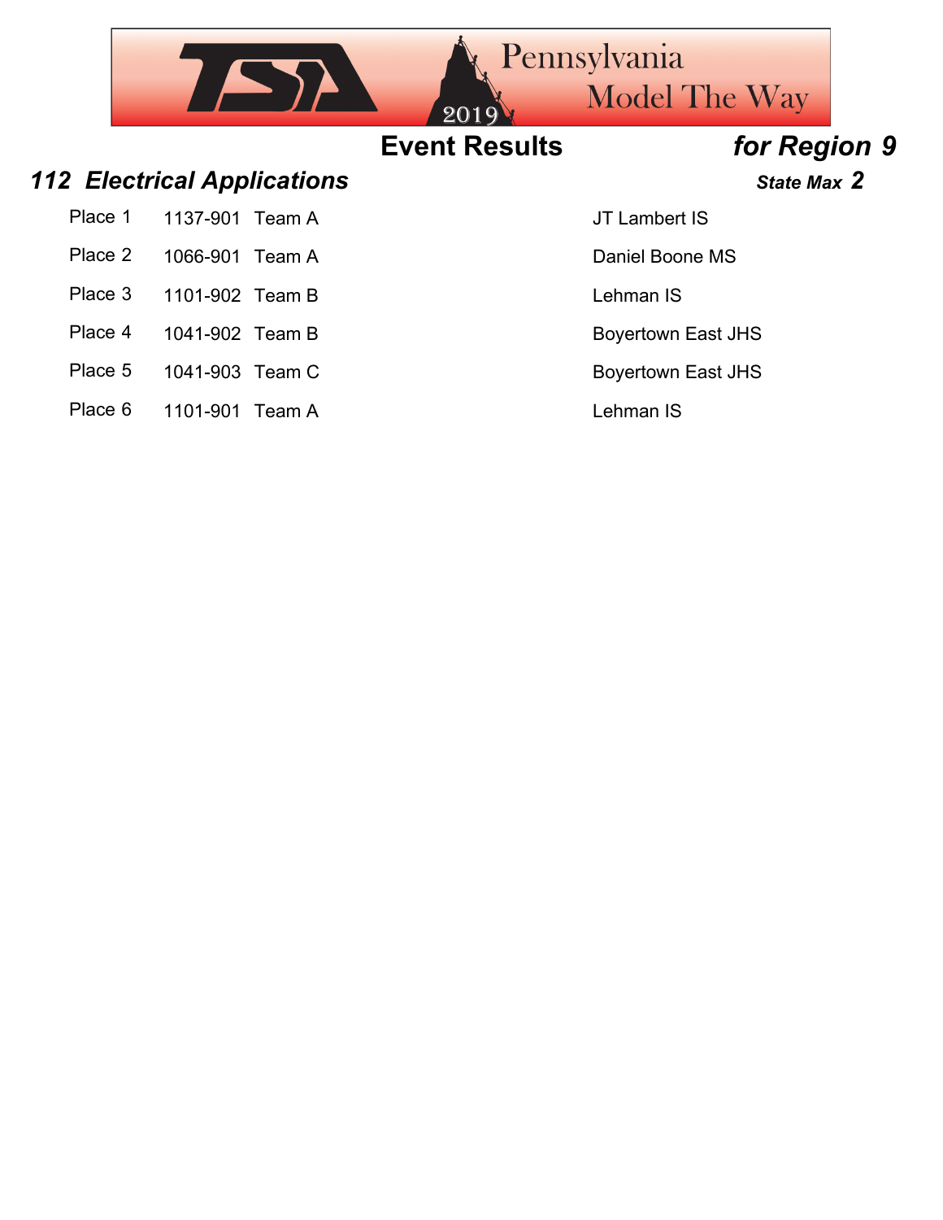## Event Results *for Region 9*

### *112 Electrical Applications*

***State Max 2***

| Place | ID | Team | School |
|---|---|---|---|
| Place 1 | 1137-901 | Team A | JT Lambert IS |
| Place 2 | 1066-901 | Team A | Daniel Boone MS |
| Place 3 | 1101-902 | Team B | Lehman IS |
| Place 4 | 1041-902 | Team B | Boyertown East JHS |
| Place 5 | 1041-903 | Team C | Boyertown East JHS |
| Place 6 | 1101-901 | Team A | Lehman IS |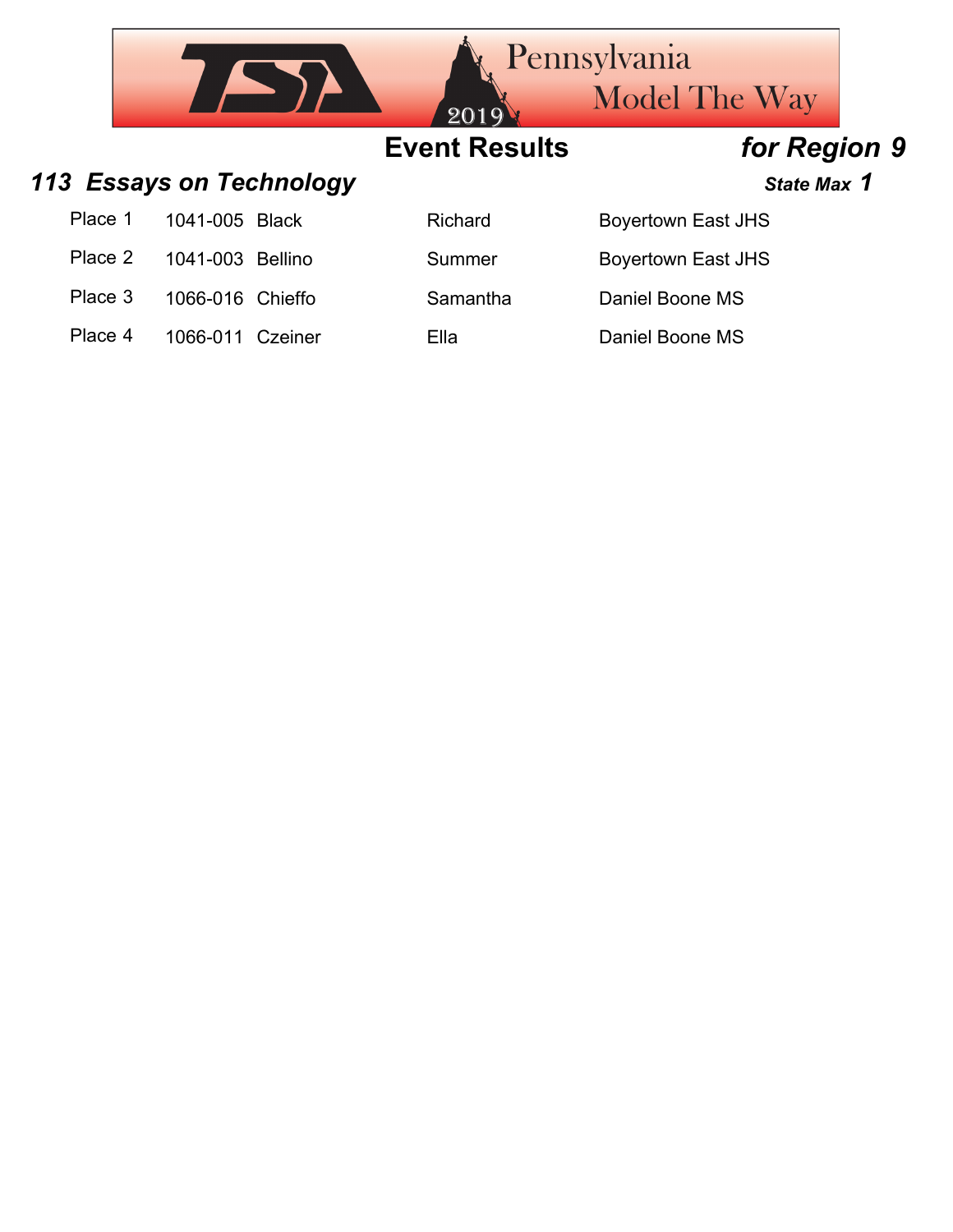## Event Results *for Region 9*

### *113 Essays on Technology* *State Max 1*

| Place | ID | Last Name | First Name | School |
|---|---|---|---|---|
| Place 1 | 1041-005 | Black | Richard | Boyertown East JHS |
| Place 2 | 1041-003 | Bellino | Summer | Boyertown East JHS |
| Place 3 | 1066-016 | Chieffo | Samantha | Daniel Boone MS |
| Place 4 | 1066-011 | Czeiner | Ella | Daniel Boone MS |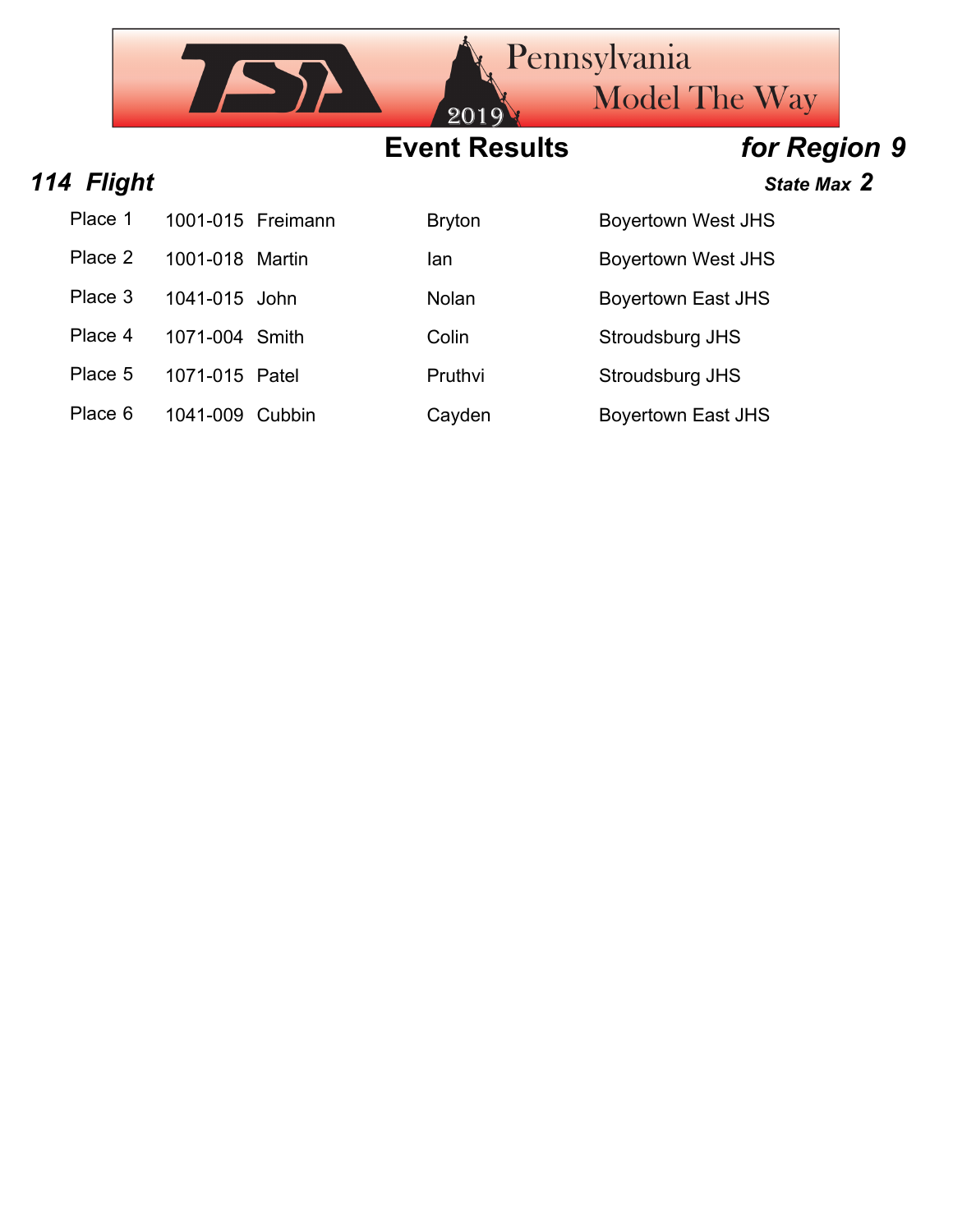# Event Results

## *for Region 9*

### *114 Flight*

***State Max 2***

| Place | ID | Last Name | First Name | School |
|---|---|---|---|---|
| Place 1 | 1001-015 | Freimann | Bryton | Boyertown West JHS |
| Place 2 | 1001-018 | Martin | Ian | Boyertown West JHS |
| Place 3 | 1041-015 | John | Nolan | Boyertown East JHS |
| Place 4 | 1071-004 | Smith | Colin | Stroudsburg JHS |
| Place 5 | 1071-015 | Patel | Pruthvi | Stroudsburg JHS |
| Place 6 | 1041-009 | Cubbin | Cayden | Boyertown East JHS |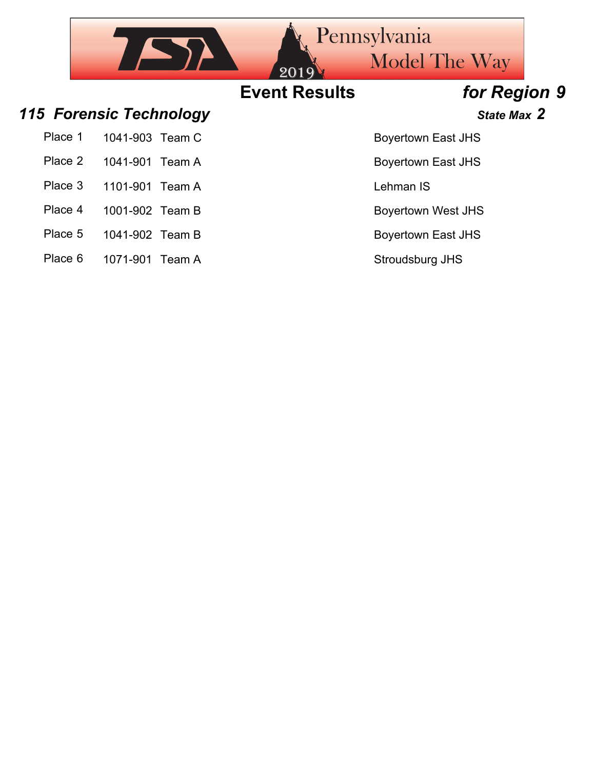# Event Results *for Region 9*

## *115 Forensic Technology*

***State Max 2***

| Place | ID | Team | School |
|---|---|---|---|
| Place 1 | 1041-903 | Team C | Boyertown East JHS |
| Place 2 | 1041-901 | Team A | Boyertown East JHS |
| Place 3 | 1101-901 | Team A | Lehman IS |
| Place 4 | 1001-902 | Team B | Boyertown West JHS |
| Place 5 | 1041-902 | Team B | Boyertown East JHS |
| Place 6 | 1071-901 | Team A | Stroudsburg JHS |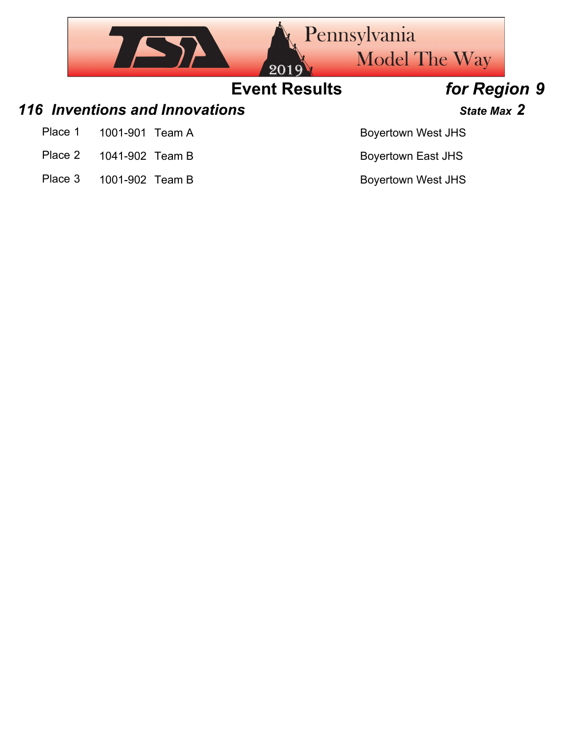**Event Results** ***for Region 9***

## *116 Inventions and Innovations*

***State Max 2***

| Place | ID | Team | School |
|---|---|---|---|
| Place 1 | 1001-901 | Team A | Boyertown West JHS |
| Place 2 | 1041-902 | Team B | Boyertown East JHS |
| Place 3 | 1001-902 | Team B | Boyertown West JHS |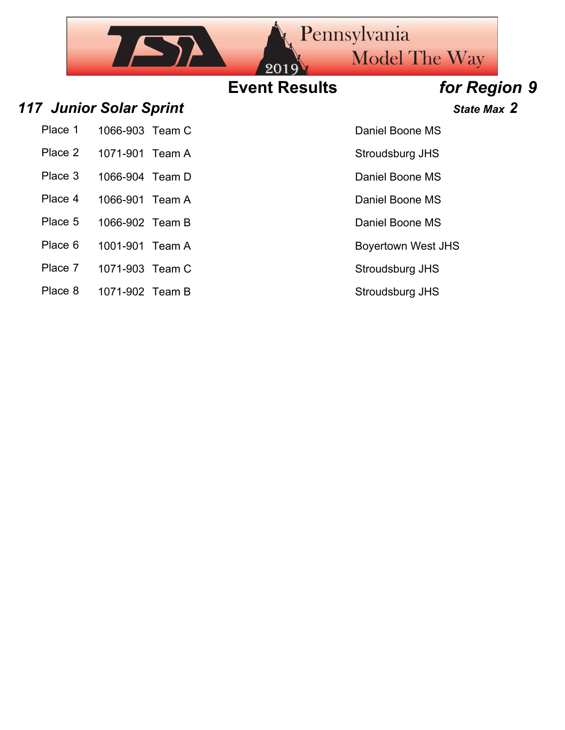## Event Results — *for Region 9*

### *117 Junior Solar Sprint*

***State Max 2***

| Place | ID | Team | School |
|---|---|---|---|
| Place 1 | 1066-903 | Team C | Daniel Boone MS |
| Place 2 | 1071-901 | Team A | Stroudsburg JHS |
| Place 3 | 1066-904 | Team D | Daniel Boone MS |
| Place 4 | 1066-901 | Team A | Daniel Boone MS |
| Place 5 | 1066-902 | Team B | Daniel Boone MS |
| Place 6 | 1001-901 | Team A | Boyertown West JHS |
| Place 7 | 1071-903 | Team C | Stroudsburg JHS |
| Place 8 | 1071-902 | Team B | Stroudsburg JHS |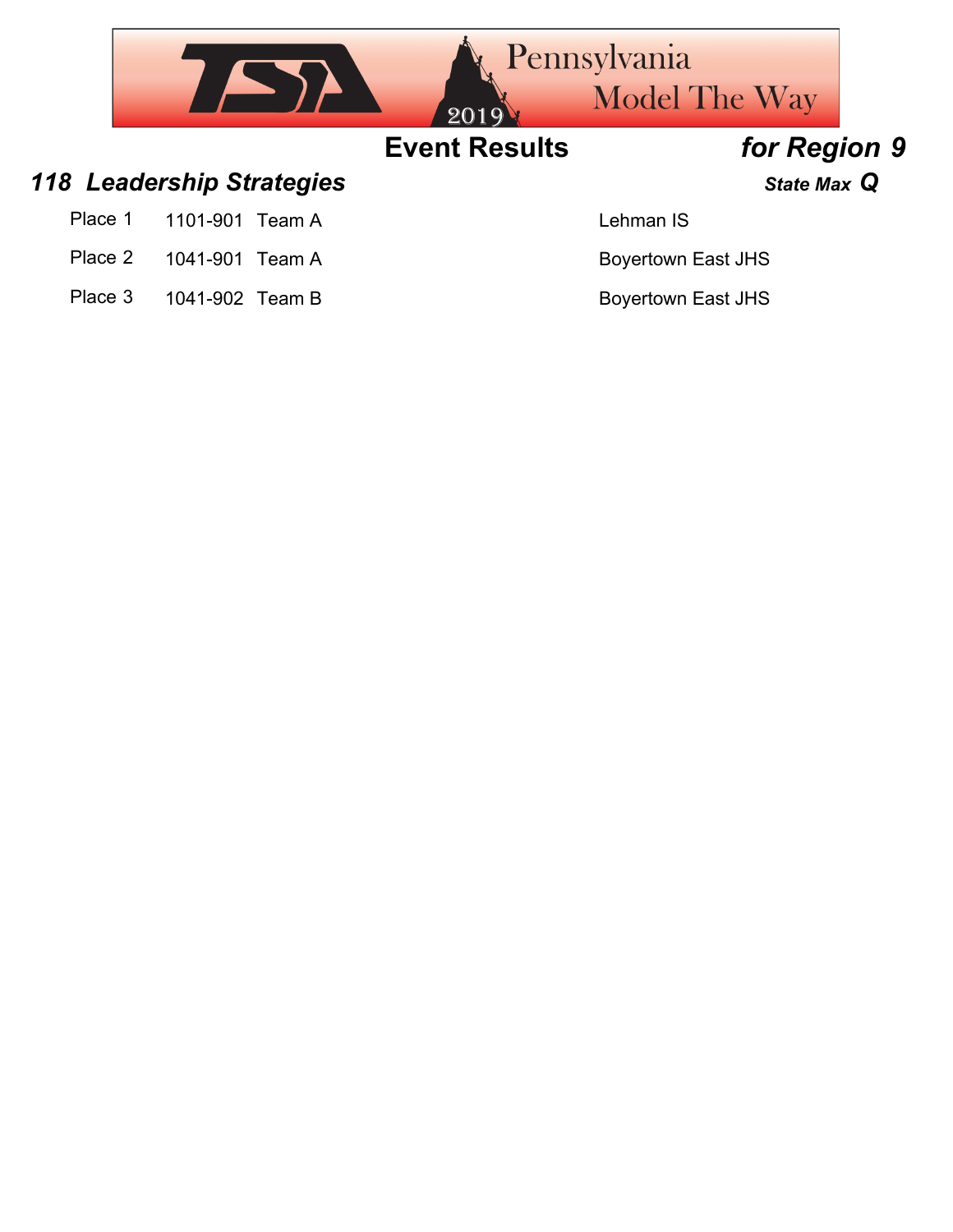## Event Results *for Region 9*

### *118 Leadership Strategies* *State Max Q*

| Place | ID | Team | School |
|---|---|---|---|
| Place 1 | 1101-901 | Team A | Lehman IS |
| Place 2 | 1041-901 | Team A | Boyertown East JHS |
| Place 3 | 1041-902 | Team B | Boyertown East JHS |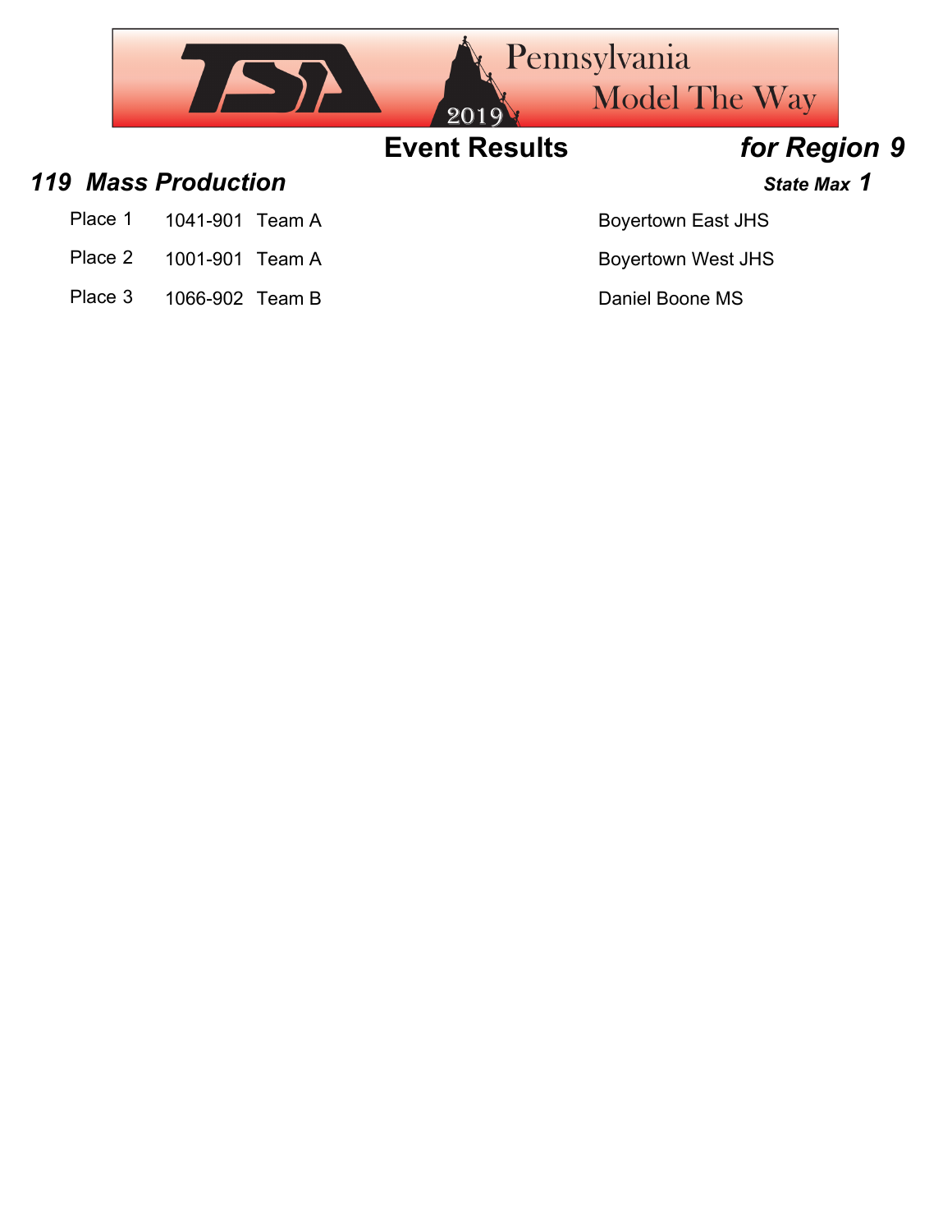# Event Results *for Region 9*

## *119 Mass Production*

***State Max 1***

| Place | ID | Team | School |
|---|---|---|---|
| Place 1 | 1041-901 | Team A | Boyertown East JHS |
| Place 2 | 1001-901 | Team A | Boyertown West JHS |
| Place 3 | 1066-902 | Team B | Daniel Boone MS |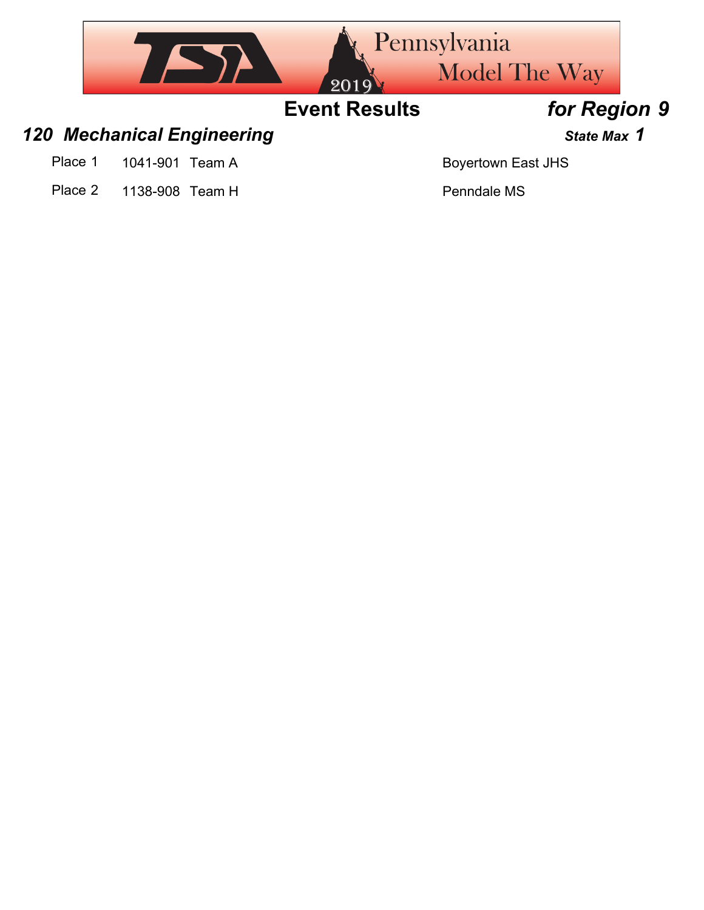# Event Results *for Region 9*

## *120 Mechanical Engineering*

***State Max 1***

| Place | Number | Team | School |
|---|---|---|---|
| Place 1 | 1041-901 | Team A | Boyertown East JHS |
| Place 2 | 1138-908 | Team H | Penndale MS |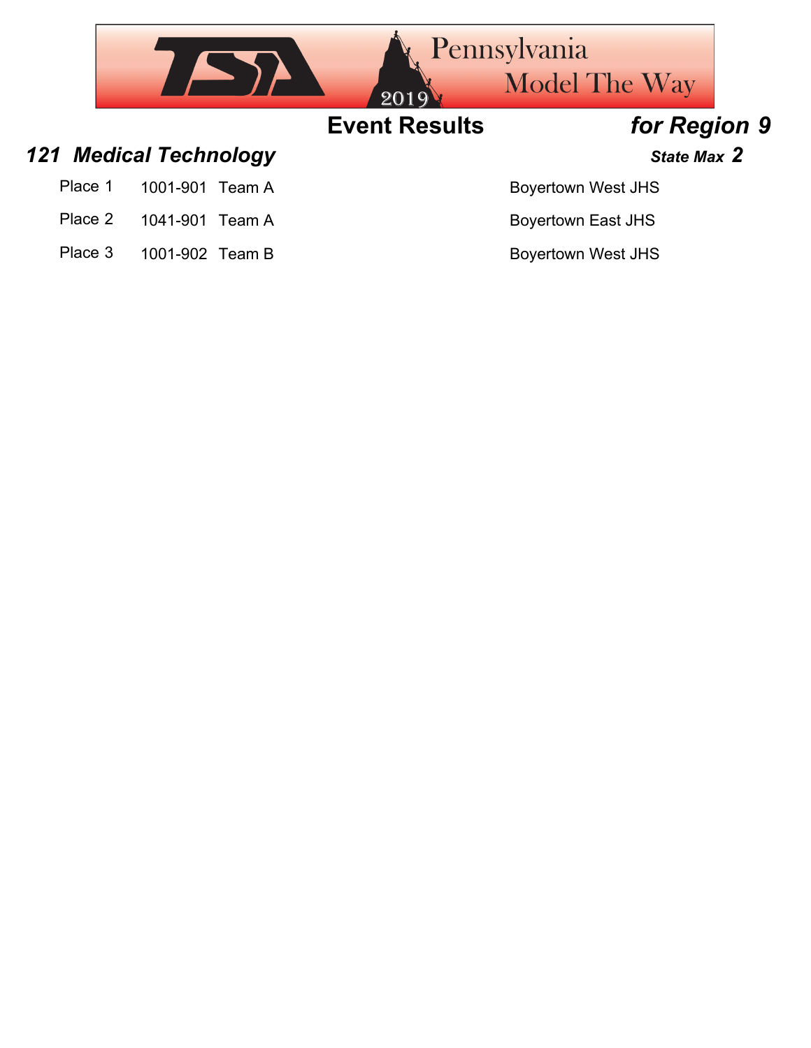# Event Results *for Region 9*

## *121 Medical Technology*

***State Max 2***

| Place | ID | Team | School |
|---|---|---|---|
| Place 1 | 1001-901 | Team A | Boyertown West JHS |
| Place 2 | 1041-901 | Team A | Boyertown East JHS |
| Place 3 | 1001-902 | Team B | Boyertown West JHS |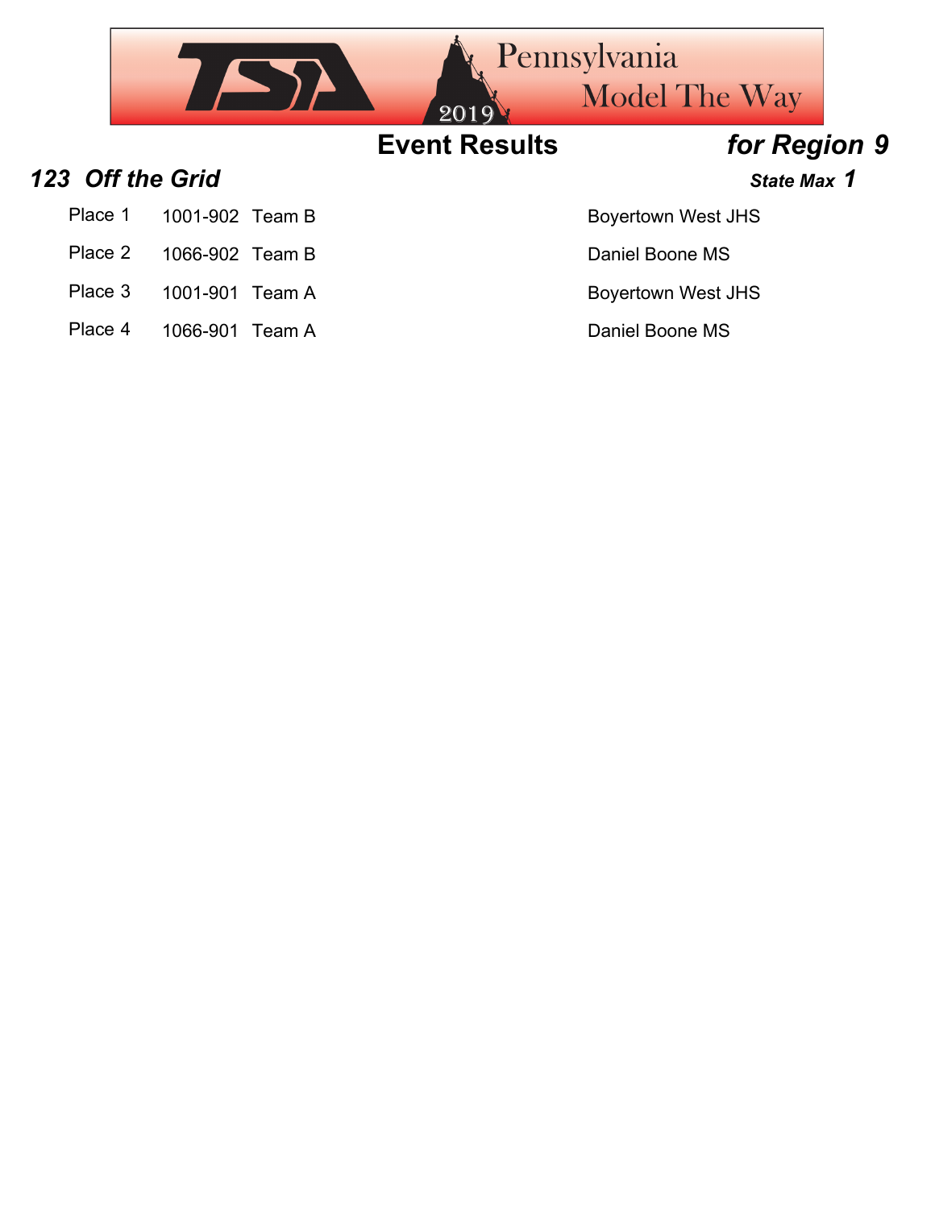# Event Results *for Region 9*

## *123 Off the Grid*

***State Max 1***

| Place | ID | Team | School |
|---|---|---|---|
| Place 1 | 1001-902 | Team B | Boyertown West JHS |
| Place 2 | 1066-902 | Team B | Daniel Boone MS |
| Place 3 | 1001-901 | Team A | Boyertown West JHS |
| Place 4 | 1066-901 | Team A | Daniel Boone MS |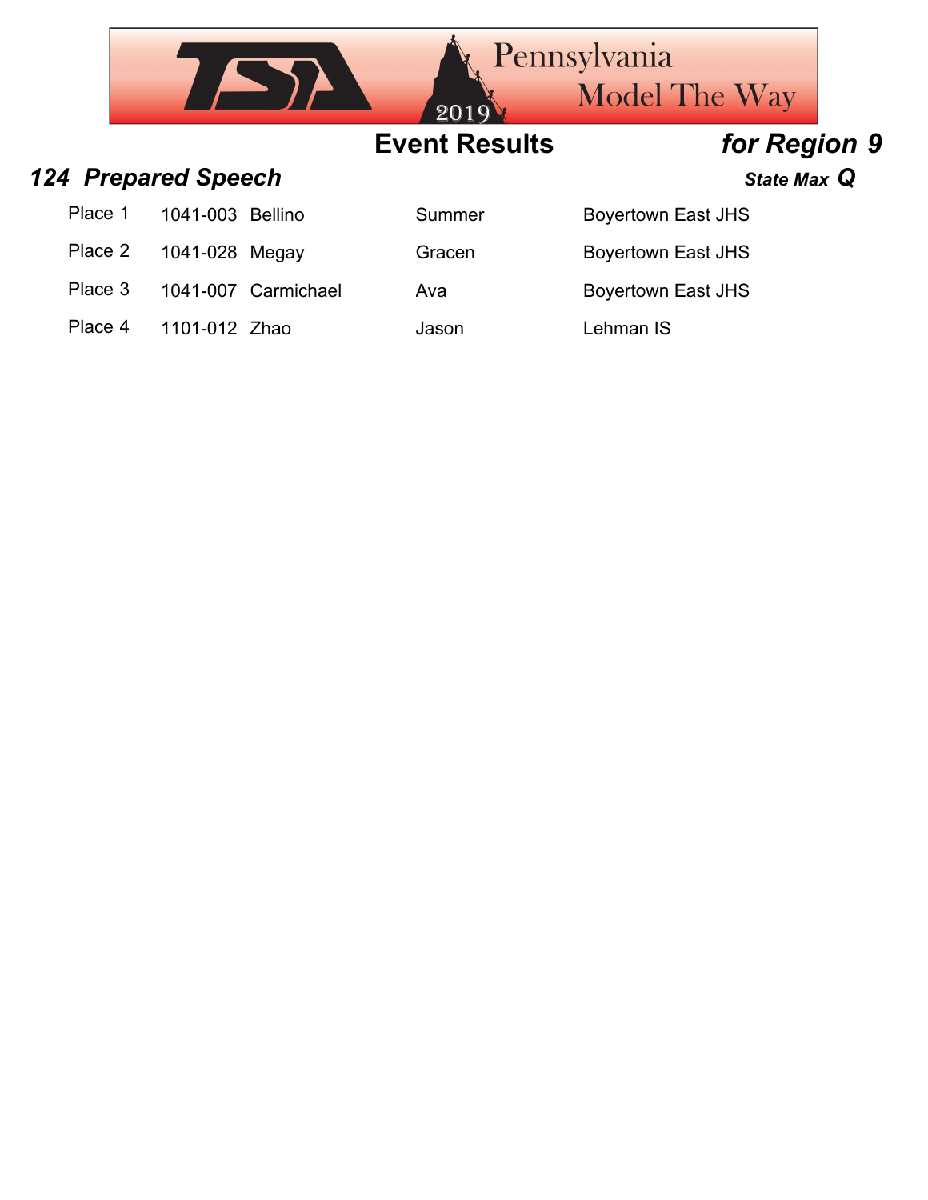# Event Results

*for Region 9*

## *124 Prepared Speech*

***State Max Q***

| | | | | |
|---|---|---|---|---|
| Place 1 | 1041-003 | Bellino | Summer | Boyertown East JHS |
| Place 2 | 1041-028 | Megay | Gracen | Boyertown East JHS |
| Place 3 | 1041-007 | Carmichael | Ava | Boyertown East JHS |
| Place 4 | 1101-012 | Zhao | Jason | Lehman IS |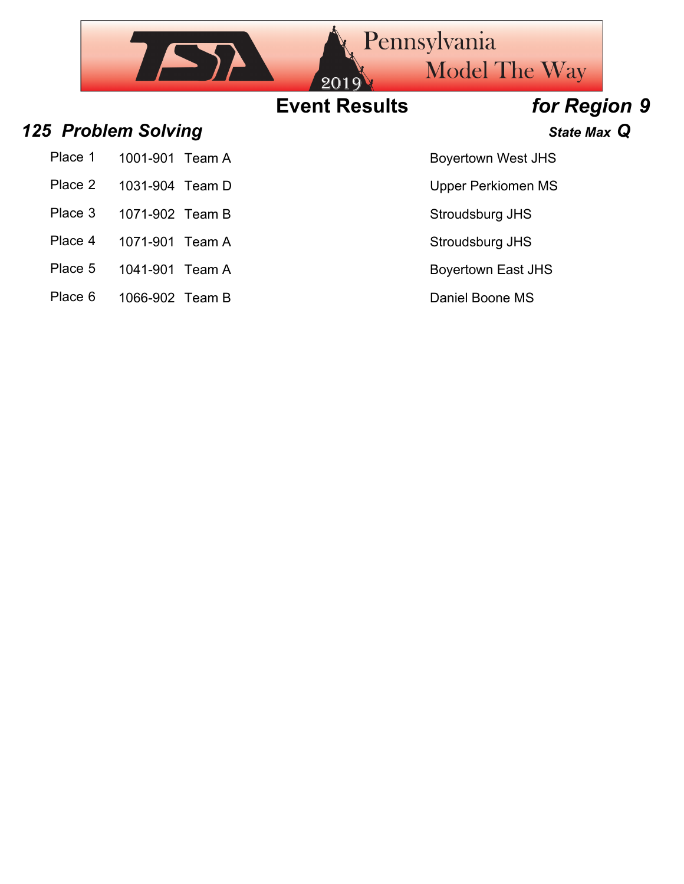## Event Results *for Region 9*

### *125 Problem Solving* *State Max Q*

| Place | ID | Team | School |
|---|---|---|---|
| Place 1 | 1001-901 | Team A | Boyertown West JHS |
| Place 2 | 1031-904 | Team D | Upper Perkiomen MS |
| Place 3 | 1071-902 | Team B | Stroudsburg JHS |
| Place 4 | 1071-901 | Team A | Stroudsburg JHS |
| Place 5 | 1041-901 | Team A | Boyertown East JHS |
| Place 6 | 1066-902 | Team B | Daniel Boone MS |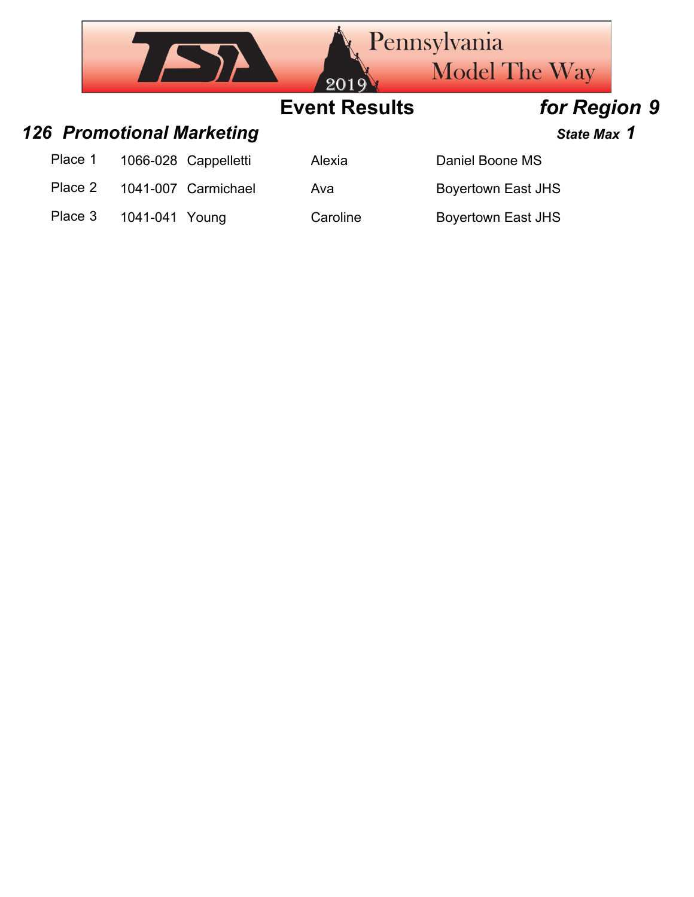# Event Results *for Region 9*

## *126 Promotional Marketing* ***State Max 1***

| Place | ID | Last Name | First Name | School |
|---|---|---|---|---|
| Place 1 | 1066-028 | Cappelletti | Alexia | Daniel Boone MS |
| Place 2 | 1041-007 | Carmichael | Ava | Boyertown East JHS |
| Place 3 | 1041-041 | Young | Caroline | Boyertown East JHS |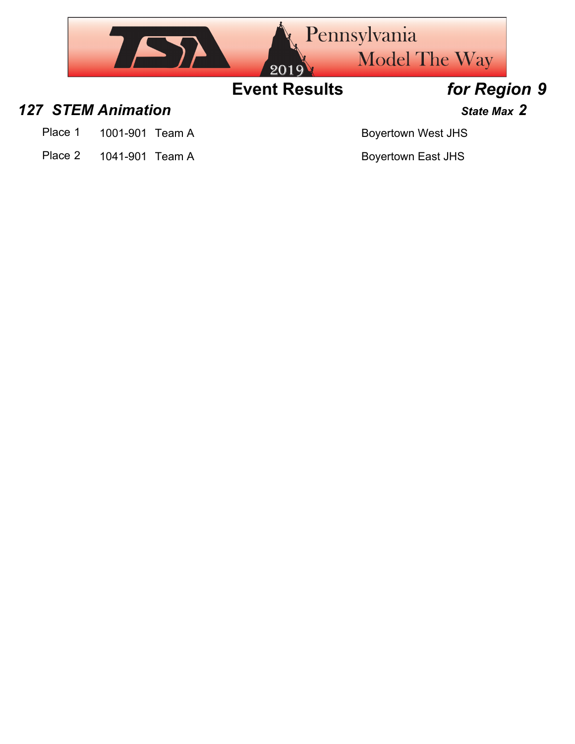## Event Results *for Region 9*

### *127 STEM Animation* *State Max 2*

| Place | ID | Team | School |
|---|---|---|---|
| Place 1 | 1001-901 | Team A | Boyertown West JHS |
| Place 2 | 1041-901 | Team A | Boyertown East JHS |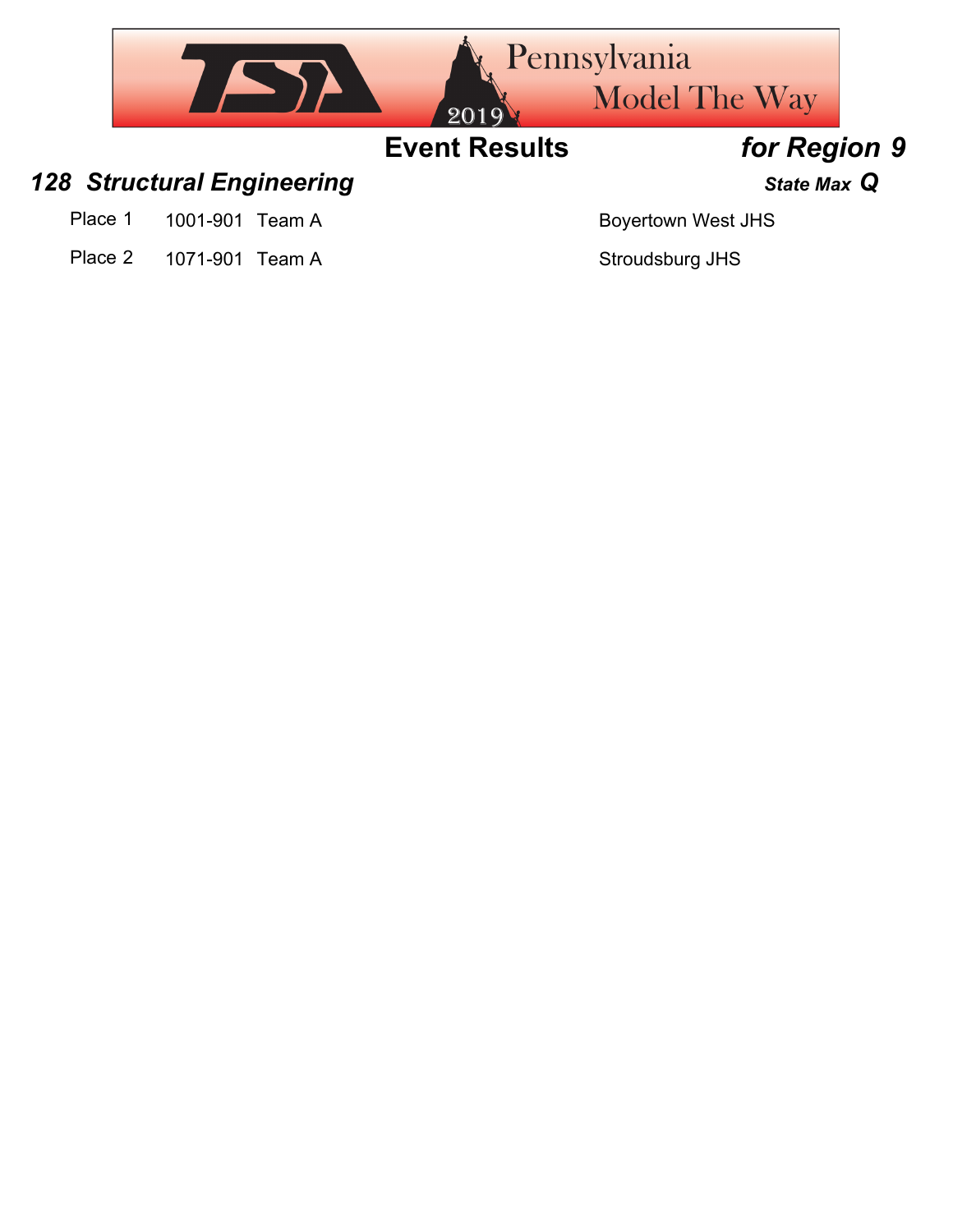## Event Results — for Region 9

### 128 Structural Engineering

*State Max* **Q**

| Place | Team ID | Team | School |
|---|---|---|---|
| Place 1 | 1001-901 | Team A | Boyertown West JHS |
| Place 2 | 1071-901 | Team A | Stroudsburg JHS |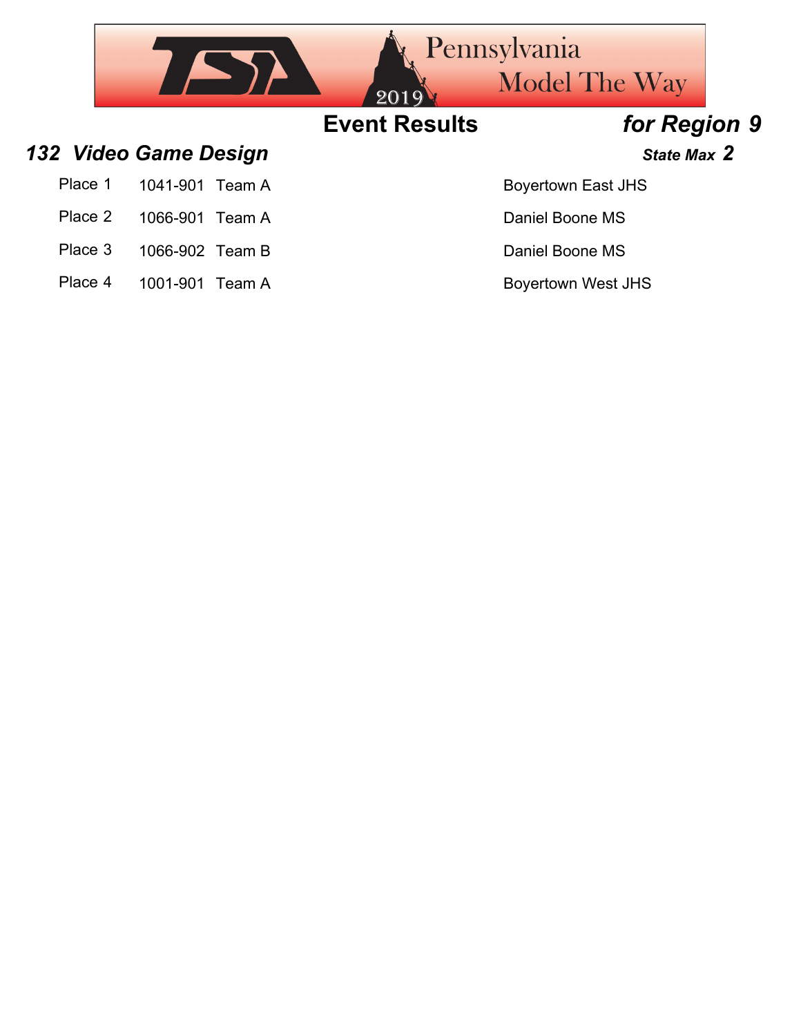# Event Results *for Region 9*

## *132 Video Game Design* — *State Max 2*

| Place | ID | Team | School |
|---|---|---|---|
| Place 1 | 1041-901 | Team A | Boyertown East JHS |
| Place 2 | 1066-901 | Team A | Daniel Boone MS |
| Place 3 | 1066-902 | Team B | Daniel Boone MS |
| Place 4 | 1001-901 | Team A | Boyertown West JHS |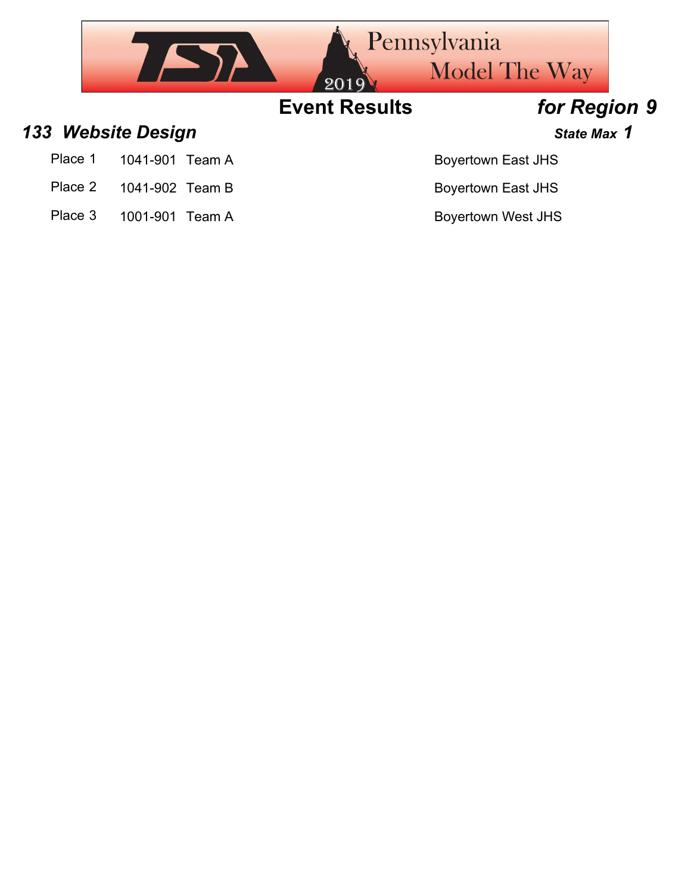**Event Results** ***for Region 9***

### *133 Website Design*

***State Max 1***

| | | | |
|---|---|---|---|
| Place 1 | 1041-901 | Team A | Boyertown East JHS |
| Place 2 | 1041-902 | Team B | Boyertown East JHS |
| Place 3 | 1001-901 | Team A | Boyertown West JHS |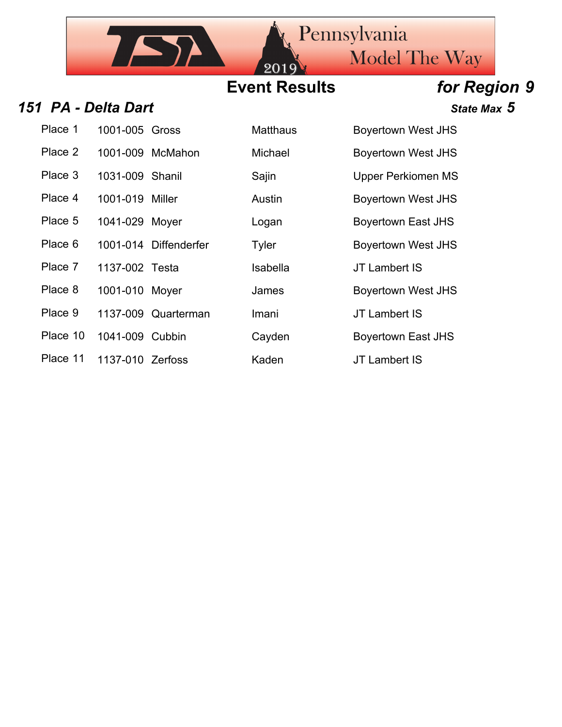## Event Results

### *for Region 9*

### *151 PA - Delta Dart*

***State Max 5***

| Place | ID | Last Name | First Name | School |
|---|---|---|---|---|
| Place 1 | 1001-005 | Gross | Matthaus | Boyertown West JHS |
| Place 2 | 1001-009 | McMahon | Michael | Boyertown West JHS |
| Place 3 | 1031-009 | Shanil | Sajin | Upper Perkiomen MS |
| Place 4 | 1001-019 | Miller | Austin | Boyertown West JHS |
| Place 5 | 1041-029 | Moyer | Logan | Boyertown East JHS |
| Place 6 | 1001-014 | Diffenderfer | Tyler | Boyertown West JHS |
| Place 7 | 1137-002 | Testa | Isabella | JT Lambert IS |
| Place 8 | 1001-010 | Moyer | James | Boyertown West JHS |
| Place 9 | 1137-009 | Quarterman | Imani | JT Lambert IS |
| Place 10 | 1041-009 | Cubbin | Cayden | Boyertown East JHS |
| Place 11 | 1137-010 | Zerfoss | Kaden | JT Lambert IS |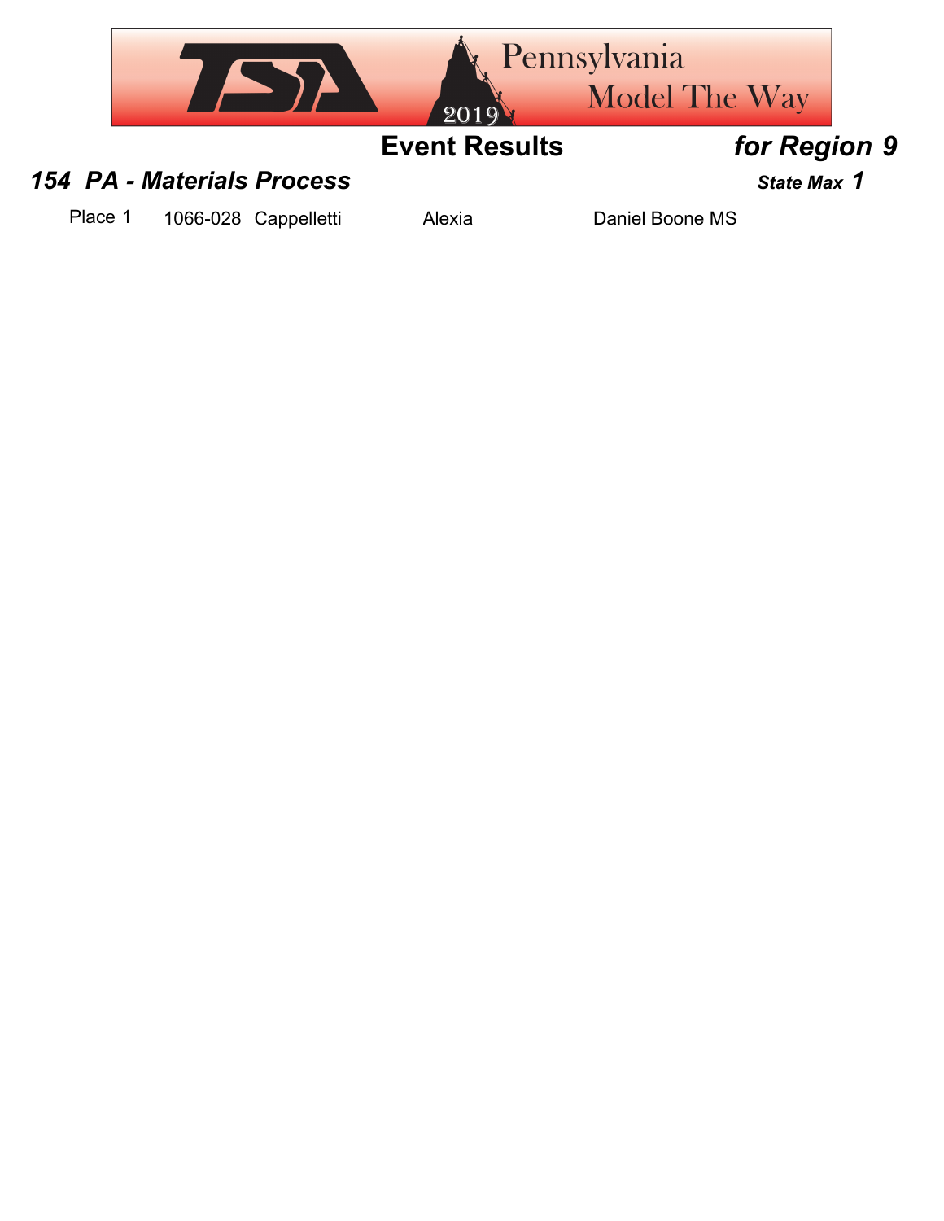# Event Results *for Region 9*

## *154 PA - Materials Process* — *State Max 1*

| Place | ID | Last Name | First Name | School |
|---|---|---|---|---|
| Place 1 | 1066-028 | Cappelletti | Alexia | Daniel Boone MS |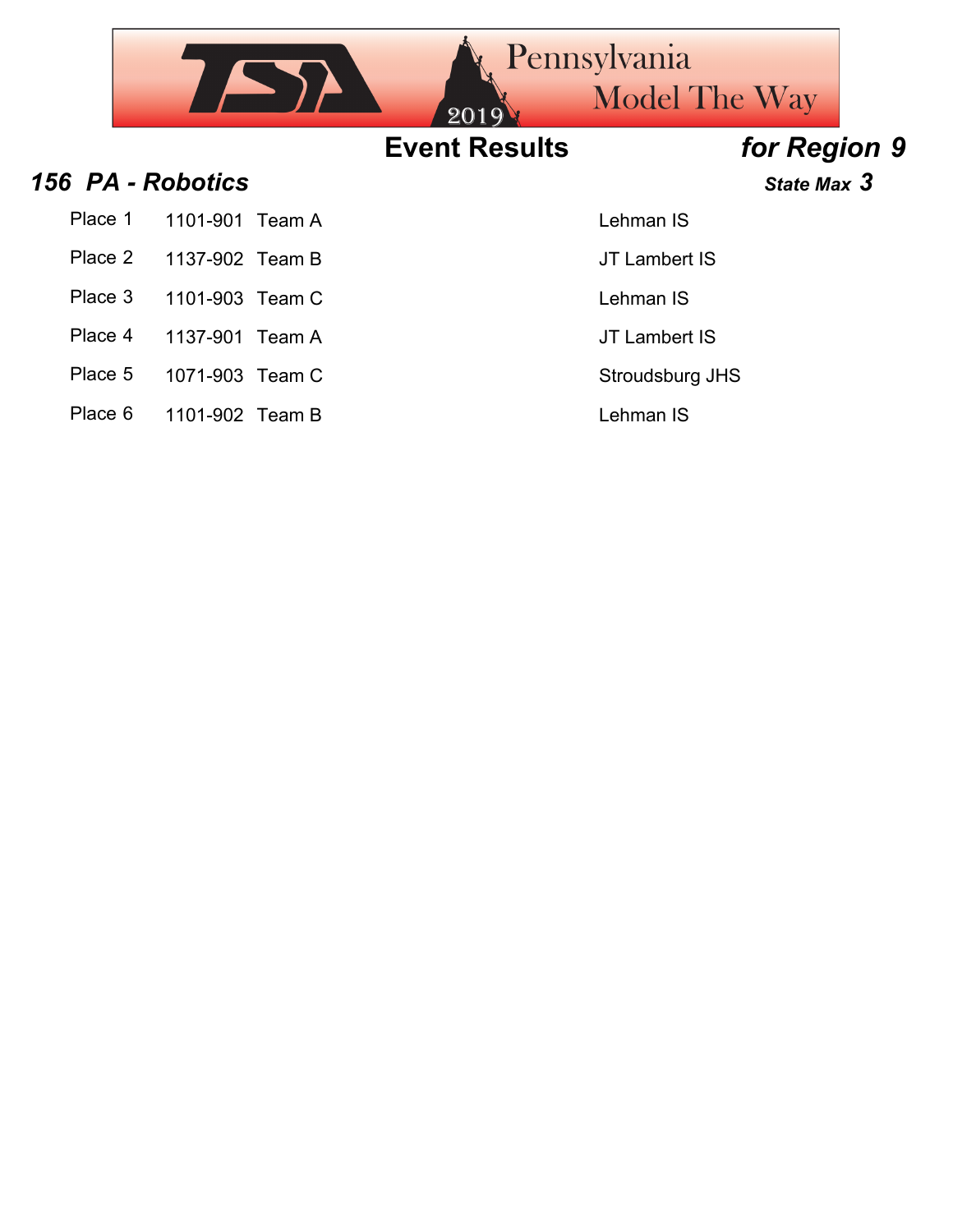## Event Results — *for Region 9*

### *156 PA - Robotics*

***State Max 3***

| Place | ID | Team | School |
| --- | --- | --- | --- |
| Place 1 | 1101-901 | Team A | Lehman IS |
| Place 2 | 1137-902 | Team B | JT Lambert IS |
| Place 3 | 1101-903 | Team C | Lehman IS |
| Place 4 | 1137-901 | Team A | JT Lambert IS |
| Place 5 | 1071-903 | Team C | Stroudsburg JHS |
| Place 6 | 1101-902 | Team B | Lehman IS |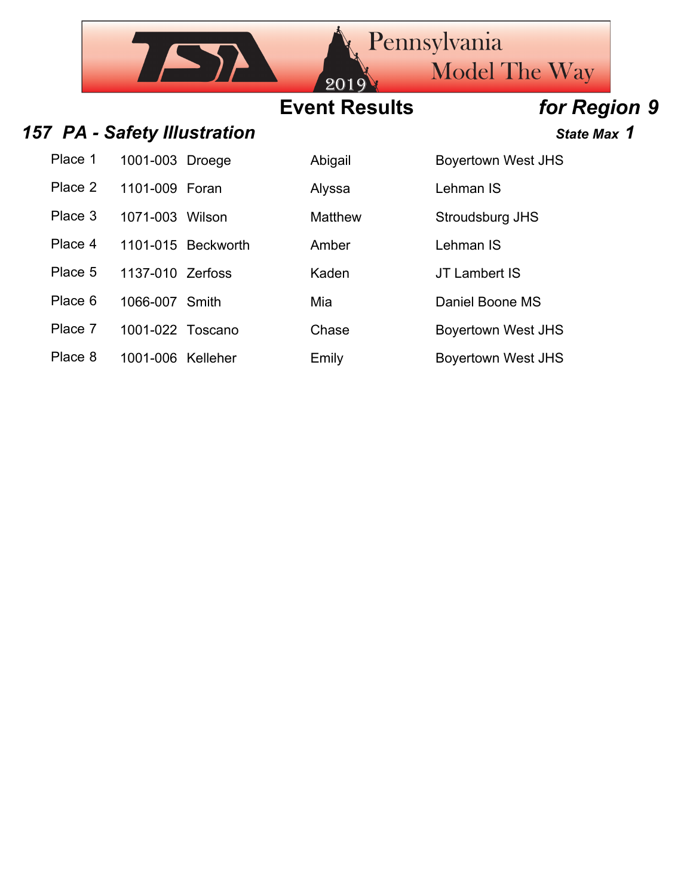## Event Results *for Region 9*

### *157 PA - Safety Illustration* — *State Max 1*

| Place | ID | Last Name | First Name | School |
|---|---|---|---|---|
| Place 1 | 1001-003 | Droege | Abigail | Boyertown West JHS |
| Place 2 | 1101-009 | Foran | Alyssa | Lehman IS |
| Place 3 | 1071-003 | Wilson | Matthew | Stroudsburg JHS |
| Place 4 | 1101-015 | Beckworth | Amber | Lehman IS |
| Place 5 | 1137-010 | Zerfoss | Kaden | JT Lambert IS |
| Place 6 | 1066-007 | Smith | Mia | Daniel Boone MS |
| Place 7 | 1001-022 | Toscano | Chase | Boyertown West JHS |
| Place 8 | 1001-006 | Kelleher | Emily | Boyertown West JHS |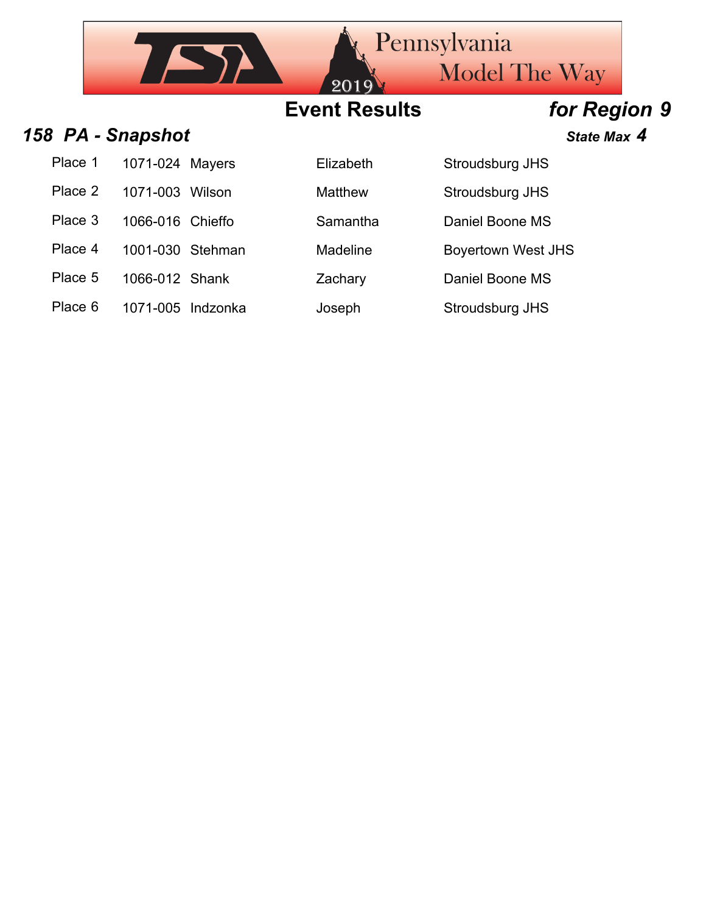## Event Results *for Region 9*

### *158 PA - Snapshot* — *State Max 4*

| Place | ID | Last Name | First Name | School |
|---|---|---|---|---|
| Place 1 | 1071-024 | Mayers | Elizabeth | Stroudsburg JHS |
| Place 2 | 1071-003 | Wilson | Matthew | Stroudsburg JHS |
| Place 3 | 1066-016 | Chieffo | Samantha | Daniel Boone MS |
| Place 4 | 1001-030 | Stehman | Madeline | Boyertown West JHS |
| Place 5 | 1066-012 | Shank | Zachary | Daniel Boone MS |
| Place 6 | 1071-005 | Indzonka | Joseph | Stroudsburg JHS |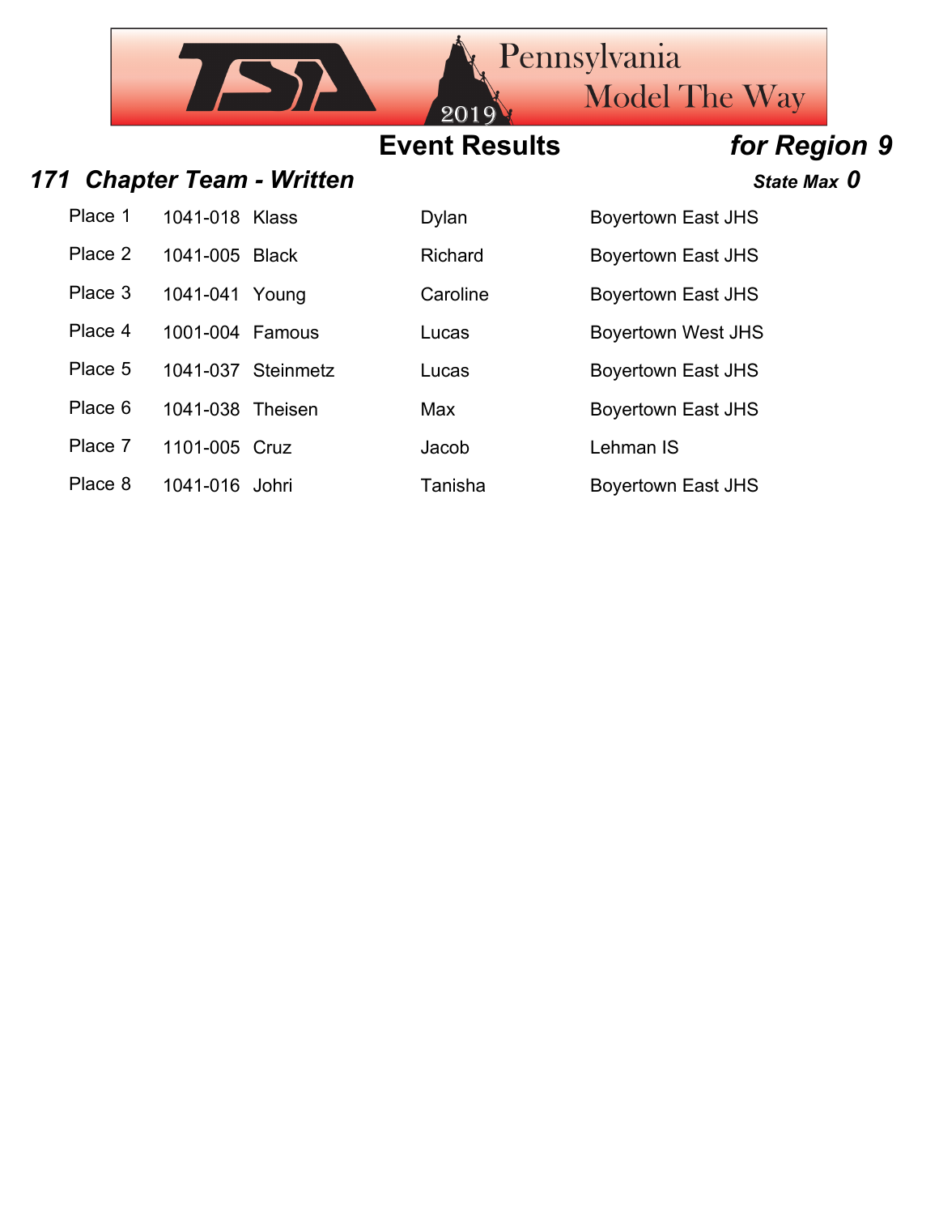## Event Results *for Region 9*

### *171 Chapter Team - Written* — *State Max 0*

| Place | ID | Last Name | First Name | School |
|---|---|---|---|---|
| Place 1 | 1041-018 | Klass | Dylan | Boyertown East JHS |
| Place 2 | 1041-005 | Black | Richard | Boyertown East JHS |
| Place 3 | 1041-041 | Young | Caroline | Boyertown East JHS |
| Place 4 | 1001-004 | Famous | Lucas | Boyertown West JHS |
| Place 5 | 1041-037 | Steinmetz | Lucas | Boyertown East JHS |
| Place 6 | 1041-038 | Theisen | Max | Boyertown East JHS |
| Place 7 | 1101-005 | Cruz | Jacob | Lehman IS |
| Place 8 | 1041-016 | Johri | Tanisha | Boyertown East JHS |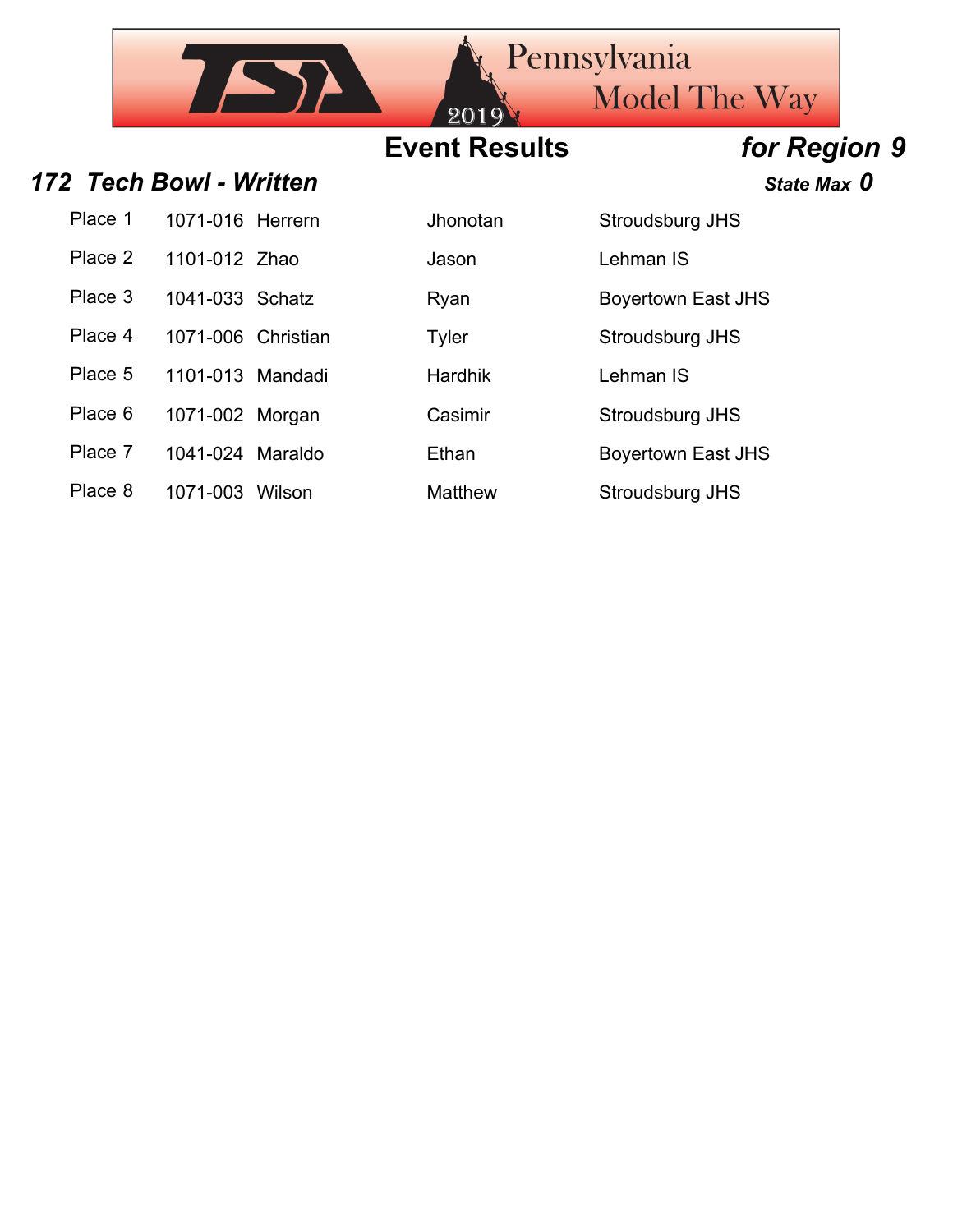## Event Results *for Region 9*

### *172 Tech Bowl - Written* *State Max 0*

| Place | ID | Last Name | First Name | School |
|---|---|---|---|---|
| Place 1 | 1071-016 | Herrern | Jhonotan | Stroudsburg JHS |
| Place 2 | 1101-012 | Zhao | Jason | Lehman IS |
| Place 3 | 1041-033 | Schatz | Ryan | Boyertown East JHS |
| Place 4 | 1071-006 | Christian | Tyler | Stroudsburg JHS |
| Place 5 | 1101-013 | Mandadi | Hardhik | Lehman IS |
| Place 6 | 1071-002 | Morgan | Casimir | Stroudsburg JHS |
| Place 7 | 1041-024 | Maraldo | Ethan | Boyertown East JHS |
| Place 8 | 1071-003 | Wilson | Matthew | Stroudsburg JHS |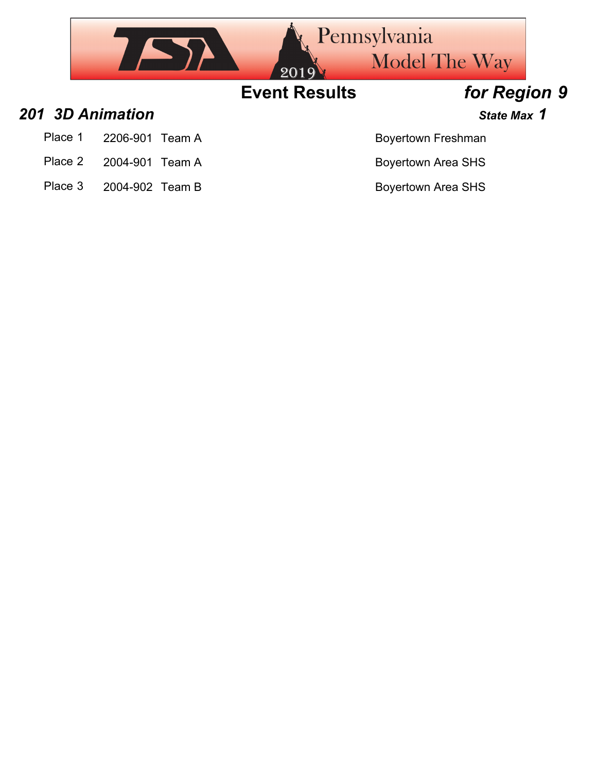## Event Results *for Region 9*

### *201 3D Animation*

***State Max 1***

| Place | ID | Team | School |
|---|---|---|---|
| Place 1 | 2206-901 | Team A | Boyertown Freshman |
| Place 2 | 2004-901 | Team A | Boyertown Area SHS |
| Place 3 | 2004-902 | Team B | Boyertown Area SHS |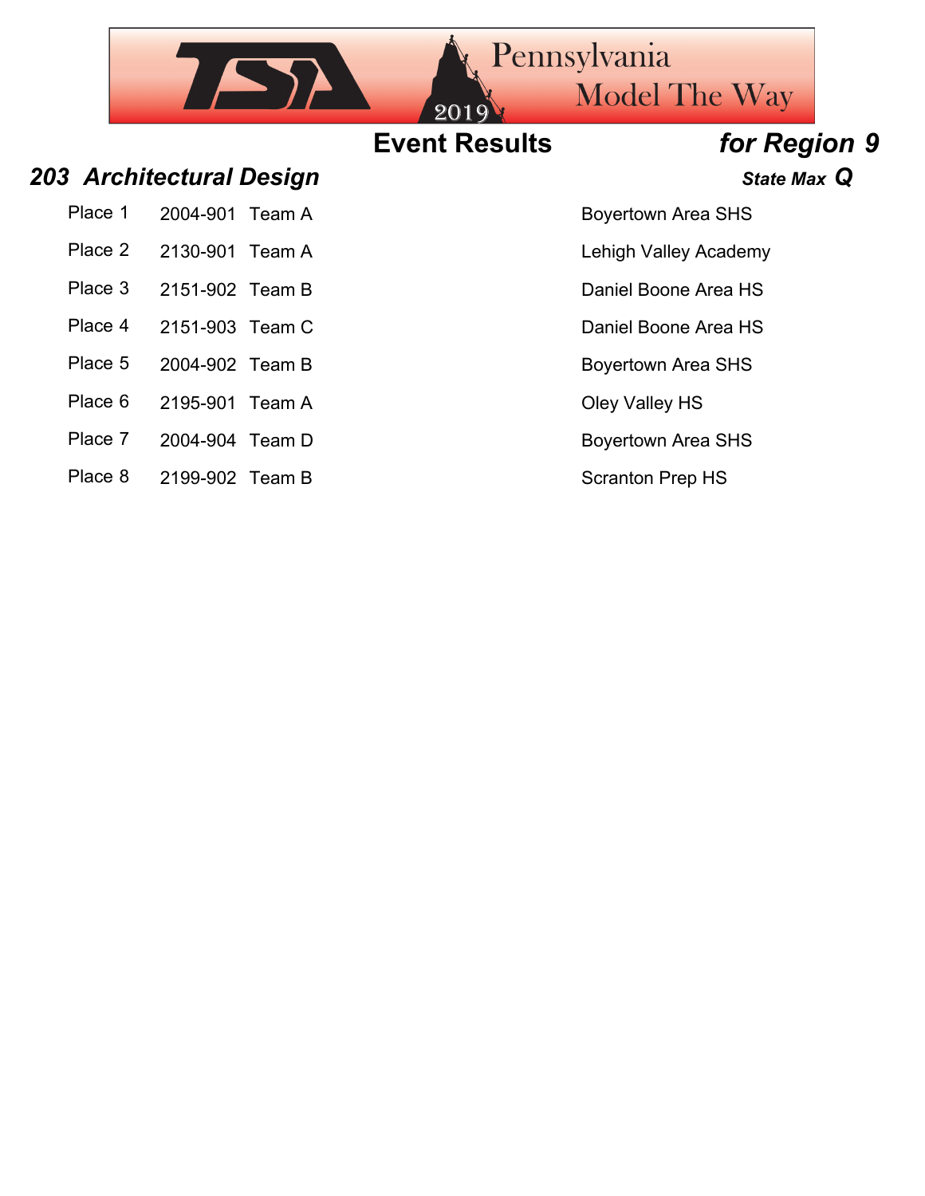## Event Results *for Region 9*

### *203 Architectural Design*

***State Max Q***

| Place | ID | Team | School |
| --- | --- | --- | --- |
| Place 1 | 2004-901 | Team A | Boyertown Area SHS |
| Place 2 | 2130-901 | Team A | Lehigh Valley Academy |
| Place 3 | 2151-902 | Team B | Daniel Boone Area HS |
| Place 4 | 2151-903 | Team C | Daniel Boone Area HS |
| Place 5 | 2004-902 | Team B | Boyertown Area SHS |
| Place 6 | 2195-901 | Team A | Oley Valley HS |
| Place 7 | 2004-904 | Team D | Boyertown Area SHS |
| Place 8 | 2199-902 | Team B | Scranton Prep HS |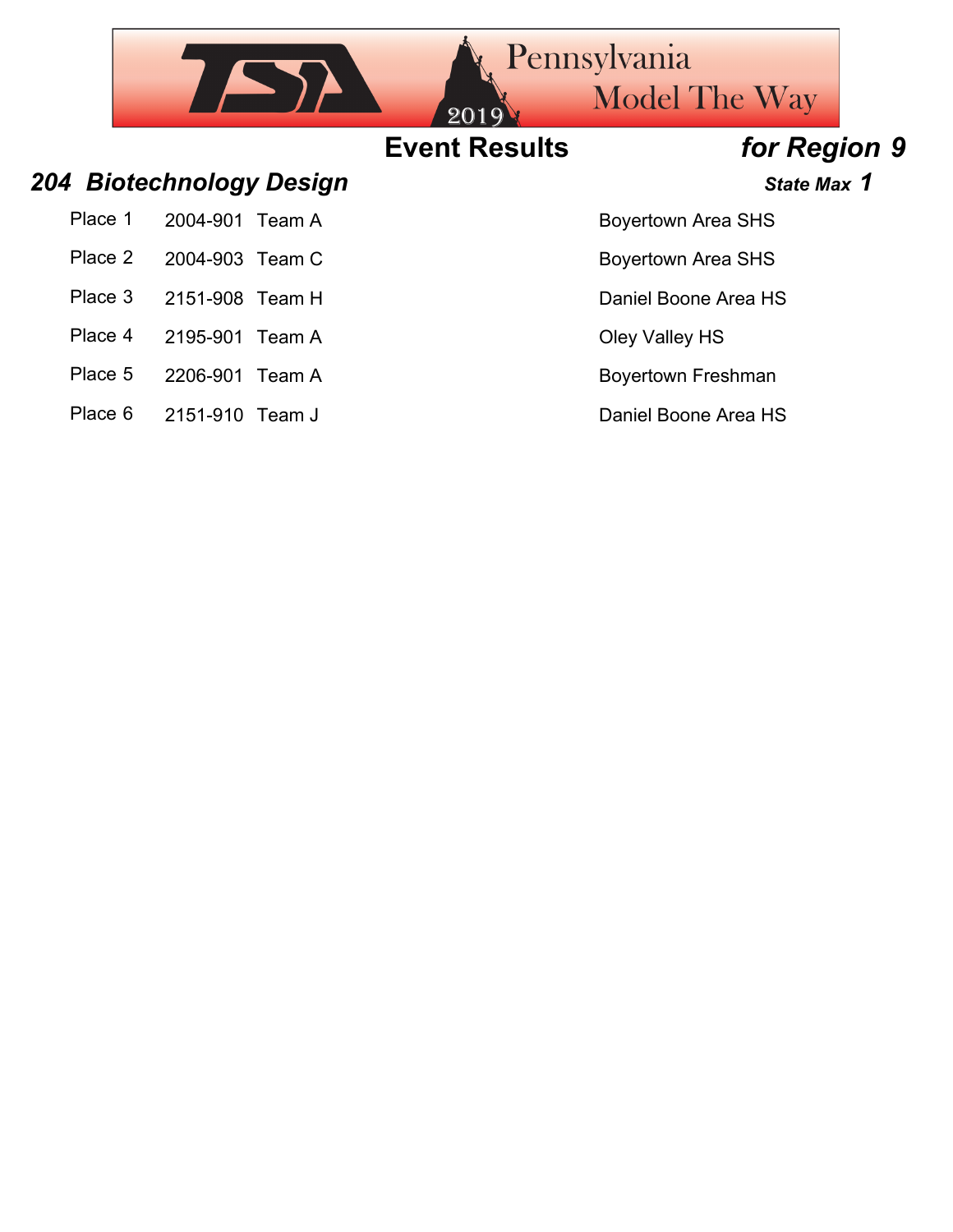# Event Results *for Region 9*

## *204 Biotechnology Design* 

***State Max 1***

| Place | ID | Team | School |
|---|---|---|---|
| Place 1 | 2004-901 | Team A | Boyertown Area SHS |
| Place 2 | 2004-903 | Team C | Boyertown Area SHS |
| Place 3 | 2151-908 | Team H | Daniel Boone Area HS |
| Place 4 | 2195-901 | Team A | Oley Valley HS |
| Place 5 | 2206-901 | Team A | Boyertown Freshman |
| Place 6 | 2151-910 | Team J | Daniel Boone Area HS |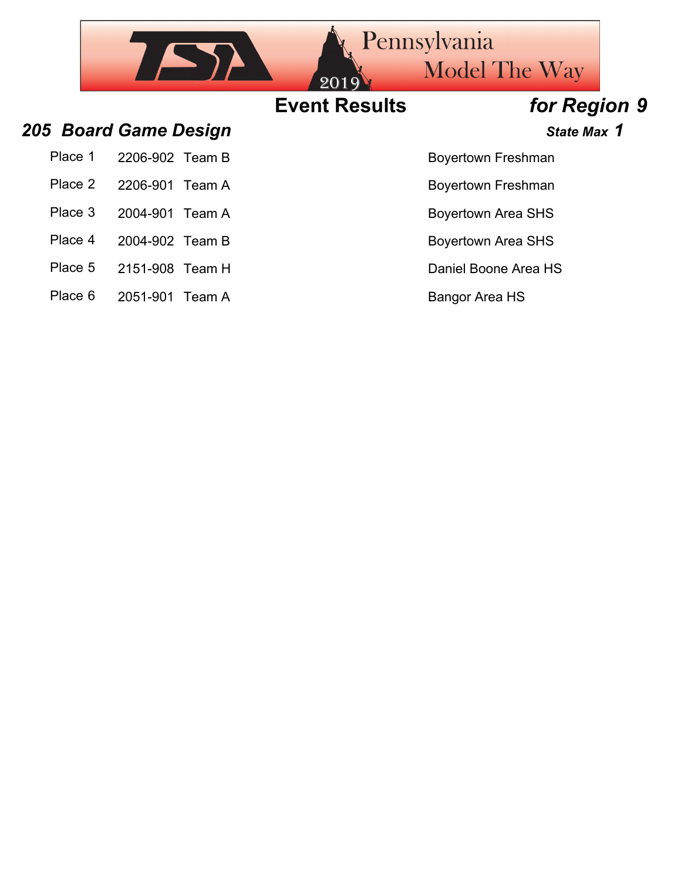## Event Results *for Region 9*

### *205 Board Game Design*

***State Max 1***

| Place | Number | Team | School |
|---|---|---|---|
| Place 1 | 2206-902 | Team B | Boyertown Freshman |
| Place 2 | 2206-901 | Team A | Boyertown Freshman |
| Place 3 | 2004-901 | Team A | Boyertown Area SHS |
| Place 4 | 2004-902 | Team B | Boyertown Area SHS |
| Place 5 | 2151-908 | Team H | Daniel Boone Area HS |
| Place 6 | 2051-901 | Team A | Bangor Area HS |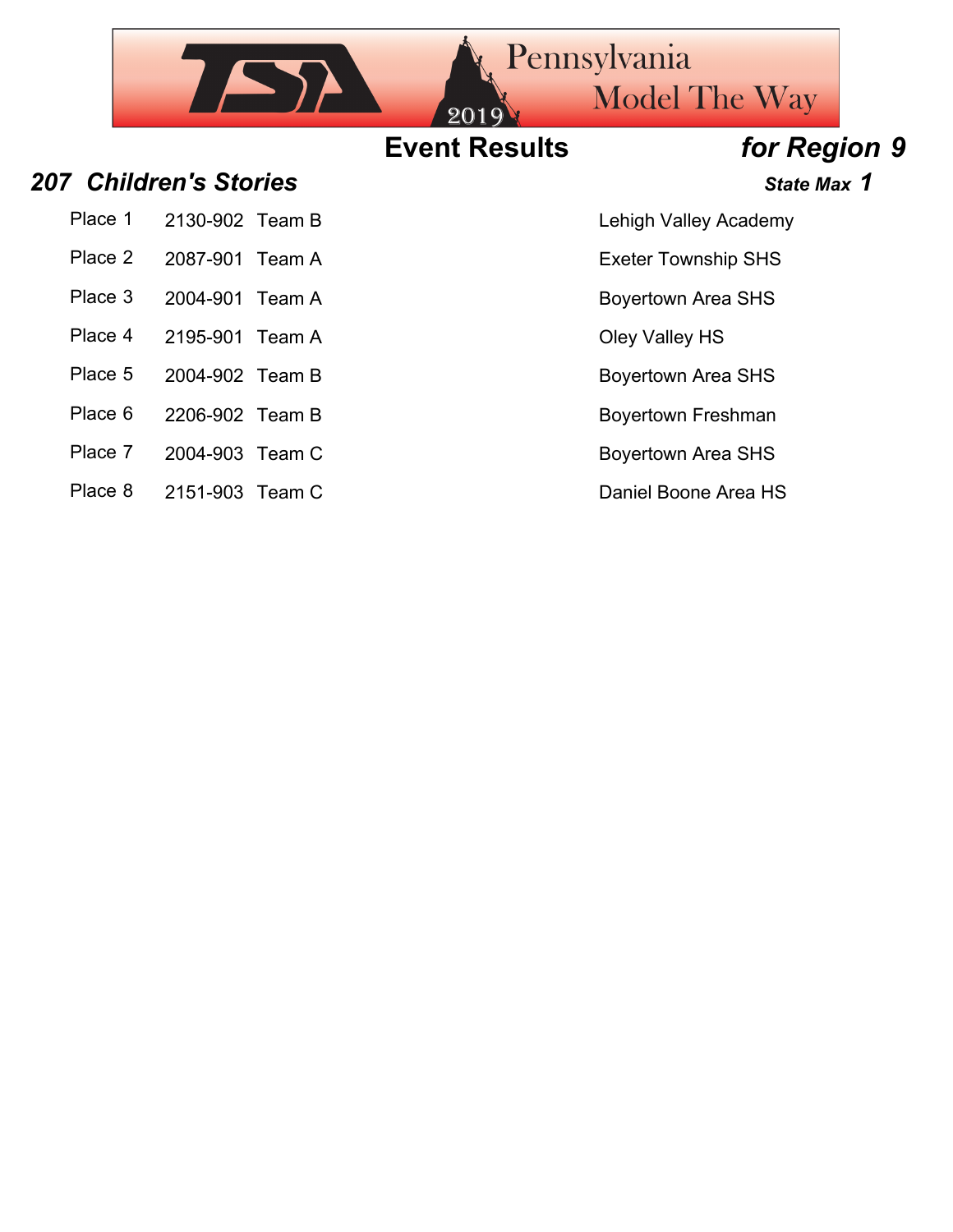# Event Results *for Region 9*

## *207 Children's Stories* 

***State Max 1***

| Place | ID | Team | School |
|---|---|---|---|
| Place 1 | 2130-902 | Team B | Lehigh Valley Academy |
| Place 2 | 2087-901 | Team A | Exeter Township SHS |
| Place 3 | 2004-901 | Team A | Boyertown Area SHS |
| Place 4 | 2195-901 | Team A | Oley Valley HS |
| Place 5 | 2004-902 | Team B | Boyertown Area SHS |
| Place 6 | 2206-902 | Team B | Boyertown Freshman |
| Place 7 | 2004-903 | Team C | Boyertown Area SHS |
| Place 8 | 2151-903 | Team C | Daniel Boone Area HS |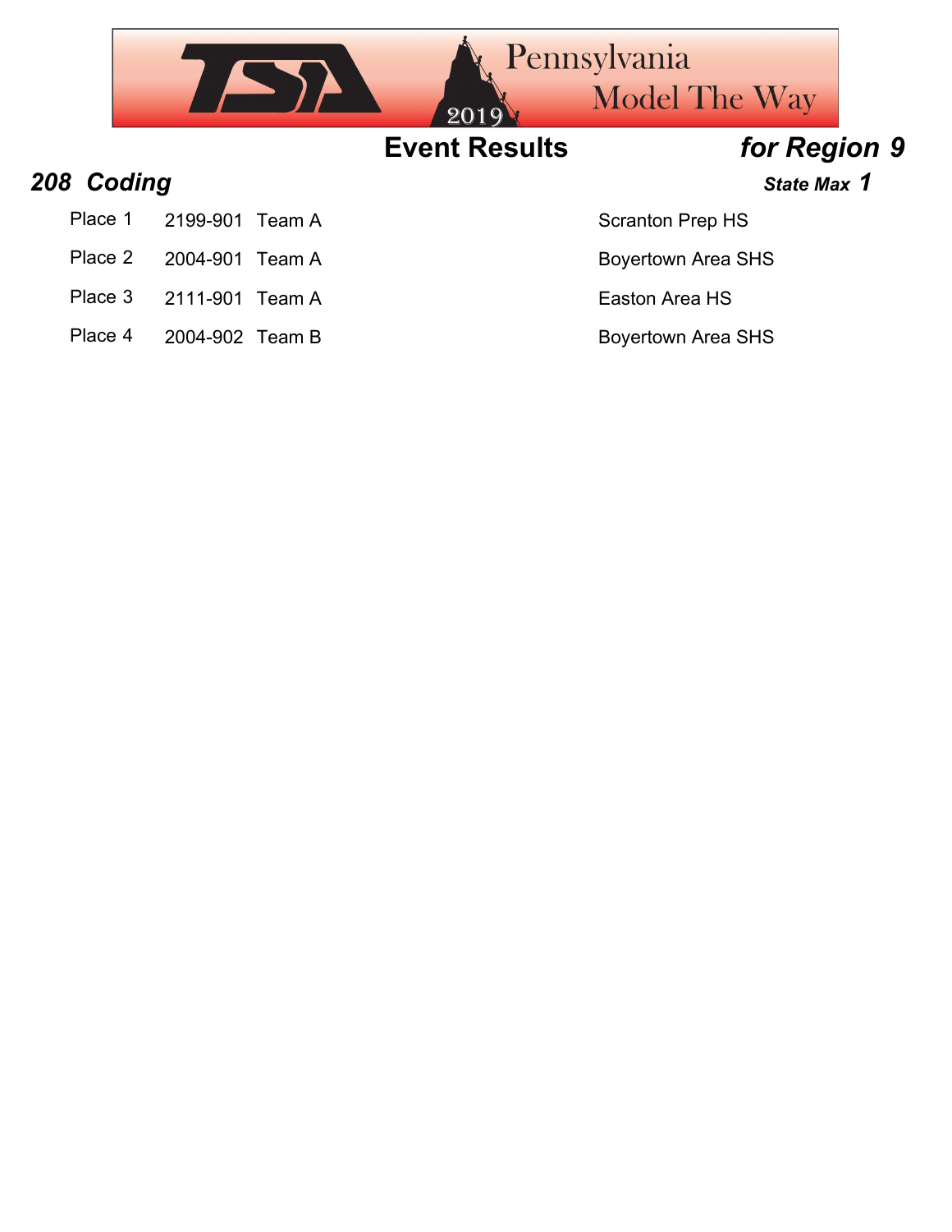# Event Results *for Region 9*

## *208 Coding*

***State Max 1***

| Place | ID | Team | School |
| --- | --- | --- | --- |
| Place 1 | 2199-901 | Team A | Scranton Prep HS |
| Place 2 | 2004-901 | Team A | Boyertown Area SHS |
| Place 3 | 2111-901 | Team A | Easton Area HS |
| Place 4 | 2004-902 | Team B | Boyertown Area SHS |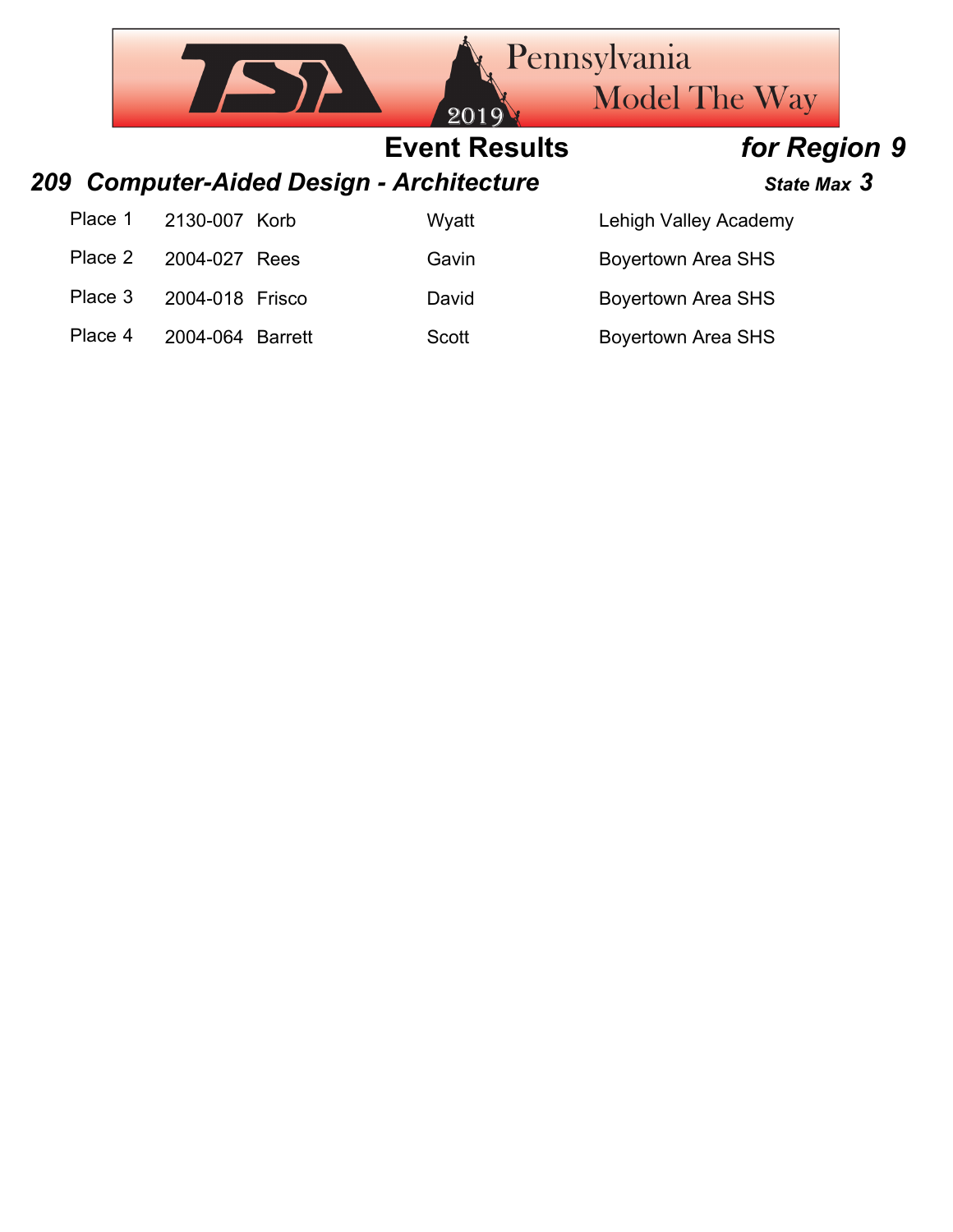# Event Results *for Region 9*

## *209 Computer-Aided Design - Architecture* *State Max 3*

| Place | ID | Last Name | First Name | School |
|---|---|---|---|---|
| Place 1 | 2130-007 | Korb | Wyatt | Lehigh Valley Academy |
| Place 2 | 2004-027 | Rees | Gavin | Boyertown Area SHS |
| Place 3 | 2004-018 | Frisco | David | Boyertown Area SHS |
| Place 4 | 2004-064 | Barrett | Scott | Boyertown Area SHS |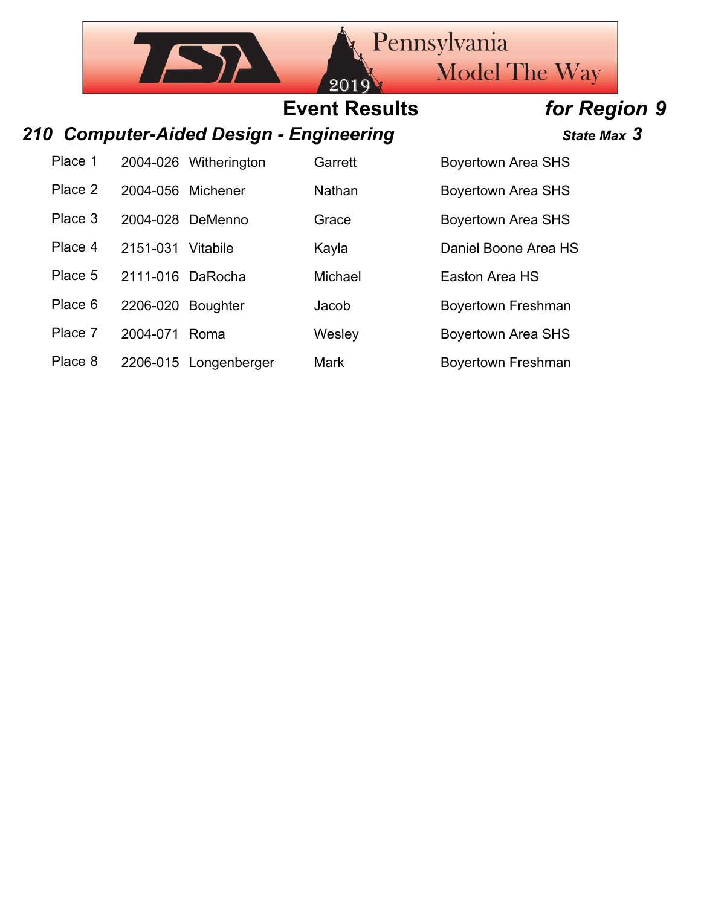# Event Results *for Region 9*

## *210 Computer-Aided Design - Engineering*

***State Max 3***

| Place | ID | Last Name | First Name | School |
|---|---|---|---|---|
| Place 1 | 2004-026 | Witherington | Garrett | Boyertown Area SHS |
| Place 2 | 2004-056 | Michener | Nathan | Boyertown Area SHS |
| Place 3 | 2004-028 | DeMenno | Grace | Boyertown Area SHS |
| Place 4 | 2151-031 | Vitabile | Kayla | Daniel Boone Area HS |
| Place 5 | 2111-016 | DaRocha | Michael | Easton Area HS |
| Place 6 | 2206-020 | Boughter | Jacob | Boyertown Freshman |
| Place 7 | 2004-071 | Roma | Wesley | Boyertown Area SHS |
| Place 8 | 2206-015 | Longenberger | Mark | Boyertown Freshman |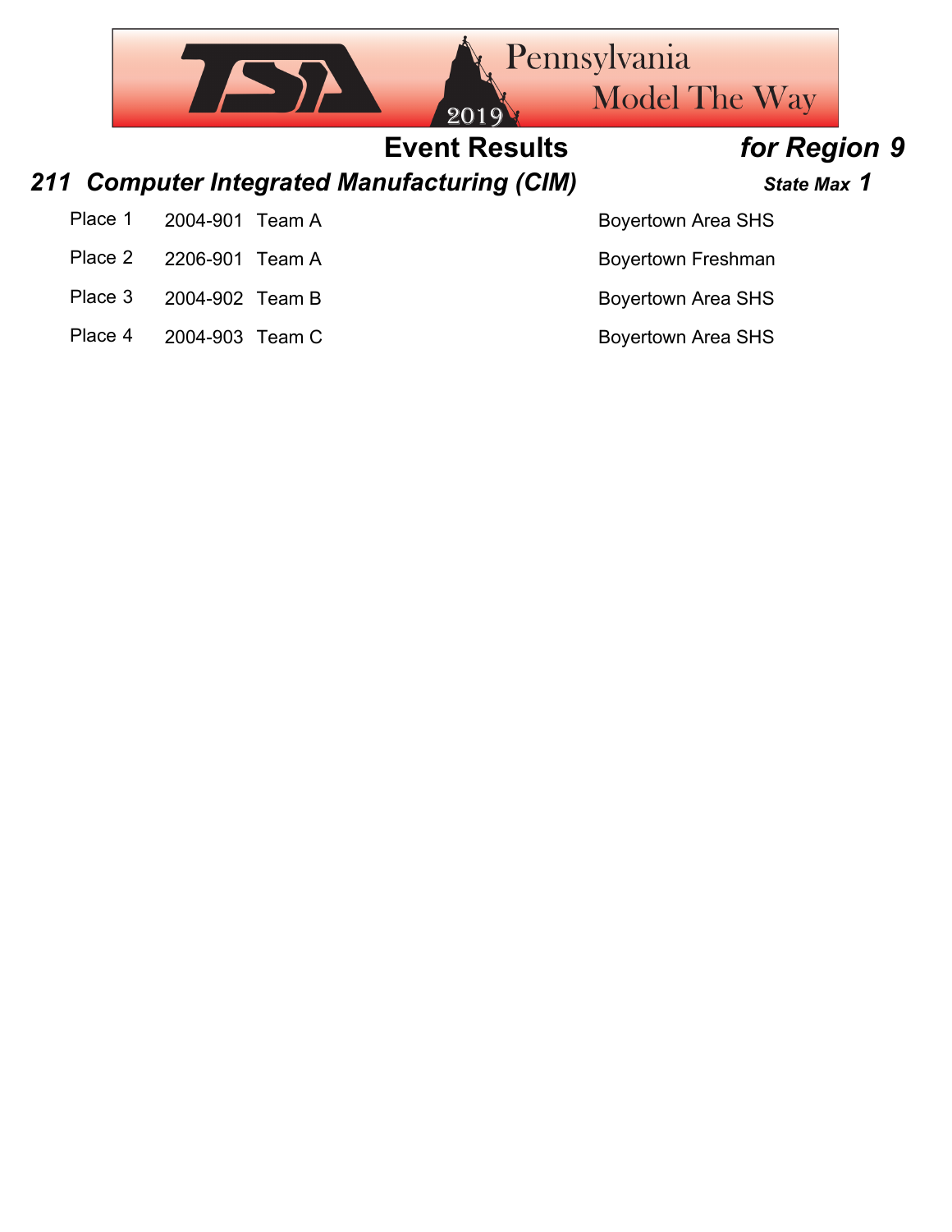# Event Results for Region 9

## 211 Computer Integrated Manufacturing (CIM) — State Max 1

| Place | ID | Team | School |
|---|---|---|---|
| Place 1 | 2004-901 | Team A | Boyertown Area SHS |
| Place 2 | 2206-901 | Team A | Boyertown Freshman |
| Place 3 | 2004-902 | Team B | Boyertown Area SHS |
| Place 4 | 2004-903 | Team C | Boyertown Area SHS |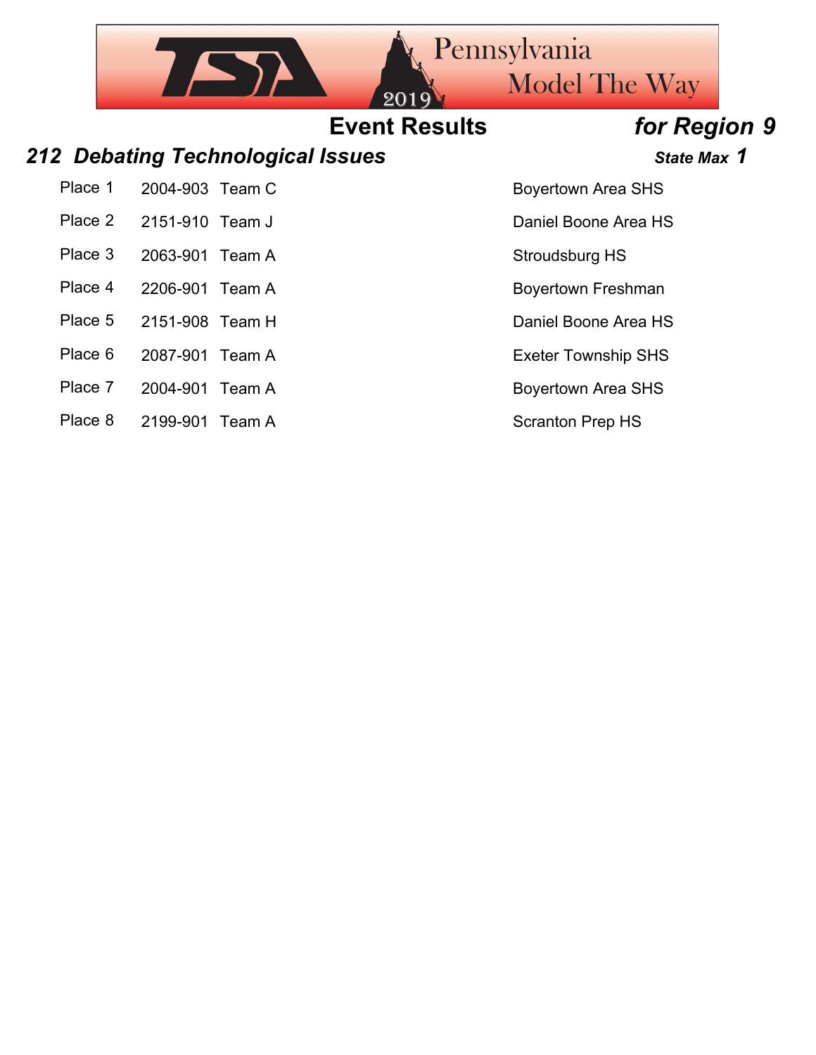# Event Results *for Region 9*

## *212 Debating Technological Issues* — *State Max 1*

| Place | ID | Team | School |
|---|---|---|---|
| Place 1 | 2004-903 | Team C | Boyertown Area SHS |
| Place 2 | 2151-910 | Team J | Daniel Boone Area HS |
| Place 3 | 2063-901 | Team A | Stroudsburg HS |
| Place 4 | 2206-901 | Team A | Boyertown Freshman |
| Place 5 | 2151-908 | Team H | Daniel Boone Area HS |
| Place 6 | 2087-901 | Team A | Exeter Township SHS |
| Place 7 | 2004-901 | Team A | Boyertown Area SHS |
| Place 8 | 2199-901 | Team A | Scranton Prep HS |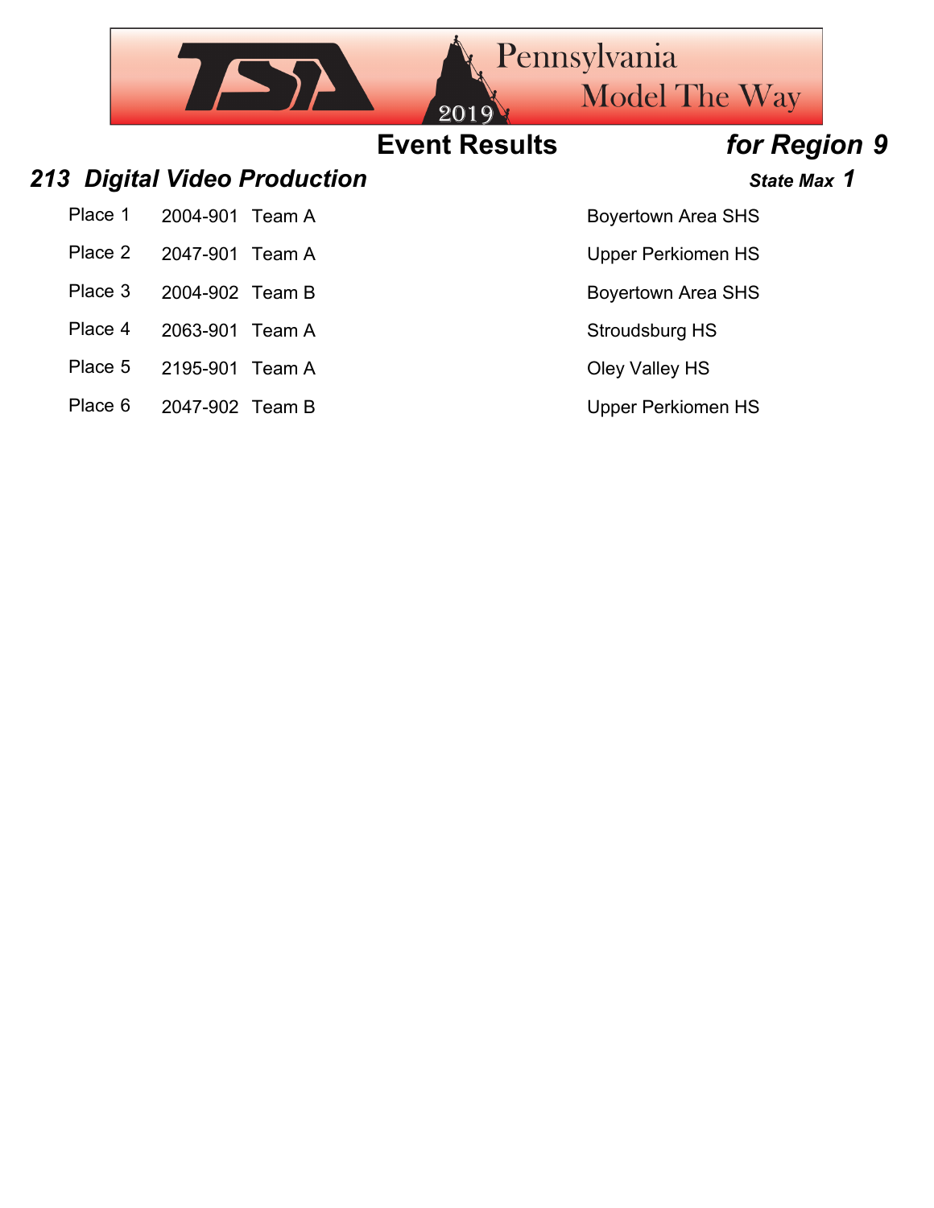# Event Results *for Region 9*

## *213 Digital Video Production*

***State Max 1***

| Place | ID | Team | School |
|---|---|---|---|
| Place 1 | 2004-901 | Team A | Boyertown Area SHS |
| Place 2 | 2047-901 | Team A | Upper Perkiomen HS |
| Place 3 | 2004-902 | Team B | Boyertown Area SHS |
| Place 4 | 2063-901 | Team A | Stroudsburg HS |
| Place 5 | 2195-901 | Team A | Oley Valley HS |
| Place 6 | 2047-902 | Team B | Upper Perkiomen HS |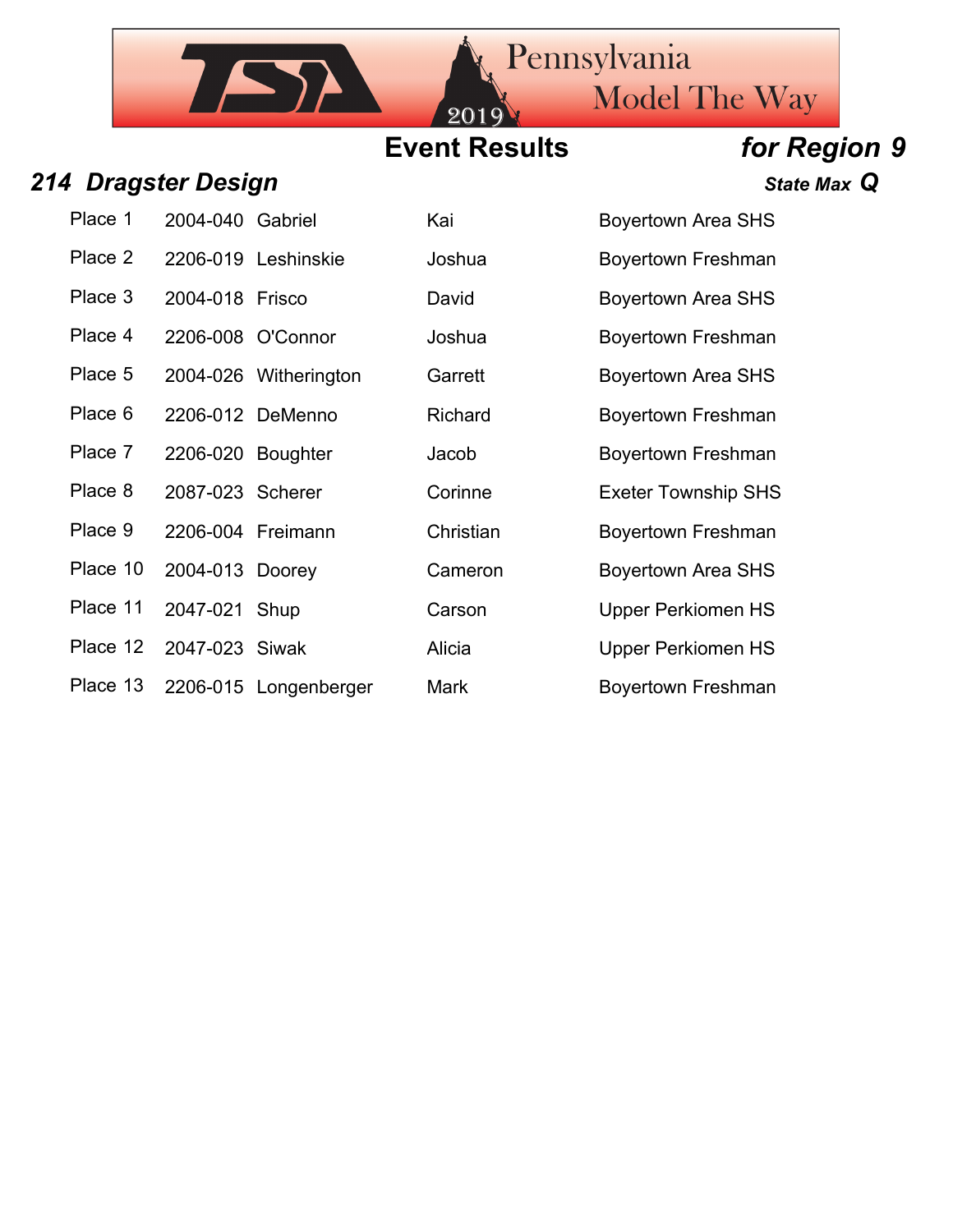## Event Results

### *for Region 9*

### *214 Dragster Design*

***State Max*** **Q**

| Place | ID | Last Name | First Name | School |
|---|---|---|---|---|
| Place 1 | 2004-040 | Gabriel | Kai | Boyertown Area SHS |
| Place 2 | 2206-019 | Leshinskie | Joshua | Boyertown Freshman |
| Place 3 | 2004-018 | Frisco | David | Boyertown Area SHS |
| Place 4 | 2206-008 | O'Connor | Joshua | Boyertown Freshman |
| Place 5 | 2004-026 | Witherington | Garrett | Boyertown Area SHS |
| Place 6 | 2206-012 | DeMenno | Richard | Boyertown Freshman |
| Place 7 | 2206-020 | Boughter | Jacob | Boyertown Freshman |
| Place 8 | 2087-023 | Scherer | Corinne | Exeter Township SHS |
| Place 9 | 2206-004 | Freimann | Christian | Boyertown Freshman |
| Place 10 | 2004-013 | Doorey | Cameron | Boyertown Area SHS |
| Place 11 | 2047-021 | Shup | Carson | Upper Perkiomen HS |
| Place 12 | 2047-023 | Siwak | Alicia | Upper Perkiomen HS |
| Place 13 | 2206-015 | Longenberger | Mark | Boyertown Freshman |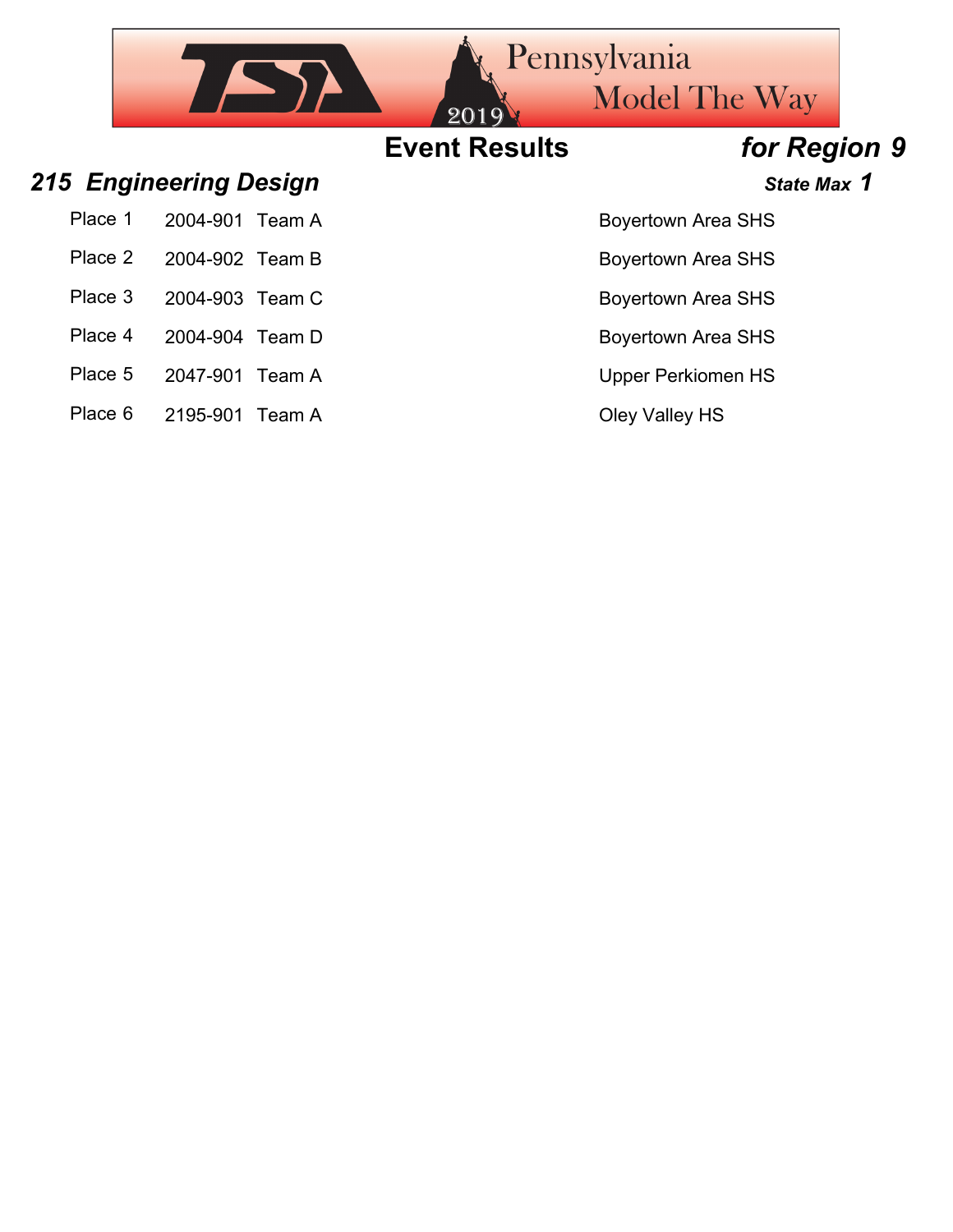**Event Results** ***for Region 9***

## *215 Engineering Design*

***State Max 1***

| | | | |
|---|---|---|---|
| Place 1 | 2004-901 | Team A | Boyertown Area SHS |
| Place 2 | 2004-902 | Team B | Boyertown Area SHS |
| Place 3 | 2004-903 | Team C | Boyertown Area SHS |
| Place 4 | 2004-904 | Team D | Boyertown Area SHS |
| Place 5 | 2047-901 | Team A | Upper Perkiomen HS |
| Place 6 | 2195-901 | Team A | Oley Valley HS |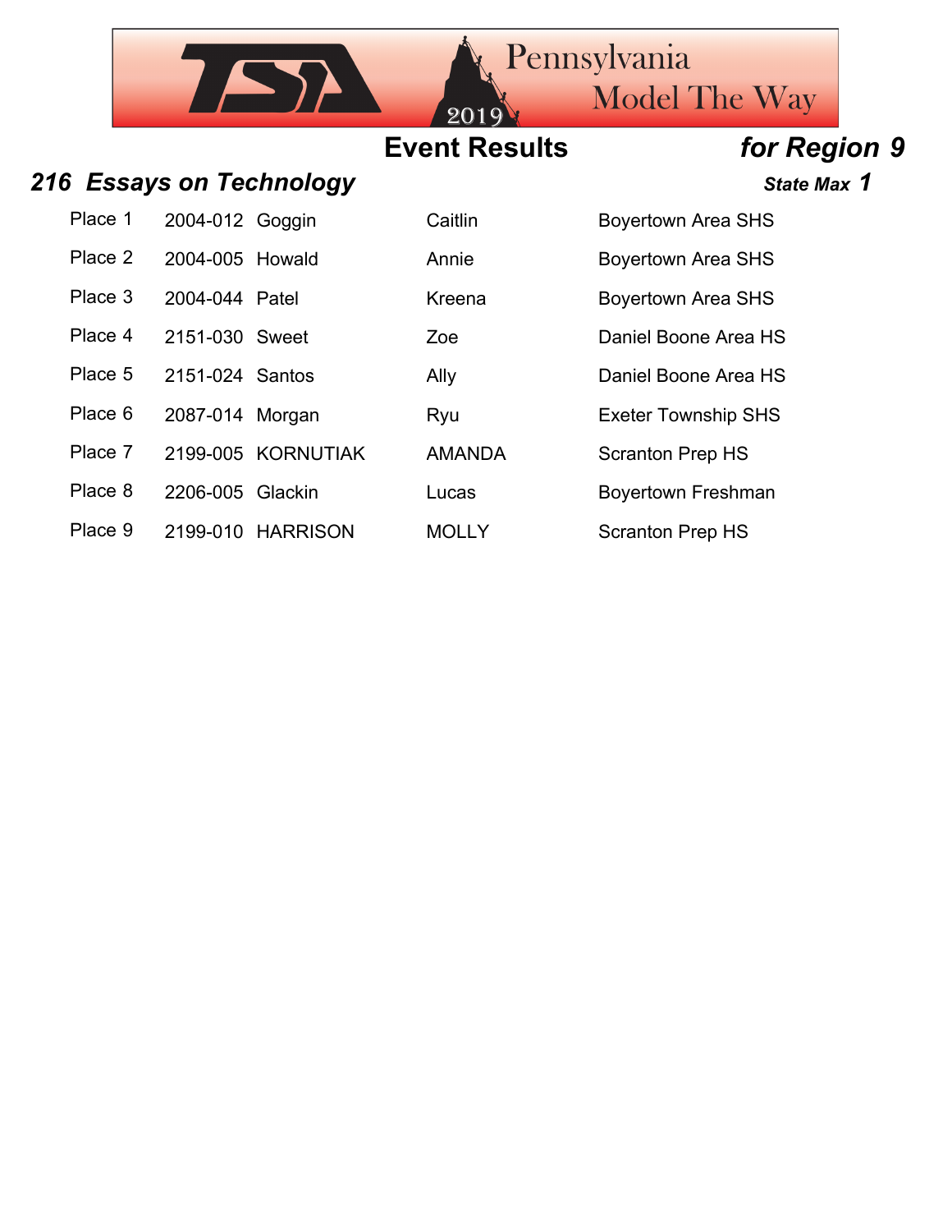Pennsylvania
Model The Way
2019

## Event Results *for Region 9*

### *216 Essays on Technology* 

***State Max 1***

| Place | ID | Last Name | First Name | School |
|---|---|---|---|---|
| Place 1 | 2004-012 | Goggin | Caitlin | Boyertown Area SHS |
| Place 2 | 2004-005 | Howald | Annie | Boyertown Area SHS |
| Place 3 | 2004-044 | Patel | Kreena | Boyertown Area SHS |
| Place 4 | 2151-030 | Sweet | Zoe | Daniel Boone Area HS |
| Place 5 | 2151-024 | Santos | Ally | Daniel Boone Area HS |
| Place 6 | 2087-014 | Morgan | Ryu | Exeter Township SHS |
| Place 7 | 2199-005 | KORNUTIAK | AMANDA | Scranton Prep HS |
| Place 8 | 2206-005 | Glackin | Lucas | Boyertown Freshman |
| Place 9 | 2199-010 | HARRISON | MOLLY | Scranton Prep HS |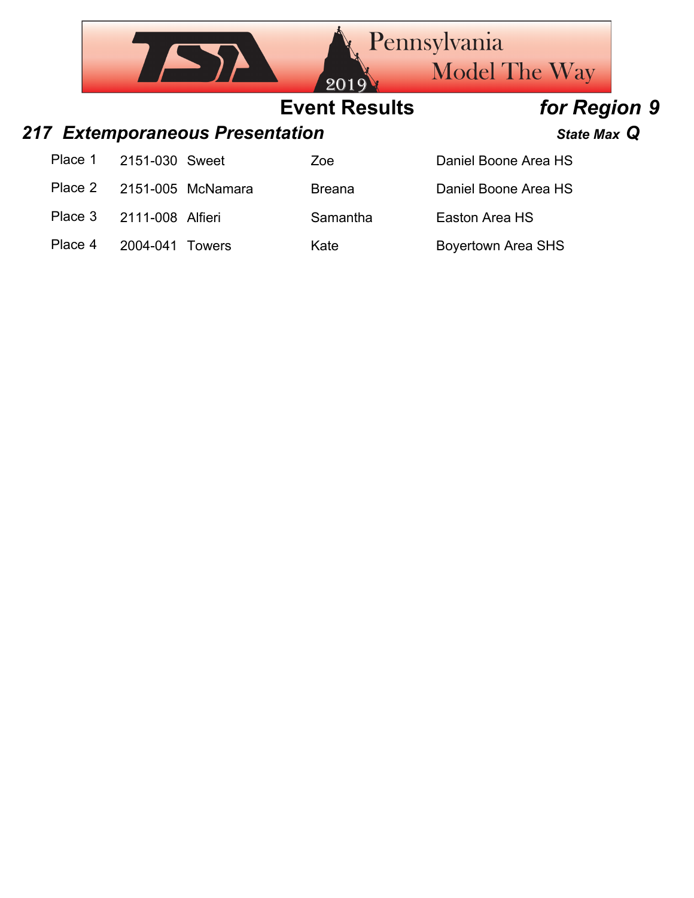**Event Results** ***for Region 9***

## *217 Extemporaneous Presentation*

***State Max Q***

| Place | ID | Last Name | First Name | School |
|---|---|---|---|---|
| Place 1 | 2151-030 | Sweet | Zoe | Daniel Boone Area HS |
| Place 2 | 2151-005 | McNamara | Breana | Daniel Boone Area HS |
| Place 3 | 2111-008 | Alfieri | Samantha | Easton Area HS |
| Place 4 | 2004-041 | Towers | Kate | Boyertown Area SHS |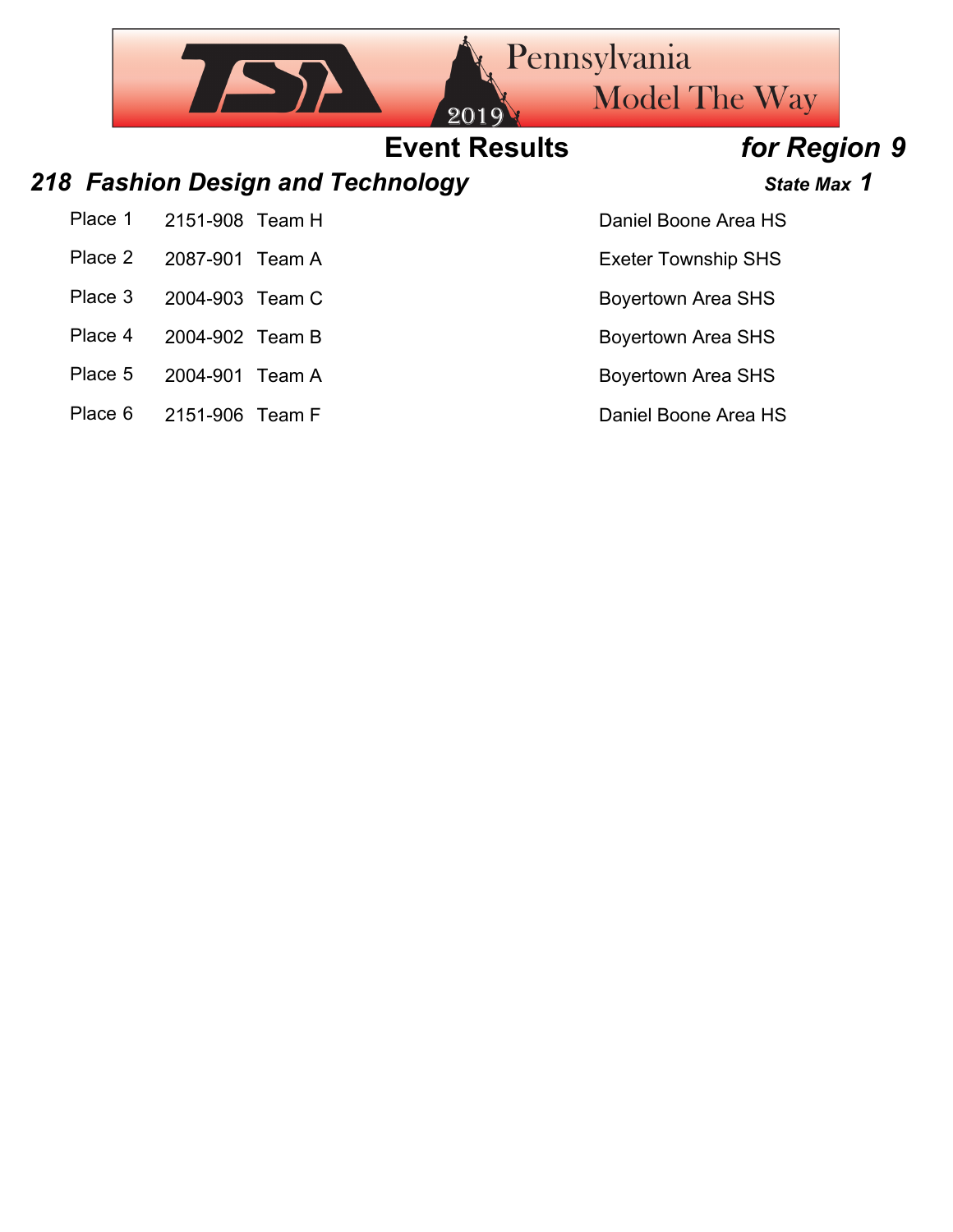# Event Results *for Region 9*

## *218 Fashion Design and Technology* *State Max 1*

| Place | ID | Team | School |
|---|---|---|---|
| Place 1 | 2151-908 | Team H | Daniel Boone Area HS |
| Place 2 | 2087-901 | Team A | Exeter Township SHS |
| Place 3 | 2004-903 | Team C | Boyertown Area SHS |
| Place 4 | 2004-902 | Team B | Boyertown Area SHS |
| Place 5 | 2004-901 | Team A | Boyertown Area SHS |
| Place 6 | 2151-906 | Team F | Daniel Boone Area HS |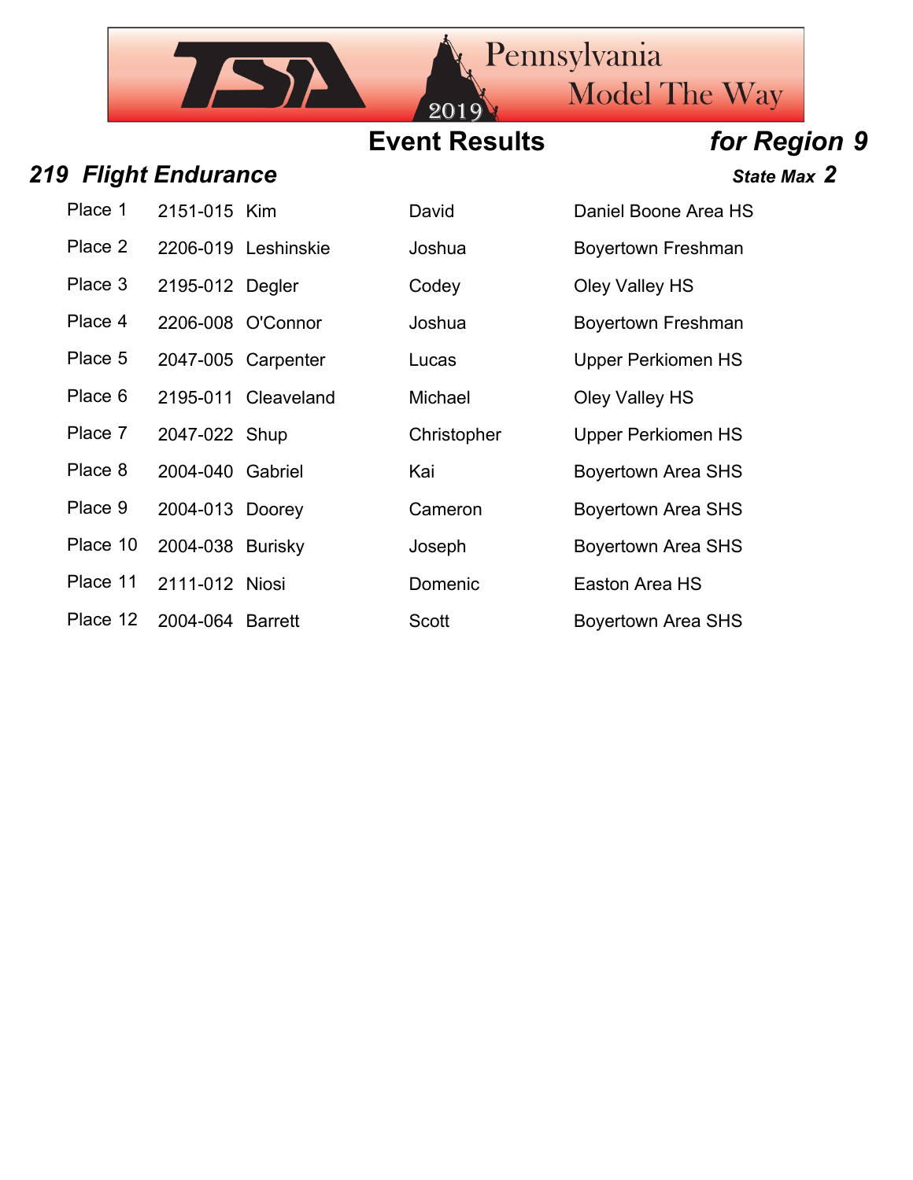## Event Results *for Region 9*

### *219 Flight Endurance* ***State Max 2***

| Place | ID | Last Name | First Name | School |
|---|---|---|---|---|
| Place 1 | 2151-015 | Kim | David | Daniel Boone Area HS |
| Place 2 | 2206-019 | Leshinskie | Joshua | Boyertown Freshman |
| Place 3 | 2195-012 | Degler | Codey | Oley Valley HS |
| Place 4 | 2206-008 | O'Connor | Joshua | Boyertown Freshman |
| Place 5 | 2047-005 | Carpenter | Lucas | Upper Perkiomen HS |
| Place 6 | 2195-011 | Cleaveland | Michael | Oley Valley HS |
| Place 7 | 2047-022 | Shup | Christopher | Upper Perkiomen HS |
| Place 8 | 2004-040 | Gabriel | Kai | Boyertown Area SHS |
| Place 9 | 2004-013 | Doorey | Cameron | Boyertown Area SHS |
| Place 10 | 2004-038 | Burisky | Joseph | Boyertown Area SHS |
| Place 11 | 2111-012 | Niosi | Domenic | Easton Area HS |
| Place 12 | 2004-064 | Barrett | Scott | Boyertown Area SHS |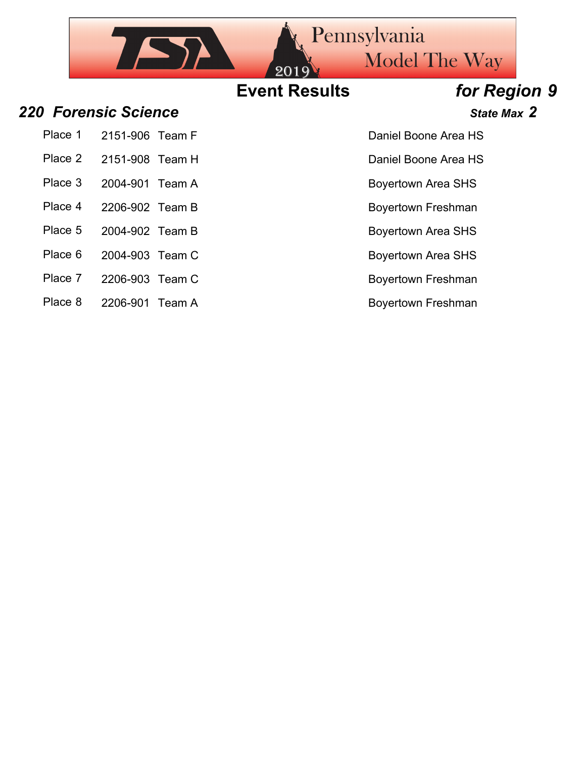# Event Results *for Region 9*

## *220 Forensic Science*

***State Max 2***

| Place | ID | Team | School |
|---|---|---|---|
| Place 1 | 2151-906 | Team F | Daniel Boone Area HS |
| Place 2 | 2151-908 | Team H | Daniel Boone Area HS |
| Place 3 | 2004-901 | Team A | Boyertown Area SHS |
| Place 4 | 2206-902 | Team B | Boyertown Freshman |
| Place 5 | 2004-902 | Team B | Boyertown Area SHS |
| Place 6 | 2004-903 | Team C | Boyertown Area SHS |
| Place 7 | 2206-903 | Team C | Boyertown Freshman |
| Place 8 | 2206-901 | Team A | Boyertown Freshman |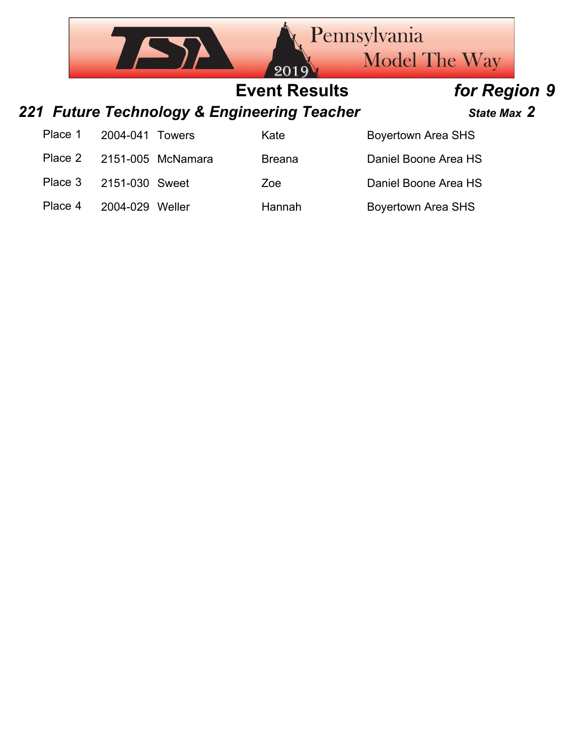# Event Results *for Region 9*

## *221 Future Technology & Engineering Teacher* *State Max 2*

| Place | ID | Last Name | First Name | School |
|---|---|---|---|---|
| Place 1 | 2004-041 | Towers | Kate | Boyertown Area SHS |
| Place 2 | 2151-005 | McNamara | Breana | Daniel Boone Area HS |
| Place 3 | 2151-030 | Sweet | Zoe | Daniel Boone Area HS |
| Place 4 | 2004-029 | Weller | Hannah | Boyertown Area SHS |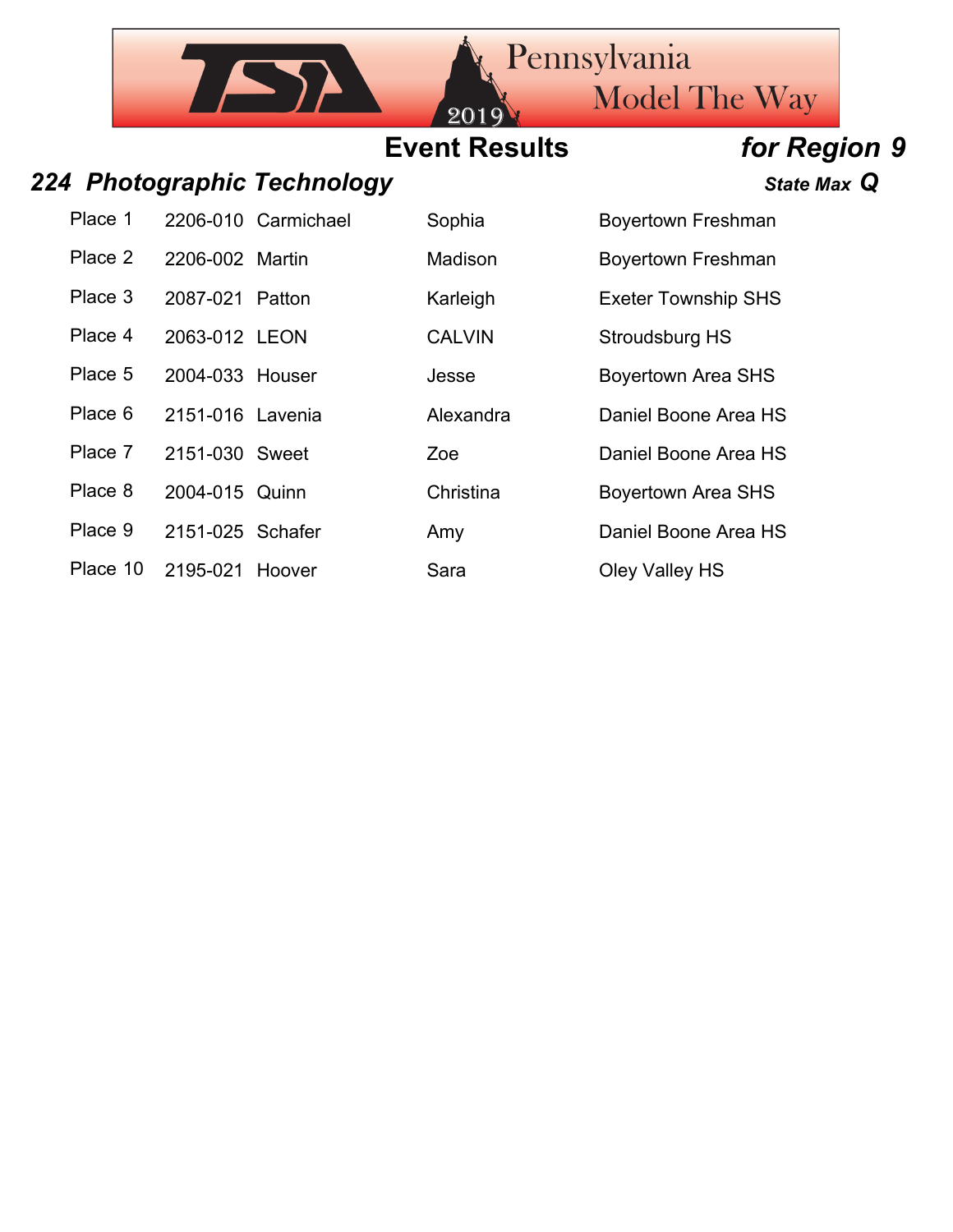# Event Results for Region 9

## 224 Photographic Technology

State Max **Q**

| Place | ID | Last Name | First Name | School |
|---|---|---|---|---|
| Place 1 | 2206-010 | Carmichael | Sophia | Boyertown Freshman |
| Place 2 | 2206-002 | Martin | Madison | Boyertown Freshman |
| Place 3 | 2087-021 | Patton | Karleigh | Exeter Township SHS |
| Place 4 | 2063-012 | LEON | CALVIN | Stroudsburg HS |
| Place 5 | 2004-033 | Houser | Jesse | Boyertown Area SHS |
| Place 6 | 2151-016 | Lavenia | Alexandra | Daniel Boone Area HS |
| Place 7 | 2151-030 | Sweet | Zoe | Daniel Boone Area HS |
| Place 8 | 2004-015 | Quinn | Christina | Boyertown Area SHS |
| Place 9 | 2151-025 | Schafer | Amy | Daniel Boone Area HS |
| Place 10 | 2195-021 | Hoover | Sara | Oley Valley HS |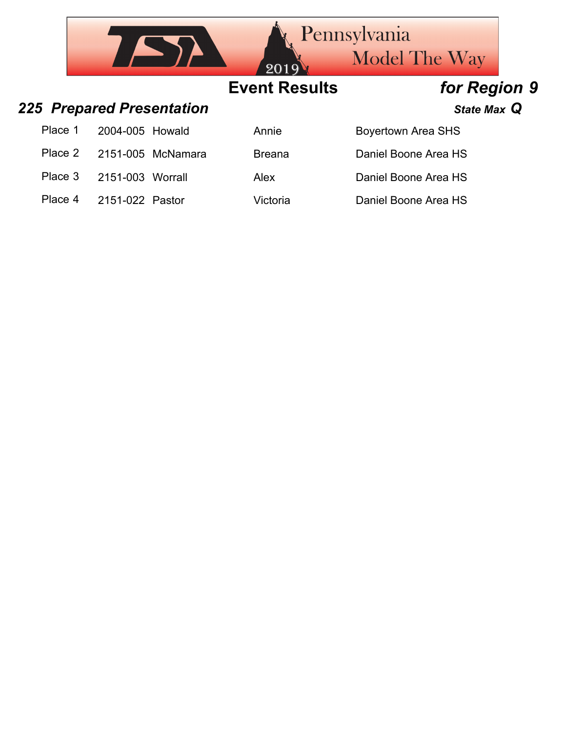TSA Pennsylvania 2019 Model The Way

**Event Results** ***for Region 9***

## *225 Prepared Presentation* 

***State Max Q***

| Place | ID | Last Name | First Name | School |
|---|---|---|---|---|
| Place 1 | 2004-005 | Howald | Annie | Boyertown Area SHS |
| Place 2 | 2151-005 | McNamara | Breana | Daniel Boone Area HS |
| Place 3 | 2151-003 | Worrall | Alex | Daniel Boone Area HS |
| Place 4 | 2151-022 | Pastor | Victoria | Daniel Boone Area HS |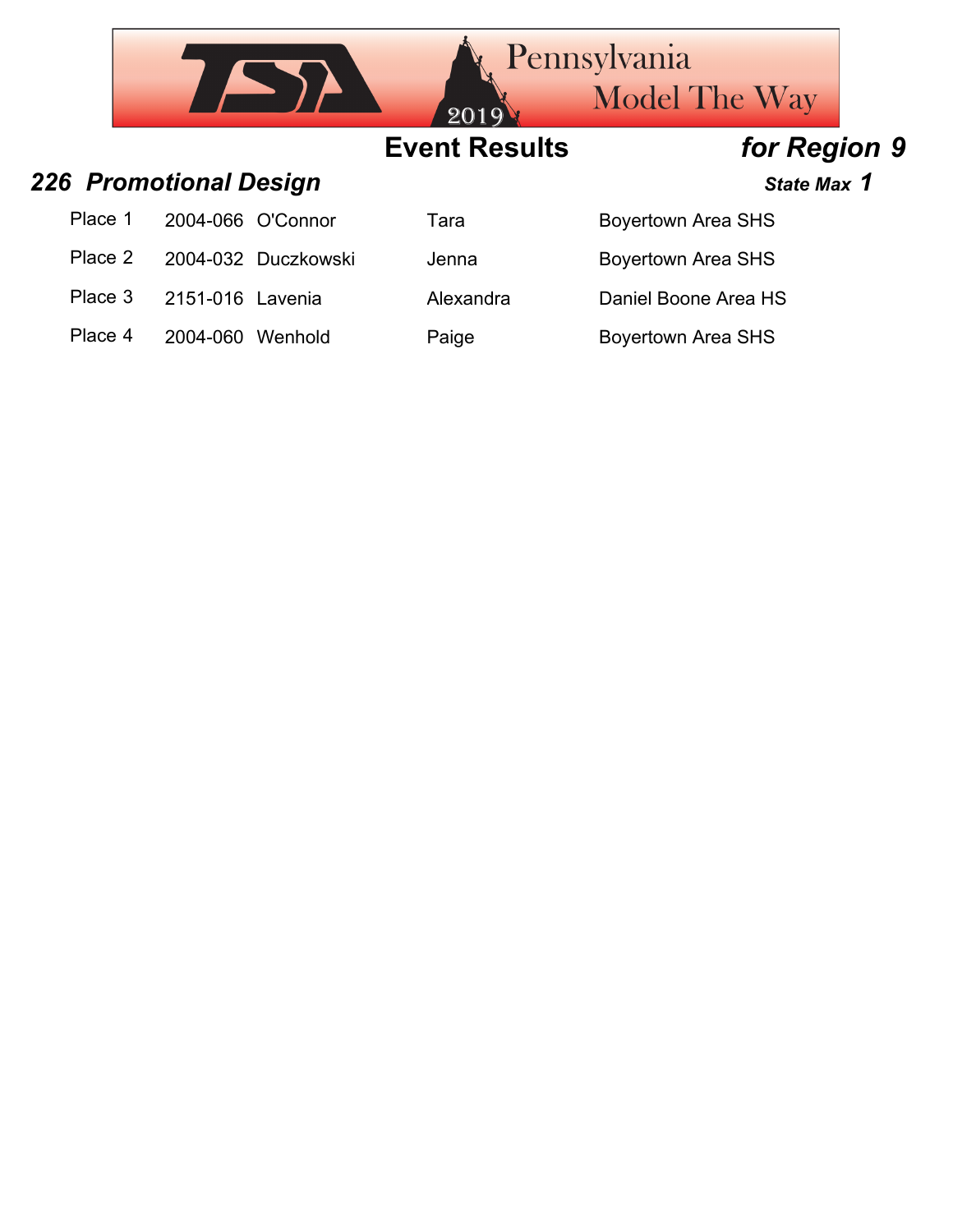## Event Results *for Region 9*

### *226 Promotional Design* — *State Max 1*

| Place | ID | Last Name | First Name | School |
|---|---|---|---|---|
| Place 1 | 2004-066 | O'Connor | Tara | Boyertown Area SHS |
| Place 2 | 2004-032 | Duczkowski | Jenna | Boyertown Area SHS |
| Place 3 | 2151-016 | Lavenia | Alexandra | Daniel Boone Area HS |
| Place 4 | 2004-060 | Wenhold | Paige | Boyertown Area SHS |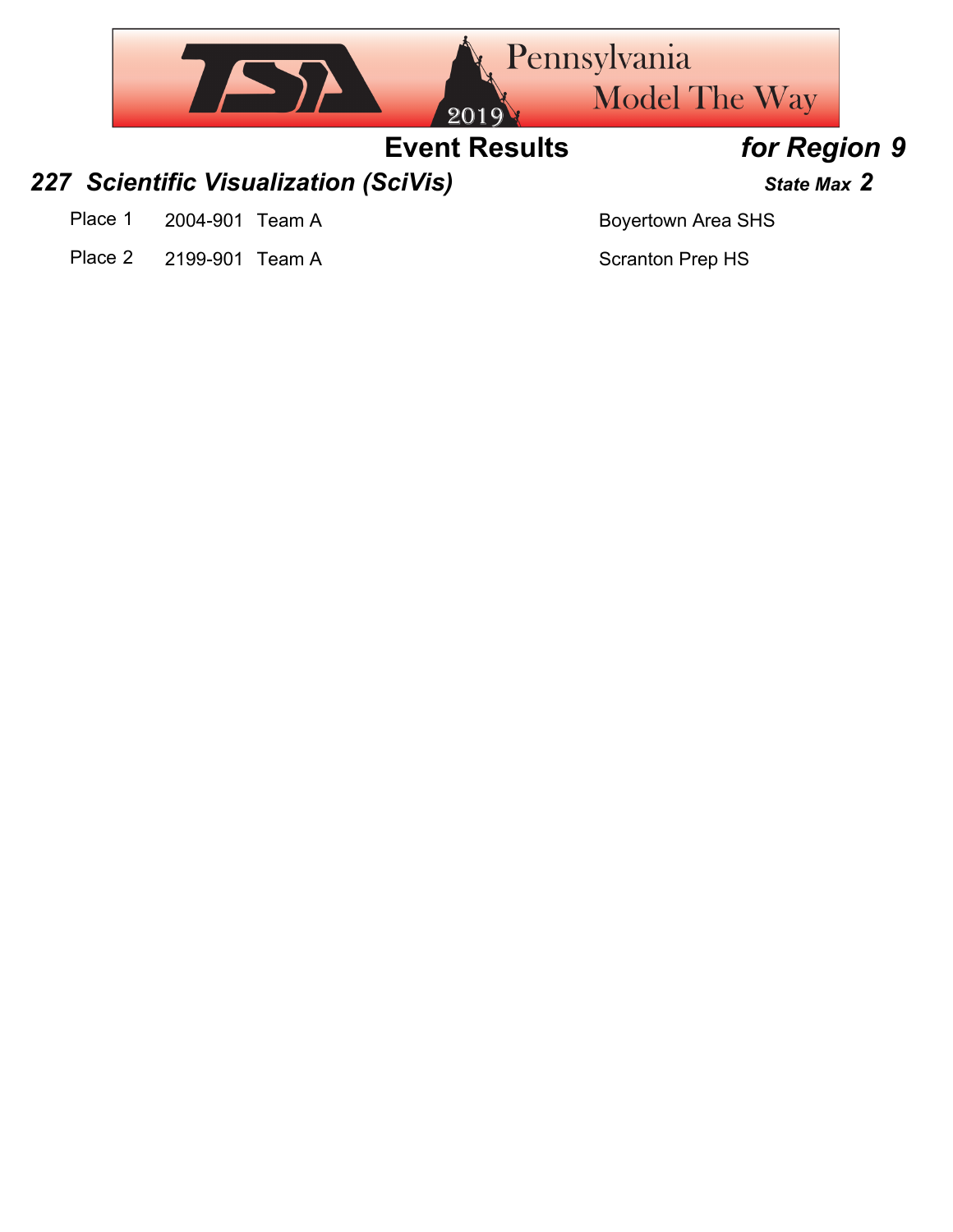# Event Results *for Region 9*

## *227 Scientific Visualization (SciVis)* — *State Max 2*

| Place | ID | Team | School |
|---|---|---|---|
| Place 1 | 2004-901 | Team A | Boyertown Area SHS |
| Place 2 | 2199-901 | Team A | Scranton Prep HS |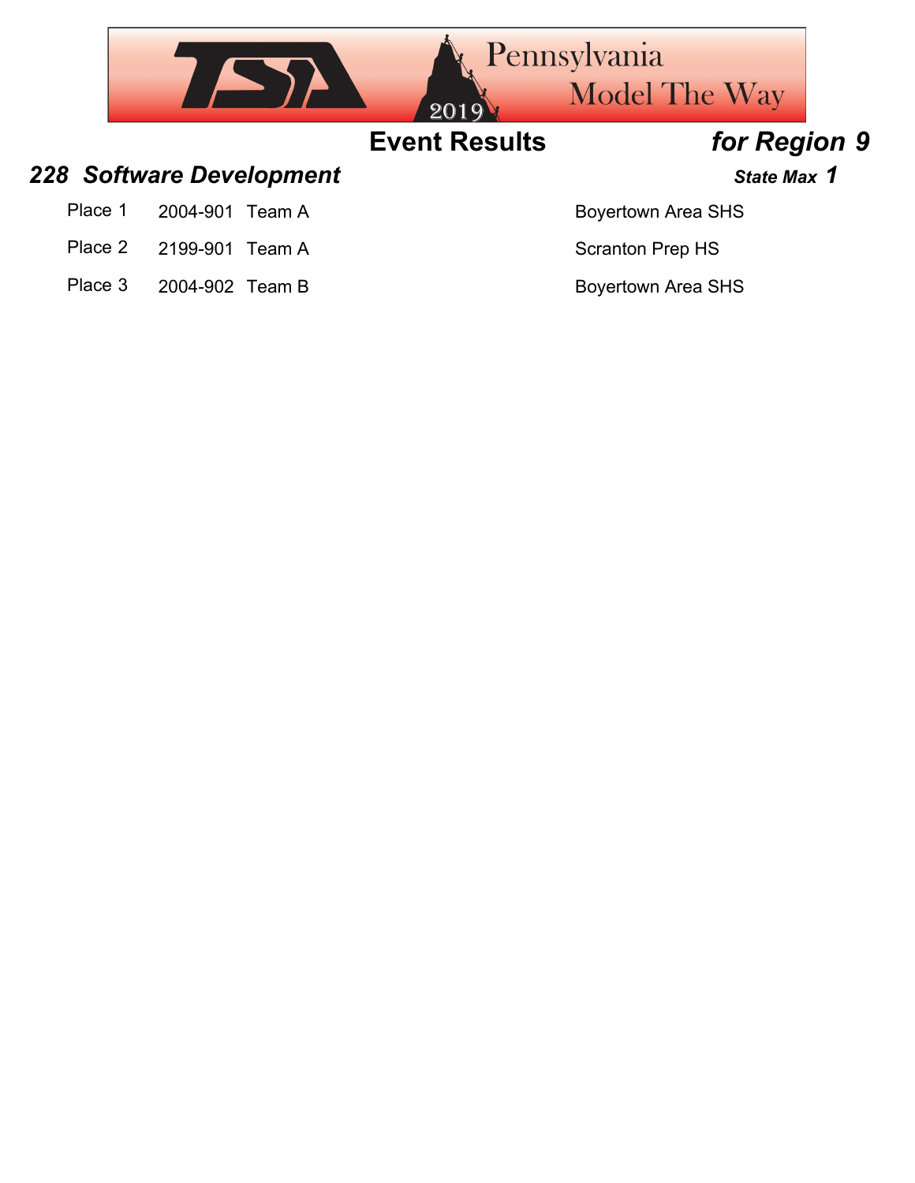# Event Results *for Region 9*

## *228 Software Development*

***State Max 1***

| | | | |
|---|---|---|---|
| Place 1 | 2004-901 | Team A | Boyertown Area SHS |
| Place 2 | 2199-901 | Team A | Scranton Prep HS |
| Place 3 | 2004-902 | Team B | Boyertown Area SHS |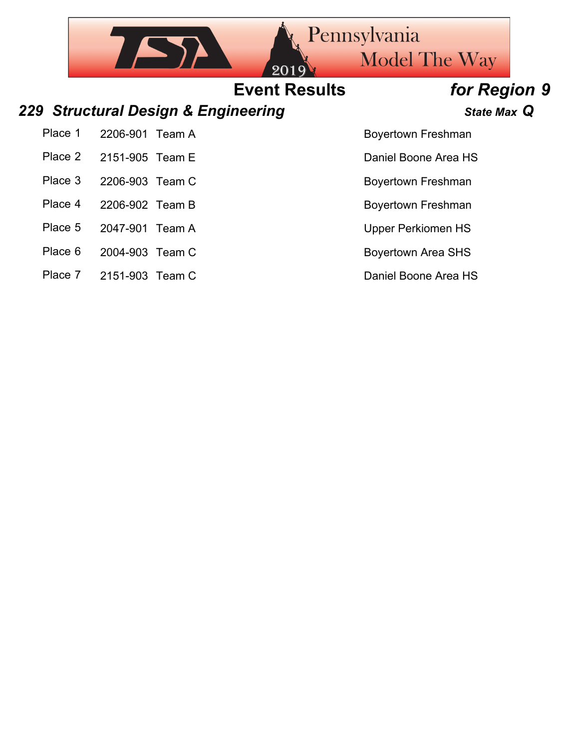## Event Results *for Region 9*

### *229 Structural Design & Engineering* *State Max Q*

| Place | ID | Team | School |
|---|---|---|---|
| Place 1 | 2206-901 | Team A | Boyertown Freshman |
| Place 2 | 2151-905 | Team E | Daniel Boone Area HS |
| Place 3 | 2206-903 | Team C | Boyertown Freshman |
| Place 4 | 2206-902 | Team B | Boyertown Freshman |
| Place 5 | 2047-901 | Team A | Upper Perkiomen HS |
| Place 6 | 2004-903 | Team C | Boyertown Area SHS |
| Place 7 | 2151-903 | Team C | Daniel Boone Area HS |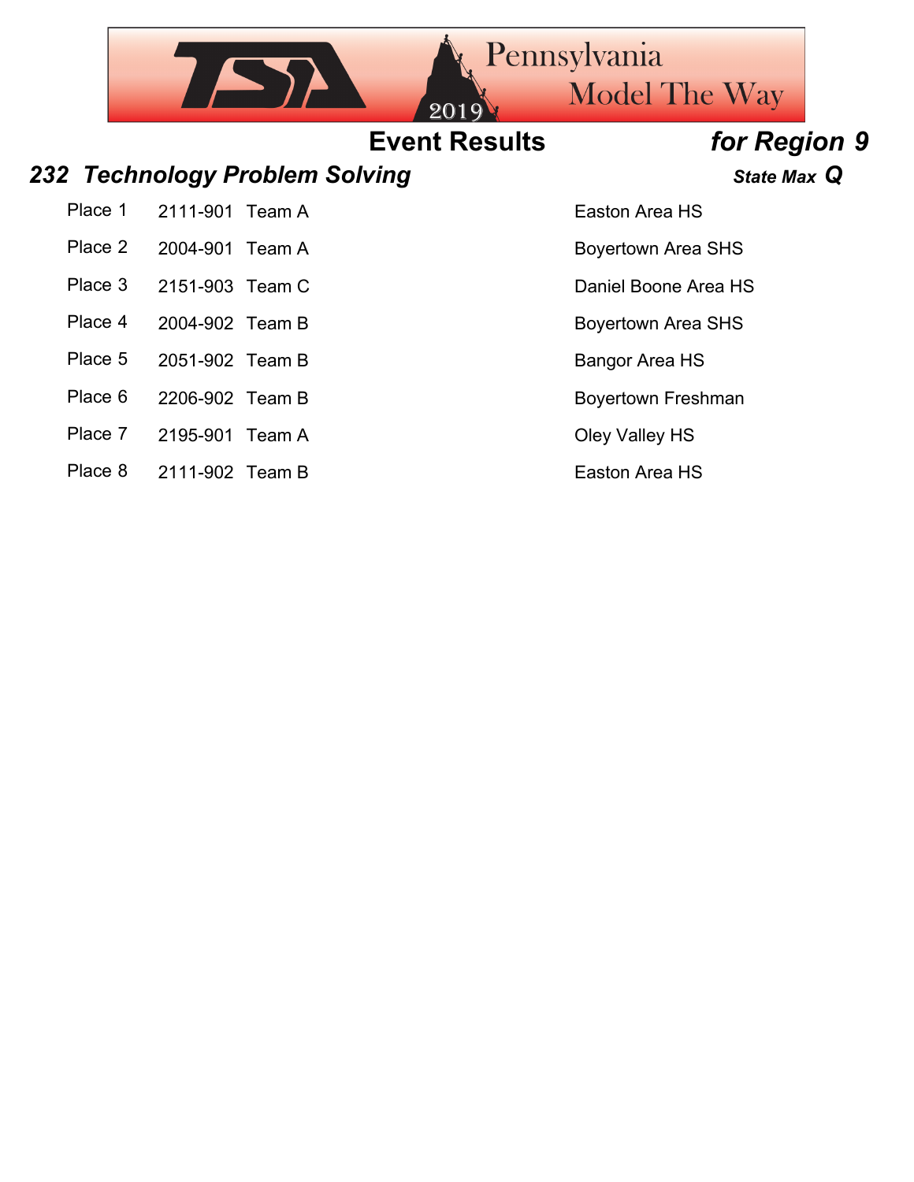# Event Results *for Region 9*

## *232 Technology Problem Solving* — *State Max Q*

| Place | ID | Team | School |
| --- | --- | --- | --- |
| Place 1 | 2111-901 | Team A | Easton Area HS |
| Place 2 | 2004-901 | Team A | Boyertown Area SHS |
| Place 3 | 2151-903 | Team C | Daniel Boone Area HS |
| Place 4 | 2004-902 | Team B | Boyertown Area SHS |
| Place 5 | 2051-902 | Team B | Bangor Area HS |
| Place 6 | 2206-902 | Team B | Boyertown Freshman |
| Place 7 | 2195-901 | Team A | Oley Valley HS |
| Place 8 | 2111-902 | Team B | Easton Area HS |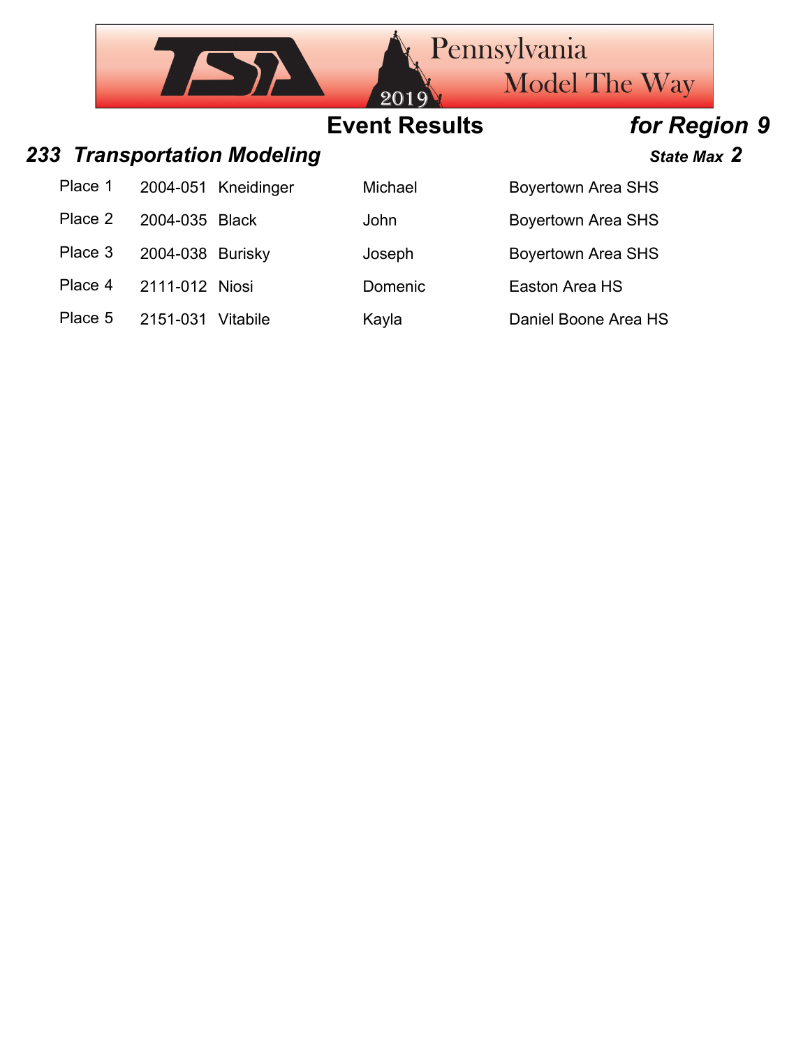TSA Pennsylvania Model The Way 2019

## Event Results *for Region 9*

### *233 Transportation Modeling* *State Max 2*

| Place | ID | Last Name | First Name | School |
|---|---|---|---|---|
| Place 1 | 2004-051 | Kneidinger | Michael | Boyertown Area SHS |
| Place 2 | 2004-035 | Black | John | Boyertown Area SHS |
| Place 3 | 2004-038 | Burisky | Joseph | Boyertown Area SHS |
| Place 4 | 2111-012 | Niosi | Domenic | Easton Area HS |
| Place 5 | 2151-031 | Vitabile | Kayla | Daniel Boone Area HS |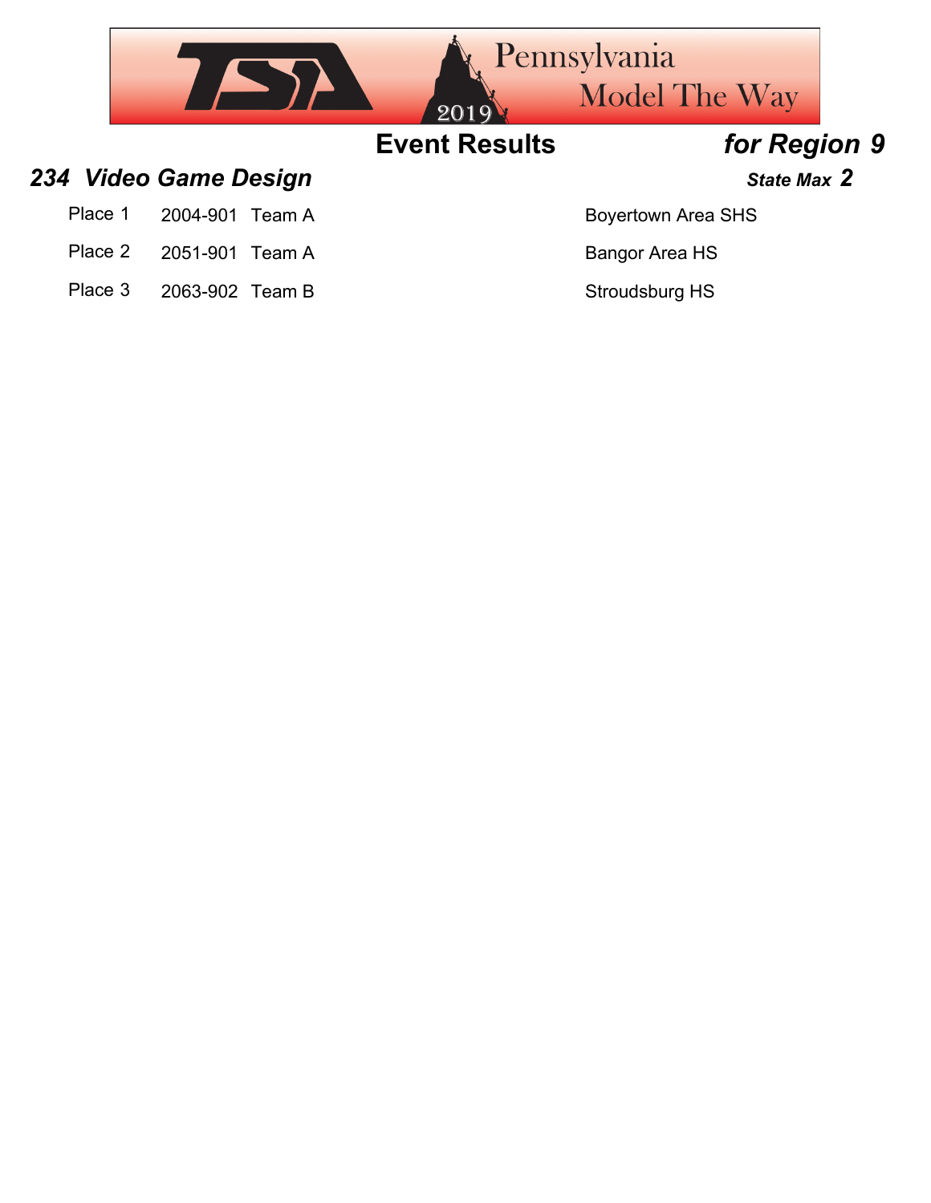TSA Pennsylvania 2019 Model The Way

# Event Results *for Region 9*

## *234 Video Game Design* 

***State Max 2***

| Place | ID | Team | School |
|---|---|---|---|
| Place 1 | 2004-901 | Team A | Boyertown Area SHS |
| Place 2 | 2051-901 | Team A | Bangor Area HS |
| Place 3 | 2063-902 | Team B | Stroudsburg HS |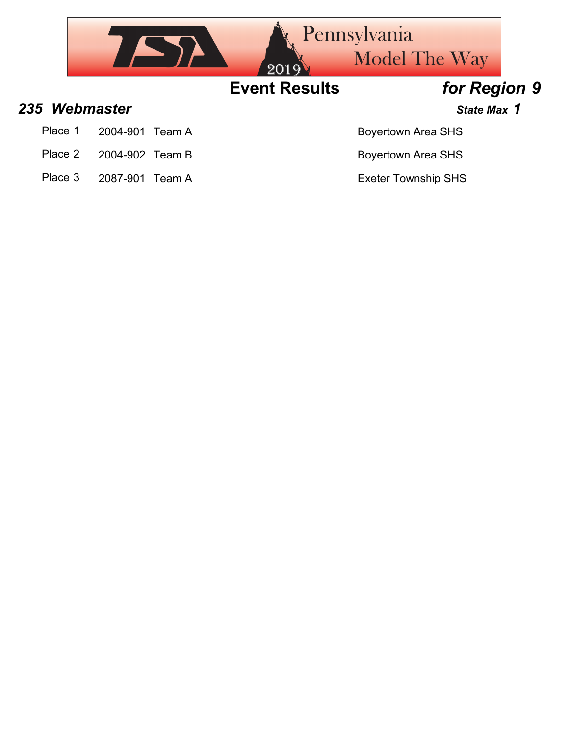# Event Results *for Region 9*

## *235 Webmaster* 

***State Max 1***

| | | | |
|---|---|---|---|
| Place 1 | 2004-901 | Team A | Boyertown Area SHS |
| Place 2 | 2004-902 | Team B | Boyertown Area SHS |
| Place 3 | 2087-901 | Team A | Exeter Township SHS |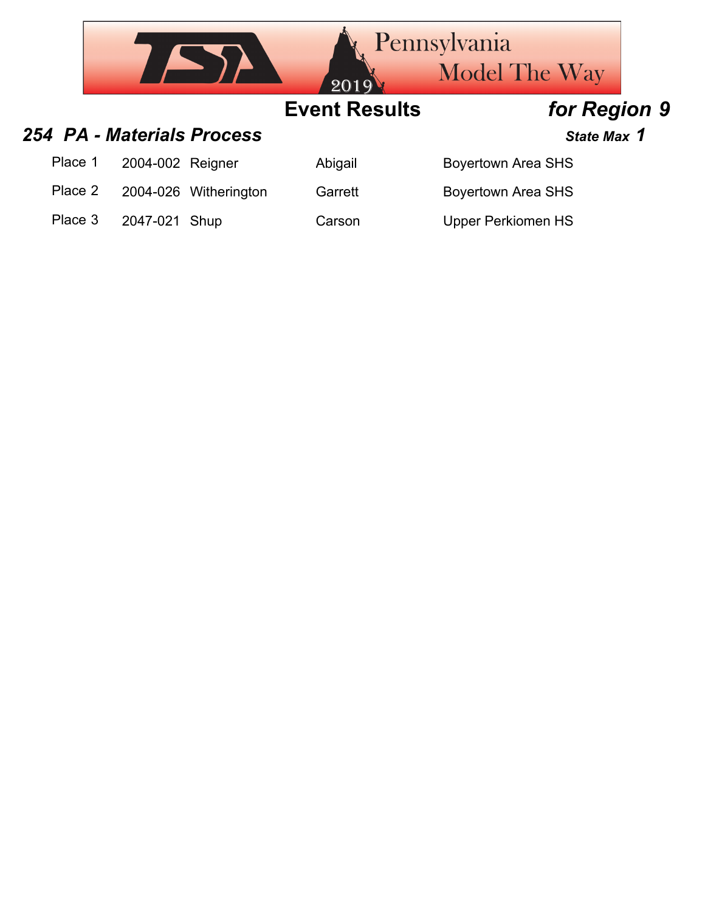# Event Results *for Region 9*

## *254 PA - Materials Process* 

***State Max 1***

| Place | ID | Last Name | First Name | School |
|---|---|---|---|---|
| Place 1 | 2004-002 | Reigner | Abigail | Boyertown Area SHS |
| Place 2 | 2004-026 | Witherington | Garrett | Boyertown Area SHS |
| Place 3 | 2047-021 | Shup | Carson | Upper Perkiomen HS |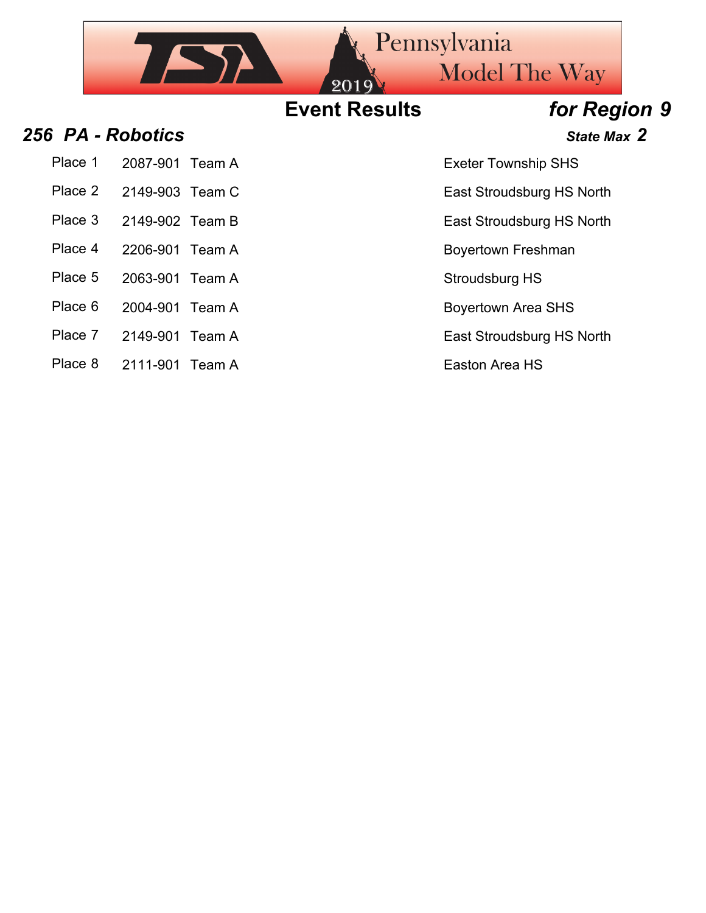# Event Results *for Region 9*

## *256 PA - Robotics*

***State Max 2***

| Place | Entry | Team | School |
|---|---|---|---|
| Place 1 | 2087-901 | Team A | Exeter Township SHS |
| Place 2 | 2149-903 | Team C | East Stroudsburg HS North |
| Place 3 | 2149-902 | Team B | East Stroudsburg HS North |
| Place 4 | 2206-901 | Team A | Boyertown Freshman |
| Place 5 | 2063-901 | Team A | Stroudsburg HS |
| Place 6 | 2004-901 | Team A | Boyertown Area SHS |
| Place 7 | 2149-901 | Team A | East Stroudsburg HS North |
| Place 8 | 2111-901 | Team A | Easton Area HS |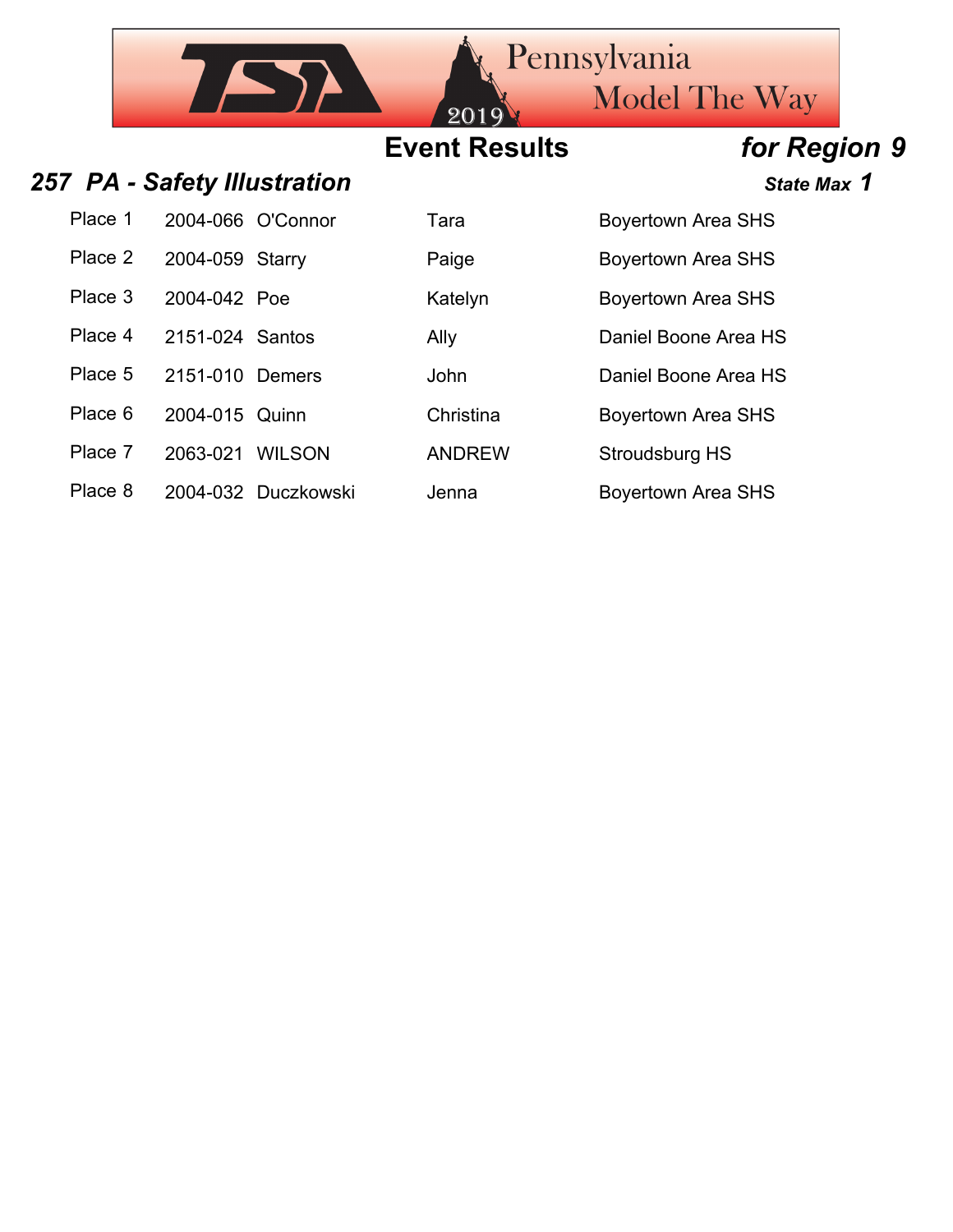## Event Results *for Region 9*

### *257 PA - Safety Illustration* *State Max 1*

| Place | ID | Last Name | First Name | School |
|---|---|---|---|---|
| Place 1 | 2004-066 | O'Connor | Tara | Boyertown Area SHS |
| Place 2 | 2004-059 | Starry | Paige | Boyertown Area SHS |
| Place 3 | 2004-042 | Poe | Katelyn | Boyertown Area SHS |
| Place 4 | 2151-024 | Santos | Ally | Daniel Boone Area HS |
| Place 5 | 2151-010 | Demers | John | Daniel Boone Area HS |
| Place 6 | 2004-015 | Quinn | Christina | Boyertown Area SHS |
| Place 7 | 2063-021 | WILSON | ANDREW | Stroudsburg HS |
| Place 8 | 2004-032 | Duczkowski | Jenna | Boyertown Area SHS |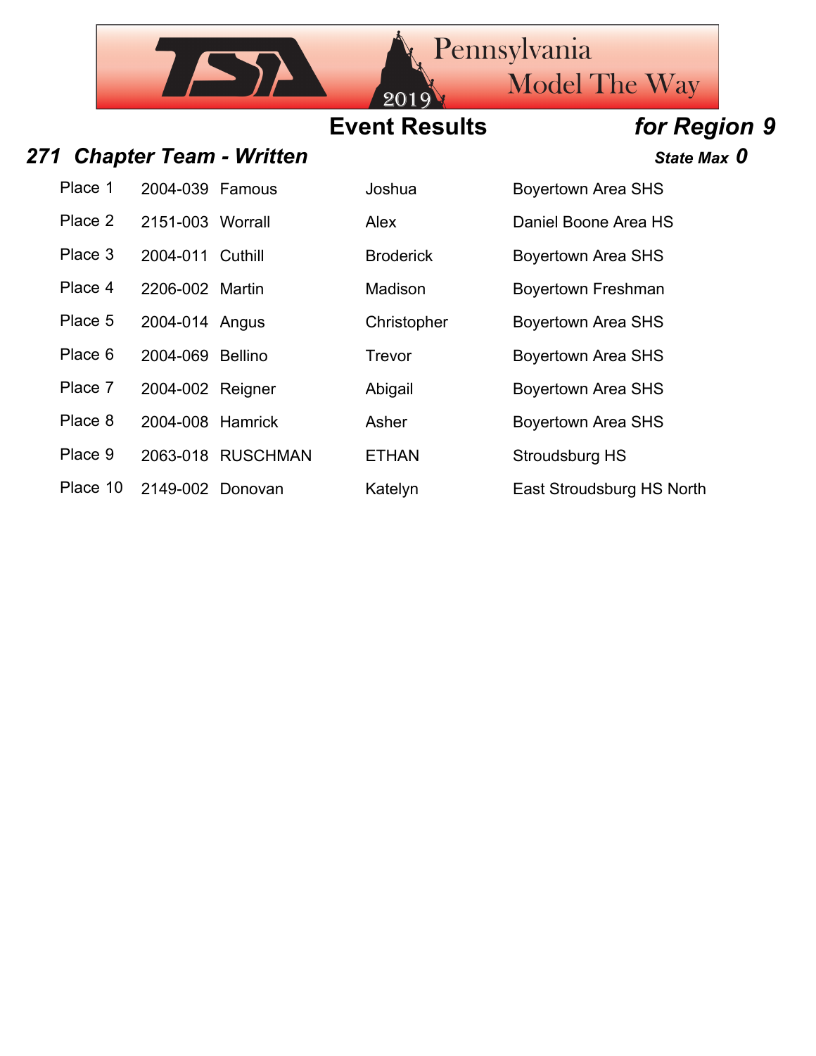## Event Results *for Region 9*

### *271 Chapter Team - Written*

***State Max 0***

| Place | ID | Last Name | First Name | School |
|---|---|---|---|---|
| Place 1 | 2004-039 | Famous | Joshua | Boyertown Area SHS |
| Place 2 | 2151-003 | Worrall | Alex | Daniel Boone Area HS |
| Place 3 | 2004-011 | Cuthill | Broderick | Boyertown Area SHS |
| Place 4 | 2206-002 | Martin | Madison | Boyertown Freshman |
| Place 5 | 2004-014 | Angus | Christopher | Boyertown Area SHS |
| Place 6 | 2004-069 | Bellino | Trevor | Boyertown Area SHS |
| Place 7 | 2004-002 | Reigner | Abigail | Boyertown Area SHS |
| Place 8 | 2004-008 | Hamrick | Asher | Boyertown Area SHS |
| Place 9 | 2063-018 | RUSCHMAN | ETHAN | Stroudsburg HS |
| Place 10 | 2149-002 | Donovan | Katelyn | East Stroudsburg HS North |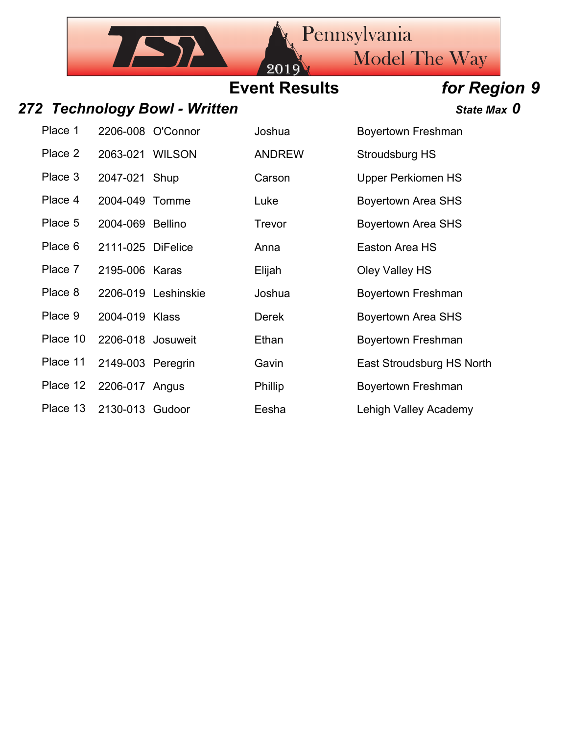TSA Pennsylvania Model The Way 2019

# Event Results *for Region 9*

## *272 Technology Bowl - Written* *State Max 0*

| | | | | |
|---|---|---|---|---|
| Place 1 | 2206-008 | O'Connor | Joshua | Boyertown Freshman |
| Place 2 | 2063-021 | WILSON | ANDREW | Stroudsburg HS |
| Place 3 | 2047-021 | Shup | Carson | Upper Perkiomen HS |
| Place 4 | 2004-049 | Tomme | Luke | Boyertown Area SHS |
| Place 5 | 2004-069 | Bellino | Trevor | Boyertown Area SHS |
| Place 6 | 2111-025 | DiFelice | Anna | Easton Area HS |
| Place 7 | 2195-006 | Karas | Elijah | Oley Valley HS |
| Place 8 | 2206-019 | Leshinskie | Joshua | Boyertown Freshman |
| Place 9 | 2004-019 | Klass | Derek | Boyertown Area SHS |
| Place 10 | 2206-018 | Josuweit | Ethan | Boyertown Freshman |
| Place 11 | 2149-003 | Peregrin | Gavin | East Stroudsburg HS North |
| Place 12 | 2206-017 | Angus | Phillip | Boyertown Freshman |
| Place 13 | 2130-013 | Gudoor | Eesha | Lehigh Valley Academy |